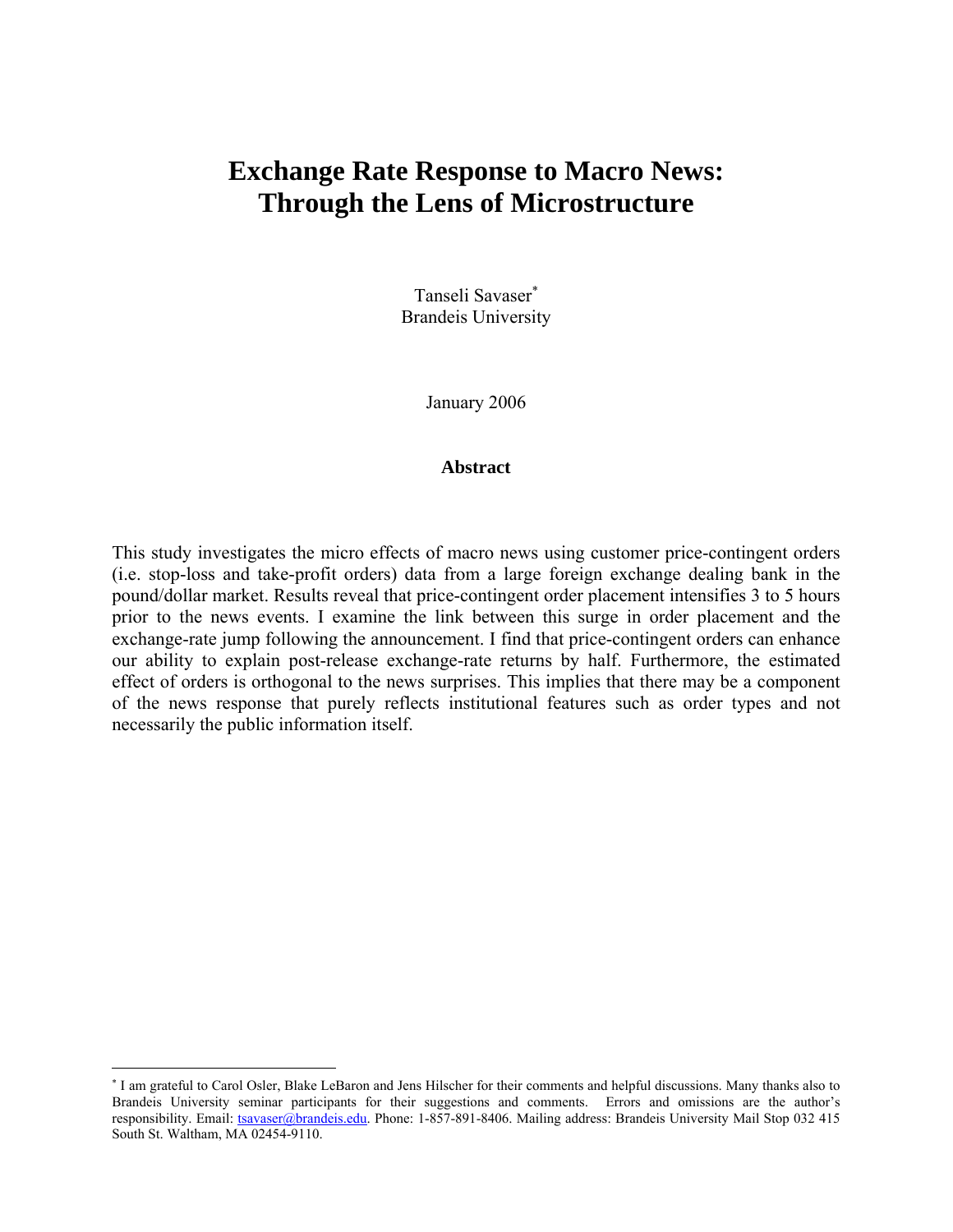# Exchange Rate Response to Macro News: Through the Lens of Microstructure

Tanseli Savaser[*]
Brandeis University

January 2006

## Abstract

This study investigates the micro effects of macro news using customer price-contingent orders (i.e. stop-loss and take-profit orders) data from a large foreign exchange dealing bank in the pound/dollar market. Results reveal that price-contingent order placement intensifies 3 to 5 hours prior to the news events. I examine the link between this surge in order placement and the exchange-rate jump following the announcement. I find that price-contingent orders can enhance our ability to explain post-release exchange-rate returns by half. Furthermore, the estimated effect of orders is orthogonal to the news surprises. This implies that there may be a component of the news response that purely reflects institutional features such as order types and not necessarily the public information itself.

---

[*] I am grateful to Carol Osler, Blake LeBaron and Jens Hilscher for their comments and helpful discussions. Many thanks also to Brandeis University seminar participants for their suggestions and comments. Errors and omissions are the author's responsibility. Email: tsavaser@brandeis.edu. Phone: 1-857-891-8406. Mailing address: Brandeis University Mail Stop 032 415 South St. Waltham, MA 02454-9110.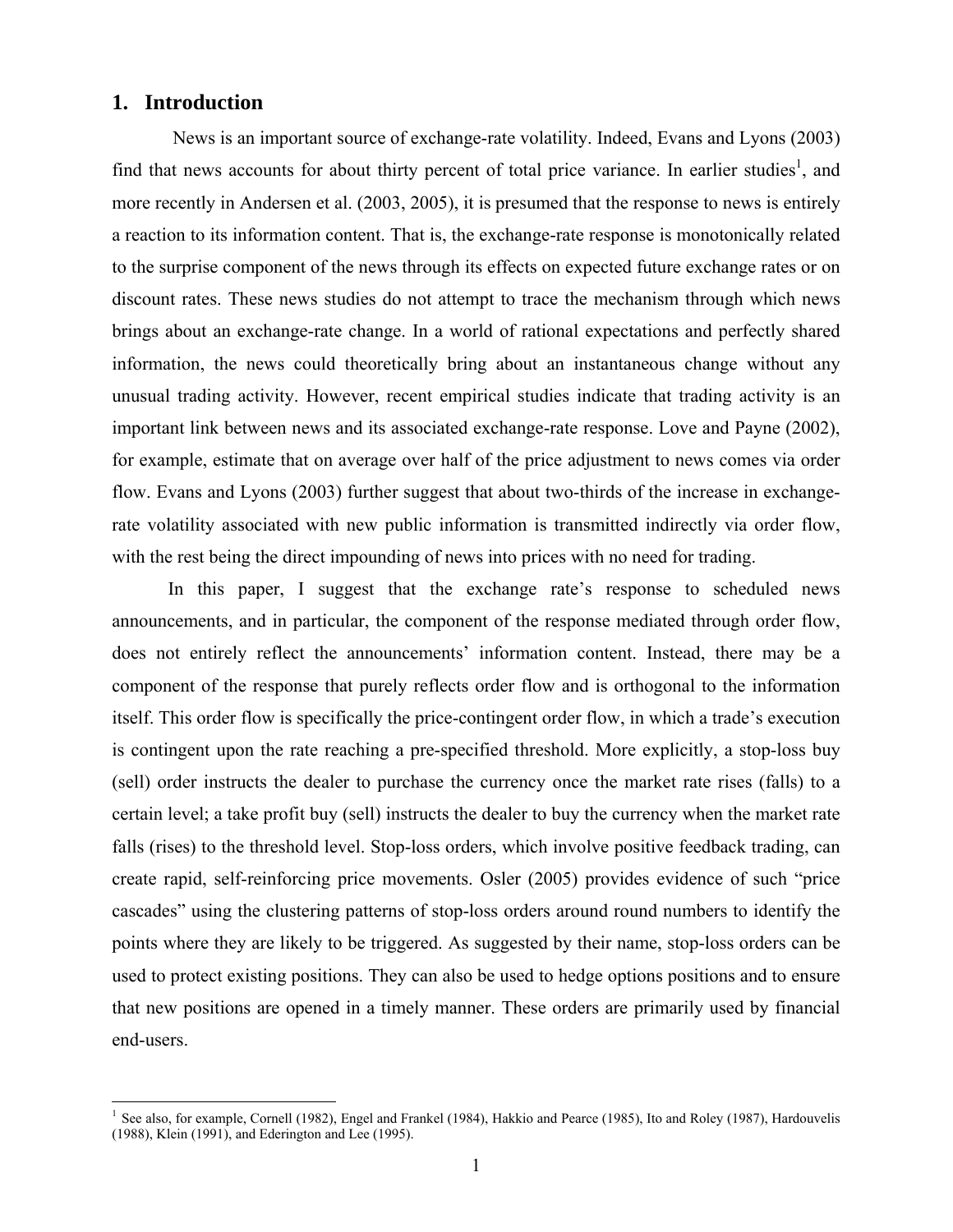## 1. Introduction

News is an important source of exchange-rate volatility. Indeed, Evans and Lyons (2003) find that news accounts for about thirty percent of total price variance. In earlier studies[1], and more recently in Andersen et al. (2003, 2005), it is presumed that the response to news is entirely a reaction to its information content. That is, the exchange-rate response is monotonically related to the surprise component of the news through its effects on expected future exchange rates or on discount rates. These news studies do not attempt to trace the mechanism through which news brings about an exchange-rate change. In a world of rational expectations and perfectly shared information, the news could theoretically bring about an instantaneous change without any unusual trading activity. However, recent empirical studies indicate that trading activity is an important link between news and its associated exchange-rate response. Love and Payne (2002), for example, estimate that on average over half of the price adjustment to news comes via order flow. Evans and Lyons (2003) further suggest that about two-thirds of the increase in exchange-rate volatility associated with new public information is transmitted indirectly via order flow, with the rest being the direct impounding of news into prices with no need for trading.

In this paper, I suggest that the exchange rate's response to scheduled news announcements, and in particular, the component of the response mediated through order flow, does not entirely reflect the announcements' information content. Instead, there may be a component of the response that purely reflects order flow and is orthogonal to the information itself. This order flow is specifically the price-contingent order flow, in which a trade's execution is contingent upon the rate reaching a pre-specified threshold. More explicitly, a stop-loss buy (sell) order instructs the dealer to purchase the currency once the market rate rises (falls) to a certain level; a take profit buy (sell) instructs the dealer to buy the currency when the market rate falls (rises) to the threshold level. Stop-loss orders, which involve positive feedback trading, can create rapid, self-reinforcing price movements. Osler (2005) provides evidence of such "price cascades" using the clustering patterns of stop-loss orders around round numbers to identify the points where they are likely to be triggered. As suggested by their name, stop-loss orders can be used to protect existing positions. They can also be used to hedge options positions and to ensure that new positions are opened in a timely manner. These orders are primarily used by financial end-users.

[1] See also, for example, Cornell (1982), Engel and Frankel (1984), Hakkio and Pearce (1985), Ito and Roley (1987), Hardouvelis (1988), Klein (1991), and Ederington and Lee (1995).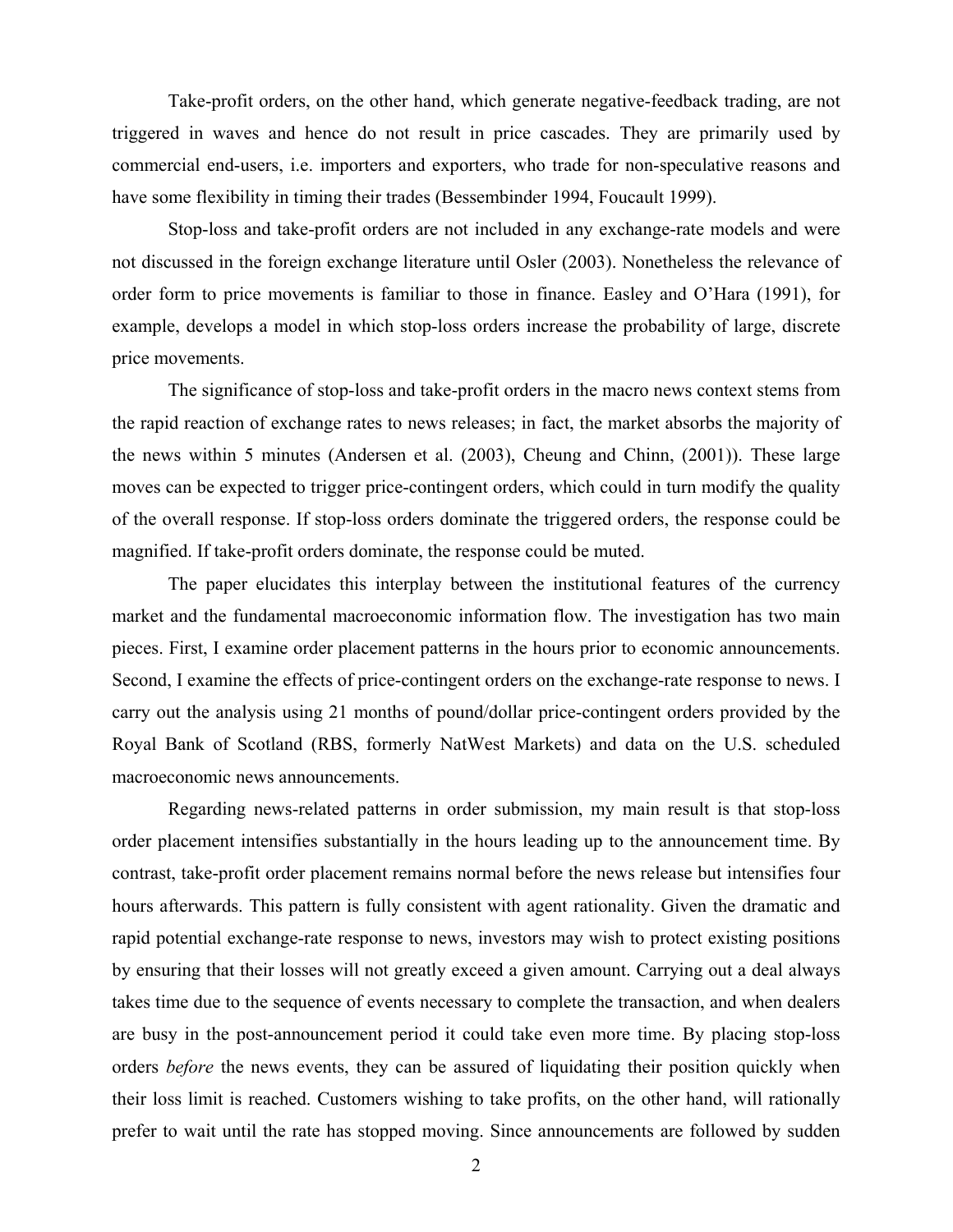Take-profit orders, on the other hand, which generate negative-feedback trading, are not triggered in waves and hence do not result in price cascades. They are primarily used by commercial end-users, i.e. importers and exporters, who trade for non-speculative reasons and have some flexibility in timing their trades (Bessembinder 1994, Foucault 1999).

Stop-loss and take-profit orders are not included in any exchange-rate models and were not discussed in the foreign exchange literature until Osler (2003). Nonetheless the relevance of order form to price movements is familiar to those in finance. Easley and O'Hara (1991), for example, develops a model in which stop-loss orders increase the probability of large, discrete price movements.

The significance of stop-loss and take-profit orders in the macro news context stems from the rapid reaction of exchange rates to news releases; in fact, the market absorbs the majority of the news within 5 minutes (Andersen et al. (2003), Cheung and Chinn, (2001)). These large moves can be expected to trigger price-contingent orders, which could in turn modify the quality of the overall response. If stop-loss orders dominate the triggered orders, the response could be magnified. If take-profit orders dominate, the response could be muted.

The paper elucidates this interplay between the institutional features of the currency market and the fundamental macroeconomic information flow. The investigation has two main pieces. First, I examine order placement patterns in the hours prior to economic announcements. Second, I examine the effects of price-contingent orders on the exchange-rate response to news. I carry out the analysis using 21 months of pound/dollar price-contingent orders provided by the Royal Bank of Scotland (RBS, formerly NatWest Markets) and data on the U.S. scheduled macroeconomic news announcements.

Regarding news-related patterns in order submission, my main result is that stop-loss order placement intensifies substantially in the hours leading up to the announcement time. By contrast, take-profit order placement remains normal before the news release but intensifies four hours afterwards. This pattern is fully consistent with agent rationality. Given the dramatic and rapid potential exchange-rate response to news, investors may wish to protect existing positions by ensuring that their losses will not greatly exceed a given amount. Carrying out a deal always takes time due to the sequence of events necessary to complete the transaction, and when dealers are busy in the post-announcement period it could take even more time. By placing stop-loss orders *before* the news events, they can be assured of liquidating their position quickly when their loss limit is reached. Customers wishing to take profits, on the other hand, will rationally prefer to wait until the rate has stopped moving. Since announcements are followed by sudden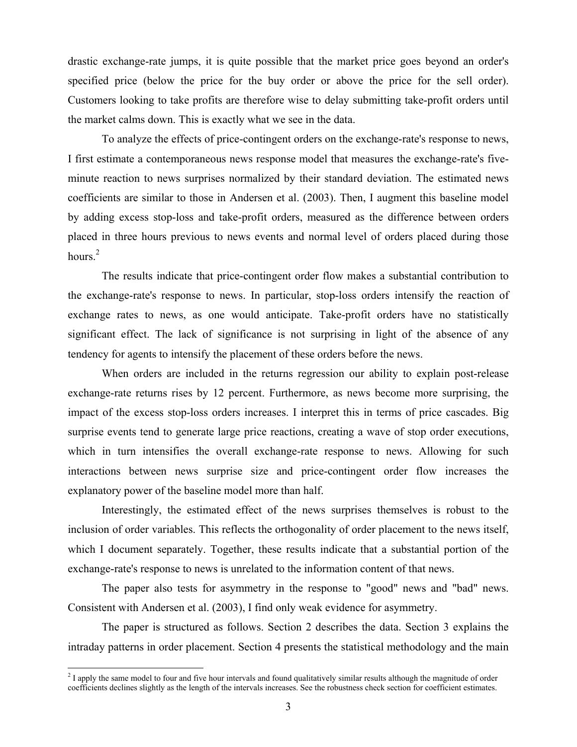drastic exchange-rate jumps, it is quite possible that the market price goes beyond an order's specified price (below the price for the buy order or above the price for the sell order). Customers looking to take profits are therefore wise to delay submitting take-profit orders until the market calms down. This is exactly what we see in the data.

To analyze the effects of price-contingent orders on the exchange-rate's response to news, I first estimate a contemporaneous news response model that measures the exchange-rate's five-minute reaction to news surprises normalized by their standard deviation. The estimated news coefficients are similar to those in Andersen et al. (2003). Then, I augment this baseline model by adding excess stop-loss and take-profit orders, measured as the difference between orders placed in three hours previous to news events and normal level of orders placed during those hours.[2]

The results indicate that price-contingent order flow makes a substantial contribution to the exchange-rate's response to news. In particular, stop-loss orders intensify the reaction of exchange rates to news, as one would anticipate. Take-profit orders have no statistically significant effect. The lack of significance is not surprising in light of the absence of any tendency for agents to intensify the placement of these orders before the news.

When orders are included in the returns regression our ability to explain post-release exchange-rate returns rises by 12 percent. Furthermore, as news become more surprising, the impact of the excess stop-loss orders increases. I interpret this in terms of price cascades. Big surprise events tend to generate large price reactions, creating a wave of stop order executions, which in turn intensifies the overall exchange-rate response to news. Allowing for such interactions between news surprise size and price-contingent order flow increases the explanatory power of the baseline model more than half.

Interestingly, the estimated effect of the news surprises themselves is robust to the inclusion of order variables. This reflects the orthogonality of order placement to the news itself, which I document separately. Together, these results indicate that a substantial portion of the exchange-rate's response to news is unrelated to the information content of that news.

The paper also tests for asymmetry in the response to "good" news and "bad" news. Consistent with Andersen et al. (2003), I find only weak evidence for asymmetry.

The paper is structured as follows. Section 2 describes the data. Section 3 explains the intraday patterns in order placement. Section 4 presents the statistical methodology and the main

[2] I apply the same model to four and five hour intervals and found qualitatively similar results although the magnitude of order coefficients declines slightly as the length of the intervals increases. See the robustness check section for coefficient estimates.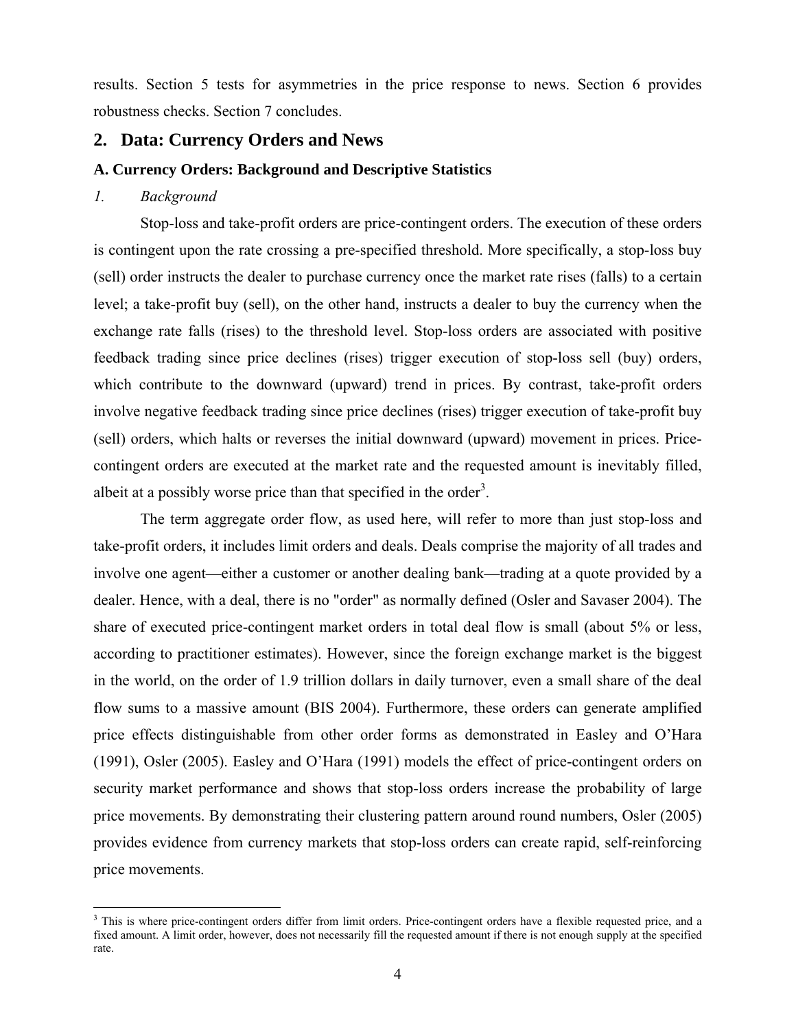results. Section 5 tests for asymmetries in the price response to news. Section 6 provides robustness checks. Section 7 concludes.

## 2. Data: Currency Orders and News

### A. Currency Orders: Background and Descriptive Statistics

#### *1. Background*

Stop-loss and take-profit orders are price-contingent orders. The execution of these orders is contingent upon the rate crossing a pre-specified threshold. More specifically, a stop-loss buy (sell) order instructs the dealer to purchase currency once the market rate rises (falls) to a certain level; a take-profit buy (sell), on the other hand, instructs a dealer to buy the currency when the exchange rate falls (rises) to the threshold level. Stop-loss orders are associated with positive feedback trading since price declines (rises) trigger execution of stop-loss sell (buy) orders, which contribute to the downward (upward) trend in prices. By contrast, take-profit orders involve negative feedback trading since price declines (rises) trigger execution of take-profit buy (sell) orders, which halts or reverses the initial downward (upward) movement in prices. Price-contingent orders are executed at the market rate and the requested amount is inevitably filled, albeit at a possibly worse price than that specified in the order[3].

The term aggregate order flow, as used here, will refer to more than just stop-loss and take-profit orders, it includes limit orders and deals. Deals comprise the majority of all trades and involve one agent—either a customer or another dealing bank—trading at a quote provided by a dealer. Hence, with a deal, there is no "order" as normally defined (Osler and Savaser 2004). The share of executed price-contingent market orders in total deal flow is small (about 5% or less, according to practitioner estimates). However, since the foreign exchange market is the biggest in the world, on the order of 1.9 trillion dollars in daily turnover, even a small share of the deal flow sums to a massive amount (BIS 2004). Furthermore, these orders can generate amplified price effects distinguishable from other order forms as demonstrated in Easley and O'Hara (1991), Osler (2005). Easley and O'Hara (1991) models the effect of price-contingent orders on security market performance and shows that stop-loss orders increase the probability of large price movements. By demonstrating their clustering pattern around round numbers, Osler (2005) provides evidence from currency markets that stop-loss orders can create rapid, self-reinforcing price movements.

[3] This is where price-contingent orders differ from limit orders. Price-contingent orders have a flexible requested price, and a fixed amount. A limit order, however, does not necessarily fill the requested amount if there is not enough supply at the specified rate.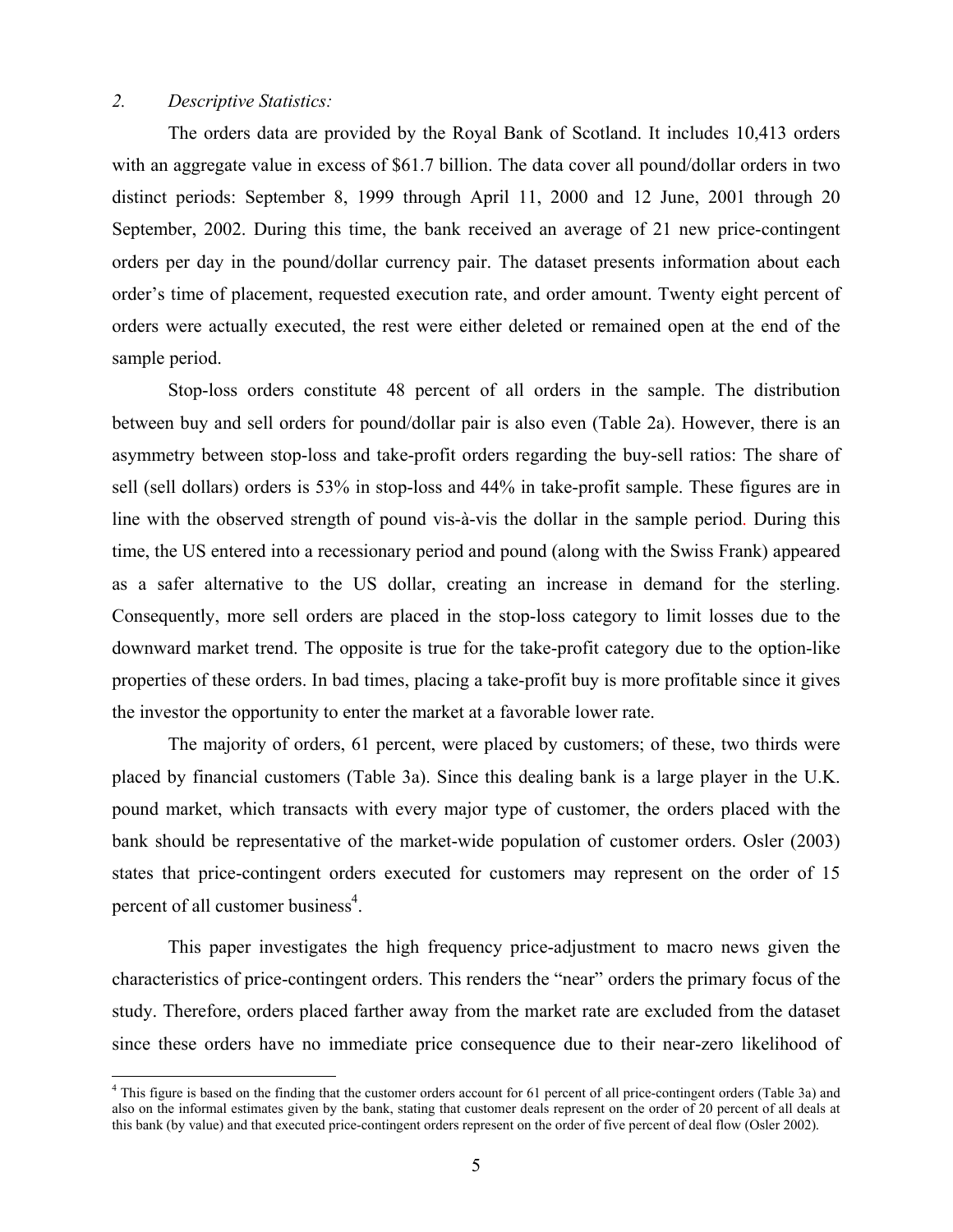## 2. *Descriptive Statistics:*

The orders data are provided by the Royal Bank of Scotland. It includes 10,413 orders with an aggregate value in excess of $61.7 billion. The data cover all pound/dollar orders in two distinct periods: September 8, 1999 through April 11, 2000 and 12 June, 2001 through 20 September, 2002. During this time, the bank received an average of 21 new price-contingent orders per day in the pound/dollar currency pair. The dataset presents information about each order's time of placement, requested execution rate, and order amount. Twenty eight percent of orders were actually executed, the rest were either deleted or remained open at the end of the sample period.

Stop-loss orders constitute 48 percent of all orders in the sample. The distribution between buy and sell orders for pound/dollar pair is also even (Table 2a). However, there is an asymmetry between stop-loss and take-profit orders regarding the buy-sell ratios: The share of sell (sell dollars) orders is 53% in stop-loss and 44% in take-profit sample. These figures are in line with the observed strength of pound vis-à-vis the dollar in the sample period. During this time, the US entered into a recessionary period and pound (along with the Swiss Frank) appeared as a safer alternative to the US dollar, creating an increase in demand for the sterling. Consequently, more sell orders are placed in the stop-loss category to limit losses due to the downward market trend. The opposite is true for the take-profit category due to the option-like properties of these orders. In bad times, placing a take-profit buy is more profitable since it gives the investor the opportunity to enter the market at a favorable lower rate.

The majority of orders, 61 percent, were placed by customers; of these, two thirds were placed by financial customers (Table 3a). Since this dealing bank is a large player in the U.K. pound market, which transacts with every major type of customer, the orders placed with the bank should be representative of the market-wide population of customer orders. Osler (2003) states that price-contingent orders executed for customers may represent on the order of 15 percent of all customer business[4].

This paper investigates the high frequency price-adjustment to macro news given the characteristics of price-contingent orders. This renders the "near" orders the primary focus of the study. Therefore, orders placed farther away from the market rate are excluded from the dataset since these orders have no immediate price consequence due to their near-zero likelihood of

[4] This figure is based on the finding that the customer orders account for 61 percent of all price-contingent orders (Table 3a) and also on the informal estimates given by the bank, stating that customer deals represent on the order of 20 percent of all deals at this bank (by value) and that executed price-contingent orders represent on the order of five percent of deal flow (Osler 2002).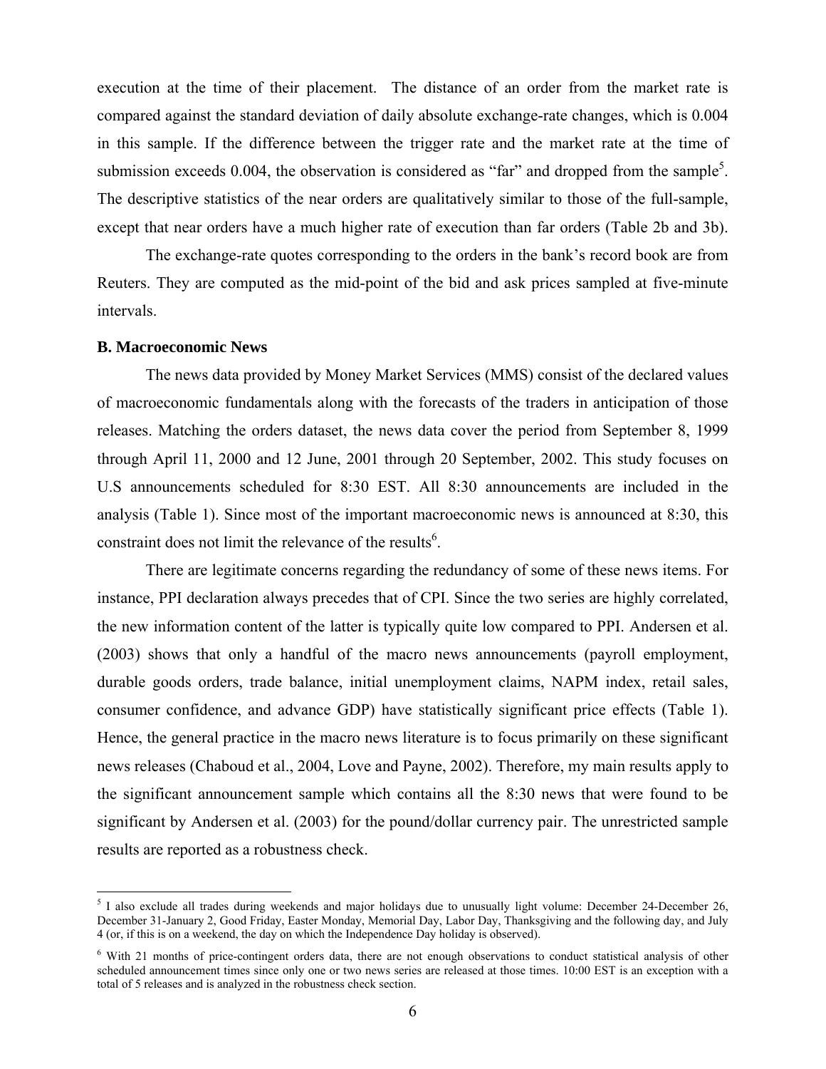execution at the time of their placement. The distance of an order from the market rate is compared against the standard deviation of daily absolute exchange-rate changes, which is 0.004 in this sample. If the difference between the trigger rate and the market rate at the time of submission exceeds 0.004, the observation is considered as "far" and dropped from the sample[5]. The descriptive statistics of the near orders are qualitatively similar to those of the full-sample, except that near orders have a much higher rate of execution than far orders (Table 2b and 3b).

The exchange-rate quotes corresponding to the orders in the bank's record book are from Reuters. They are computed as the mid-point of the bid and ask prices sampled at five-minute intervals.

**B. Macroeconomic News**

The news data provided by Money Market Services (MMS) consist of the declared values of macroeconomic fundamentals along with the forecasts of the traders in anticipation of those releases. Matching the orders dataset, the news data cover the period from September 8, 1999 through April 11, 2000 and 12 June, 2001 through 20 September, 2002. This study focuses on U.S announcements scheduled for 8:30 EST. All 8:30 announcements are included in the analysis (Table 1). Since most of the important macroeconomic news is announced at 8:30, this constraint does not limit the relevance of the results[6].

There are legitimate concerns regarding the redundancy of some of these news items. For instance, PPI declaration always precedes that of CPI. Since the two series are highly correlated, the new information content of the latter is typically quite low compared to PPI. Andersen et al. (2003) shows that only a handful of the macro news announcements (payroll employment, durable goods orders, trade balance, initial unemployment claims, NAPM index, retail sales, consumer confidence, and advance GDP) have statistically significant price effects (Table 1). Hence, the general practice in the macro news literature is to focus primarily on these significant news releases (Chaboud et al., 2004, Love and Payne, 2002). Therefore, my main results apply to the significant announcement sample which contains all the 8:30 news that were found to be significant by Andersen et al. (2003) for the pound/dollar currency pair. The unrestricted sample results are reported as a robustness check.

---

[5] I also exclude all trades during weekends and major holidays due to unusually light volume: December 24-December 26, December 31-January 2, Good Friday, Easter Monday, Memorial Day, Labor Day, Thanksgiving and the following day, and July 4 (or, if this is on a weekend, the day on which the Independence Day holiday is observed).

[6] With 21 months of price-contingent orders data, there are not enough observations to conduct statistical analysis of other scheduled announcement times since only one or two news series are released at those times. 10:00 EST is an exception with a total of 5 releases and is analyzed in the robustness check section.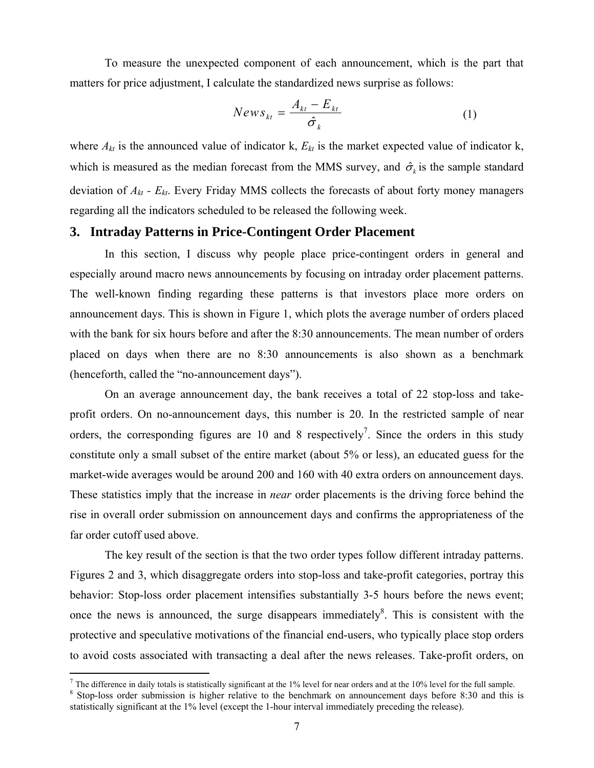To measure the unexpected component of each announcement, which is the part that matters for price adjustment, I calculate the standardized news surprise as follows:

$$News_{kt} = \frac{A_{kt} - E_{kt}}{\hat{\sigma}_k} \tag{1}$$

where $A_{kt}$ is the announced value of indicator k, $E_{kt}$ is the market expected value of indicator k, which is measured as the median forecast from the MMS survey, and $\hat{\sigma}_k$ is the sample standard deviation of $A_{kt}$ - $E_{kt}$. Every Friday MMS collects the forecasts of about forty money managers regarding all the indicators scheduled to be released the following week.

## 3. Intraday Patterns in Price-Contingent Order Placement

In this section, I discuss why people place price-contingent orders in general and especially around macro news announcements by focusing on intraday order placement patterns. The well-known finding regarding these patterns is that investors place more orders on announcement days. This is shown in Figure 1, which plots the average number of orders placed with the bank for six hours before and after the 8:30 announcements. The mean number of orders placed on days when there are no 8:30 announcements is also shown as a benchmark (henceforth, called the "no-announcement days").

On an average announcement day, the bank receives a total of 22 stop-loss and take-profit orders. On no-announcement days, this number is 20. In the restricted sample of near orders, the corresponding figures are 10 and 8 respectively[7]. Since the orders in this study constitute only a small subset of the entire market (about 5% or less), an educated guess for the market-wide averages would be around 200 and 160 with 40 extra orders on announcement days. These statistics imply that the increase in *near* order placements is the driving force behind the rise in overall order submission on announcement days and confirms the appropriateness of the far order cutoff used above.

The key result of the section is that the two order types follow different intraday patterns. Figures 2 and 3, which disaggregate orders into stop-loss and take-profit categories, portray this behavior: Stop-loss order placement intensifies substantially 3-5 hours before the news event; once the news is announced, the surge disappears immediately[8]. This is consistent with the protective and speculative motivations of the financial end-users, who typically place stop orders to avoid costs associated with transacting a deal after the news releases. Take-profit orders, on

[7] The difference in daily totals is statistically significant at the 1% level for near orders and at the 10% level for the full sample.

[8] Stop-loss order submission is higher relative to the benchmark on announcement days before 8:30 and this is statistically significant at the 1% level (except the 1-hour interval immediately preceding the release).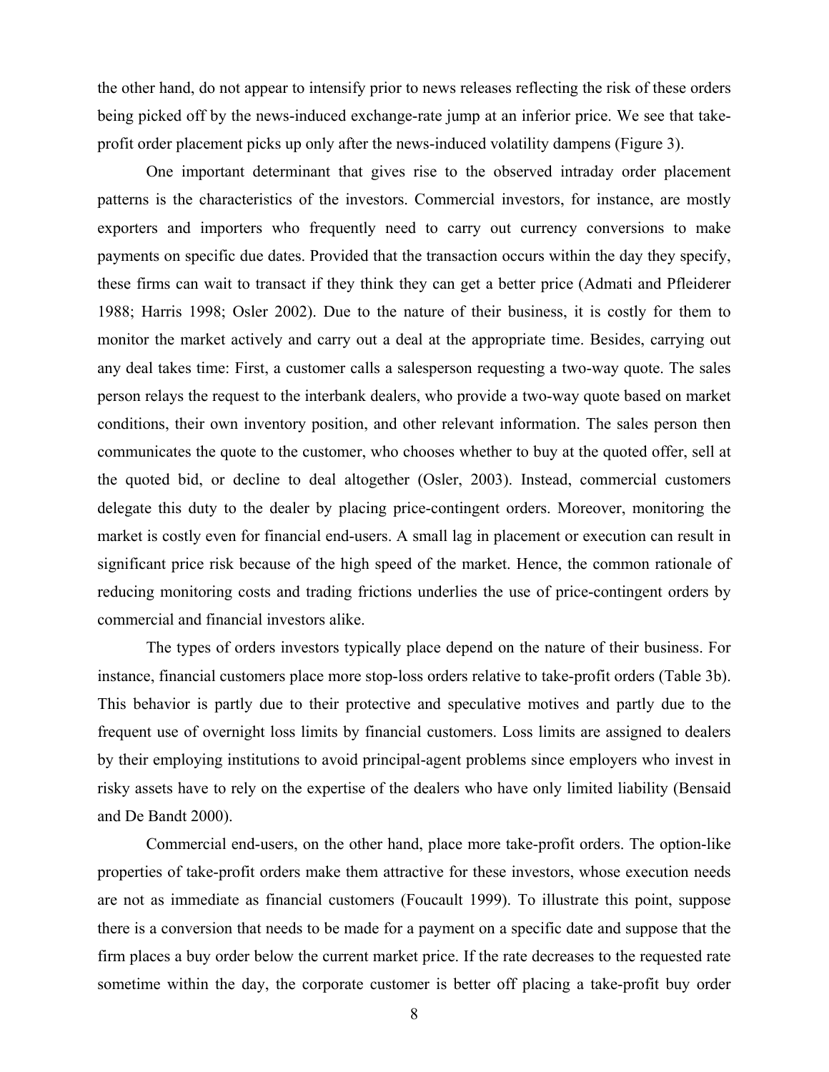the other hand, do not appear to intensify prior to news releases reflecting the risk of these orders being picked off by the news-induced exchange-rate jump at an inferior price. We see that take-profit order placement picks up only after the news-induced volatility dampens (Figure 3).

One important determinant that gives rise to the observed intraday order placement patterns is the characteristics of the investors. Commercial investors, for instance, are mostly exporters and importers who frequently need to carry out currency conversions to make payments on specific due dates. Provided that the transaction occurs within the day they specify, these firms can wait to transact if they think they can get a better price (Admati and Pfleiderer 1988; Harris 1998; Osler 2002). Due to the nature of their business, it is costly for them to monitor the market actively and carry out a deal at the appropriate time. Besides, carrying out any deal takes time: First, a customer calls a salesperson requesting a two-way quote. The sales person relays the request to the interbank dealers, who provide a two-way quote based on market conditions, their own inventory position, and other relevant information. The sales person then communicates the quote to the customer, who chooses whether to buy at the quoted offer, sell at the quoted bid, or decline to deal altogether (Osler, 2003). Instead, commercial customers delegate this duty to the dealer by placing price-contingent orders. Moreover, monitoring the market is costly even for financial end-users. A small lag in placement or execution can result in significant price risk because of the high speed of the market. Hence, the common rationale of reducing monitoring costs and trading frictions underlies the use of price-contingent orders by commercial and financial investors alike.

The types of orders investors typically place depend on the nature of their business. For instance, financial customers place more stop-loss orders relative to take-profit orders (Table 3b). This behavior is partly due to their protective and speculative motives and partly due to the frequent use of overnight loss limits by financial customers. Loss limits are assigned to dealers by their employing institutions to avoid principal-agent problems since employers who invest in risky assets have to rely on the expertise of the dealers who have only limited liability (Bensaid and De Bandt 2000).

Commercial end-users, on the other hand, place more take-profit orders. The option-like properties of take-profit orders make them attractive for these investors, whose execution needs are not as immediate as financial customers (Foucault 1999). To illustrate this point, suppose there is a conversion that needs to be made for a payment on a specific date and suppose that the firm places a buy order below the current market price. If the rate decreases to the requested rate sometime within the day, the corporate customer is better off placing a take-profit buy order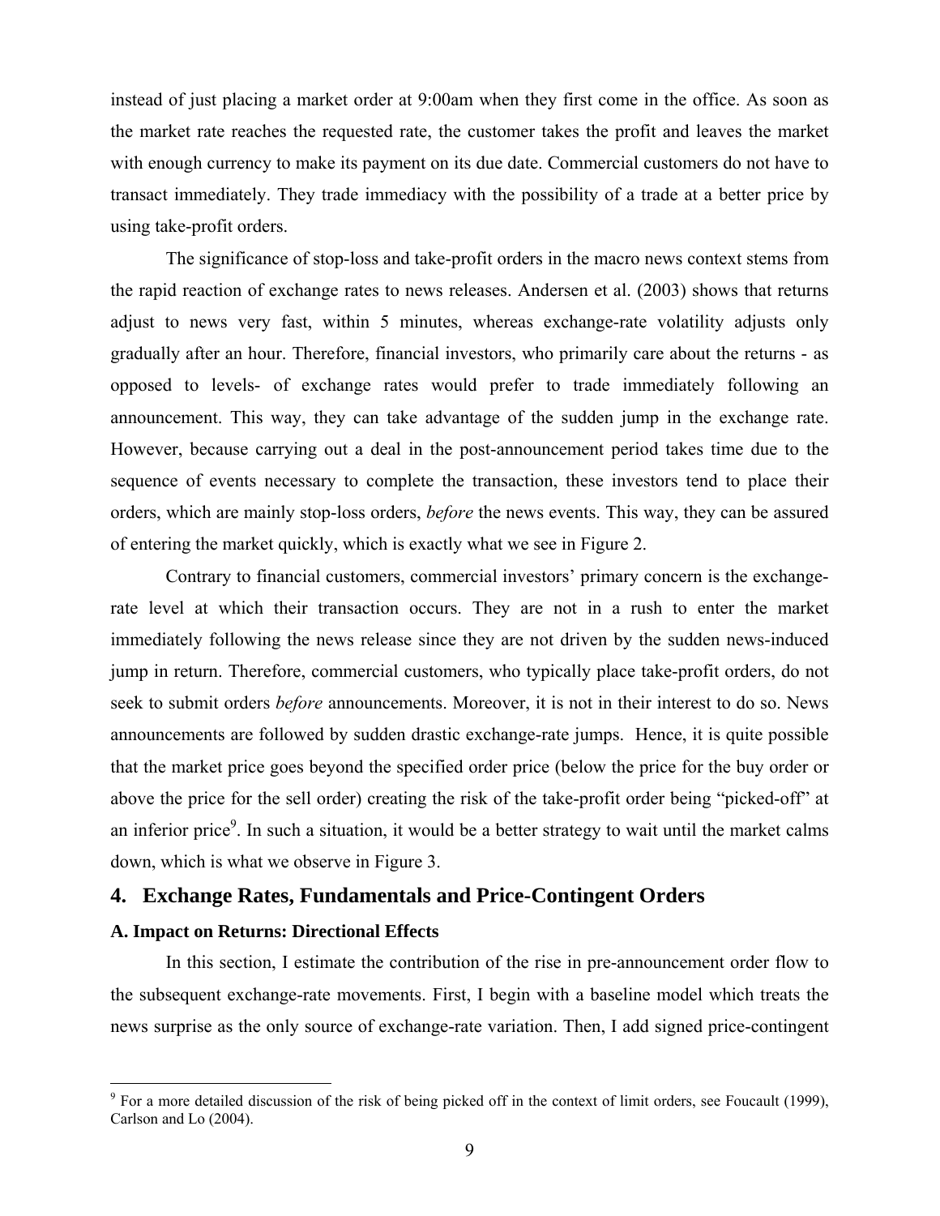instead of just placing a market order at 9:00am when they first come in the office. As soon as the market rate reaches the requested rate, the customer takes the profit and leaves the market with enough currency to make its payment on its due date. Commercial customers do not have to transact immediately. They trade immediacy with the possibility of a trade at a better price by using take-profit orders.

The significance of stop-loss and take-profit orders in the macro news context stems from the rapid reaction of exchange rates to news releases. Andersen et al. (2003) shows that returns adjust to news very fast, within 5 minutes, whereas exchange-rate volatility adjusts only gradually after an hour. Therefore, financial investors, who primarily care about the returns - as opposed to levels- of exchange rates would prefer to trade immediately following an announcement. This way, they can take advantage of the sudden jump in the exchange rate. However, because carrying out a deal in the post-announcement period takes time due to the sequence of events necessary to complete the transaction, these investors tend to place their orders, which are mainly stop-loss orders, *before* the news events. This way, they can be assured of entering the market quickly, which is exactly what we see in Figure 2.

Contrary to financial customers, commercial investors' primary concern is the exchange-rate level at which their transaction occurs. They are not in a rush to enter the market immediately following the news release since they are not driven by the sudden news-induced jump in return. Therefore, commercial customers, who typically place take-profit orders, do not seek to submit orders *before* announcements. Moreover, it is not in their interest to do so. News announcements are followed by sudden drastic exchange-rate jumps. Hence, it is quite possible that the market price goes beyond the specified order price (below the price for the buy order or above the price for the sell order) creating the risk of the take-profit order being "picked-off" at an inferior price[9]. In such a situation, it would be a better strategy to wait until the market calms down, which is what we observe in Figure 3.

## 4. Exchange Rates, Fundamentals and Price-Contingent Orders

### A. Impact on Returns: Directional Effects

In this section, I estimate the contribution of the rise in pre-announcement order flow to the subsequent exchange-rate movements. First, I begin with a baseline model which treats the news surprise as the only source of exchange-rate variation. Then, I add signed price-contingent

[9] For a more detailed discussion of the risk of being picked off in the context of limit orders, see Foucault (1999), Carlson and Lo (2004).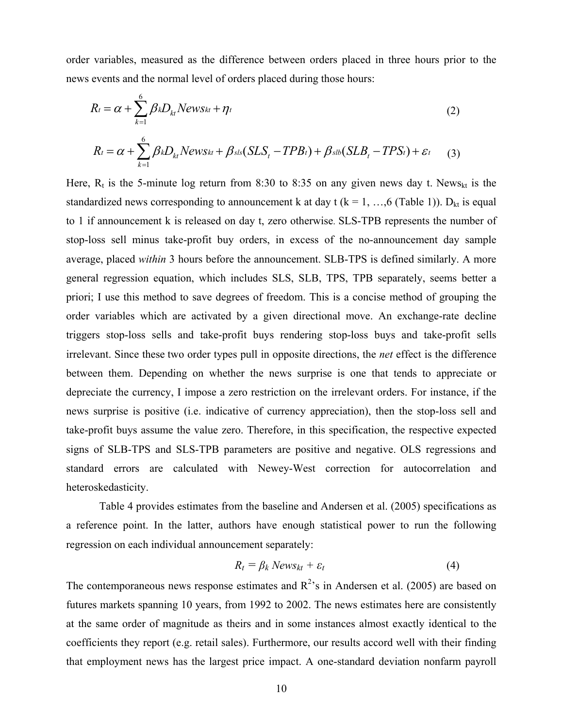order variables, measured as the difference between orders placed in three hours prior to the news events and the normal level of orders placed during those hours:

$$R_t = \alpha + \sum_{k=1}^{6} \beta_k D_{kt} News_{kt} + \eta_t \tag{2}$$

$$R_t = \alpha + \sum_{k=1}^{6} \beta_k D_{kt} News_{kt} + \beta_{sls}(SLS_t - TPB_t) + \beta_{slb}(SLB_t - TPS_t) + \varepsilon_t \tag{3}$$

Here, $R_t$ is the 5-minute log return from 8:30 to 8:35 on any given news day t. $News_{kt}$ is the standardized news corresponding to announcement k at day t (k = 1, …,6 (Table 1)). $D_{kt}$ is equal to 1 if announcement k is released on day t, zero otherwise. SLS-TPB represents the number of stop-loss sell minus take-profit buy orders, in excess of the no-announcement day sample average, placed *within* 3 hours before the announcement. SLB-TPS is defined similarly. A more general regression equation, which includes SLS, SLB, TPS, TPB separately, seems better a priori; I use this method to save degrees of freedom. This is a concise method of grouping the order variables which are activated by a given directional move. An exchange-rate decline triggers stop-loss sells and take-profit buys rendering stop-loss buys and take-profit sells irrelevant. Since these two order types pull in opposite directions, the *net* effect is the difference between them. Depending on whether the news surprise is one that tends to appreciate or depreciate the currency, I impose a zero restriction on the irrelevant orders. For instance, if the news surprise is positive (i.e. indicative of currency appreciation), then the stop-loss sell and take-profit buys assume the value zero. Therefore, in this specification, the respective expected signs of SLB-TPS and SLS-TPB parameters are positive and negative. OLS regressions and standard errors are calculated with Newey-West correction for autocorrelation and heteroskedasticity.

Table 4 provides estimates from the baseline and Andersen et al. (2005) specifications as a reference point. In the latter, authors have enough statistical power to run the following regression on each individual announcement separately:

$$R_t = \beta_k \, News_{kt} + \varepsilon_t \tag{4}$$

The contemporaneous news response estimates and $R^2$'s in Andersen et al. (2005) are based on futures markets spanning 10 years, from 1992 to 2002. The news estimates here are consistently at the same order of magnitude as theirs and in some instances almost exactly identical to the coefficients they report (e.g. retail sales). Furthermore, our results accord well with their finding that employment news has the largest price impact. A one-standard deviation nonfarm payroll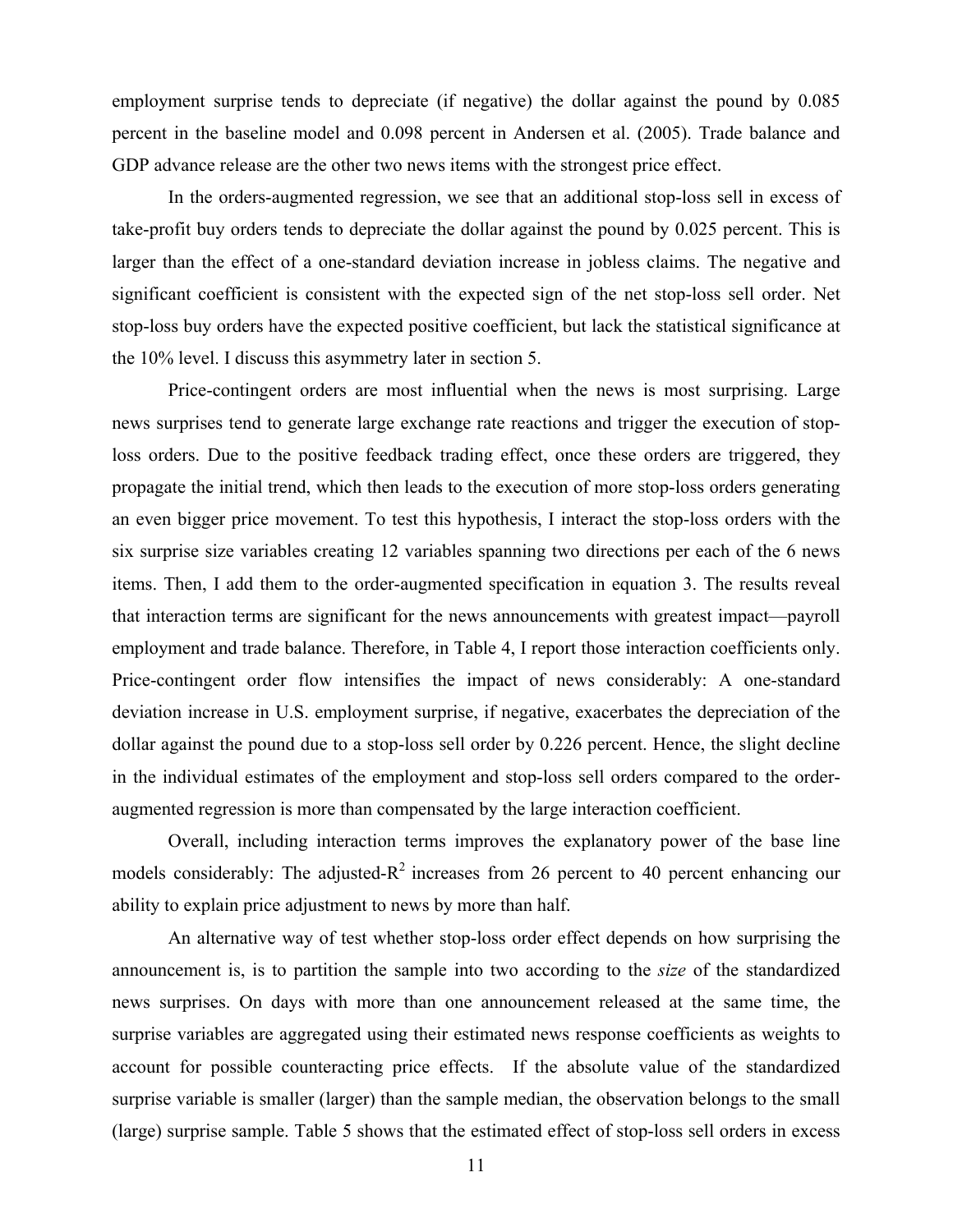employment surprise tends to depreciate (if negative) the dollar against the pound by 0.085 percent in the baseline model and 0.098 percent in Andersen et al. (2005). Trade balance and GDP advance release are the other two news items with the strongest price effect.

In the orders-augmented regression, we see that an additional stop-loss sell in excess of take-profit buy orders tends to depreciate the dollar against the pound by 0.025 percent. This is larger than the effect of a one-standard deviation increase in jobless claims. The negative and significant coefficient is consistent with the expected sign of the net stop-loss sell order. Net stop-loss buy orders have the expected positive coefficient, but lack the statistical significance at the 10% level. I discuss this asymmetry later in section 5.

Price-contingent orders are most influential when the news is most surprising. Large news surprises tend to generate large exchange rate reactions and trigger the execution of stop-loss orders. Due to the positive feedback trading effect, once these orders are triggered, they propagate the initial trend, which then leads to the execution of more stop-loss orders generating an even bigger price movement. To test this hypothesis, I interact the stop-loss orders with the six surprise size variables creating 12 variables spanning two directions per each of the 6 news items. Then, I add them to the order-augmented specification in equation 3. The results reveal that interaction terms are significant for the news announcements with greatest impact—payroll employment and trade balance. Therefore, in Table 4, I report those interaction coefficients only. Price-contingent order flow intensifies the impact of news considerably: A one-standard deviation increase in U.S. employment surprise, if negative, exacerbates the depreciation of the dollar against the pound due to a stop-loss sell order by 0.226 percent. Hence, the slight decline in the individual estimates of the employment and stop-loss sell orders compared to the order-augmented regression is more than compensated by the large interaction coefficient.

Overall, including interaction terms improves the explanatory power of the base line models considerably: The adjusted-$R^2$ increases from 26 percent to 40 percent enhancing our ability to explain price adjustment to news by more than half.

An alternative way of test whether stop-loss order effect depends on how surprising the announcement is, is to partition the sample into two according to the *size* of the standardized news surprises. On days with more than one announcement released at the same time, the surprise variables are aggregated using their estimated news response coefficients as weights to account for possible counteracting price effects. If the absolute value of the standardized surprise variable is smaller (larger) than the sample median, the observation belongs to the small (large) surprise sample. Table 5 shows that the estimated effect of stop-loss sell orders in excess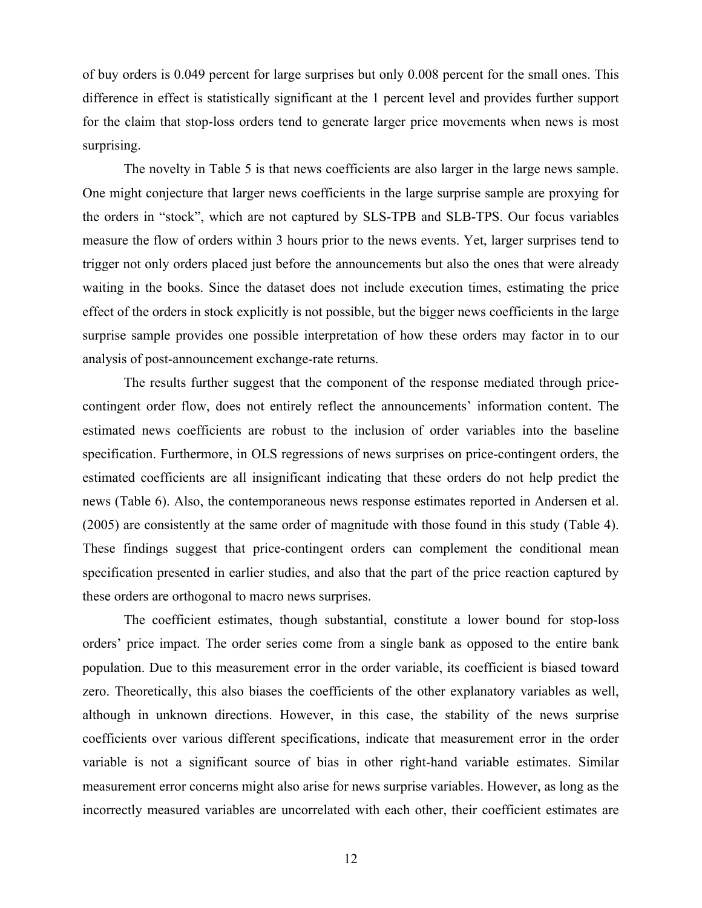of buy orders is 0.049 percent for large surprises but only 0.008 percent for the small ones. This difference in effect is statistically significant at the 1 percent level and provides further support for the claim that stop-loss orders tend to generate larger price movements when news is most surprising.

The novelty in Table 5 is that news coefficients are also larger in the large news sample. One might conjecture that larger news coefficients in the large surprise sample are proxying for the orders in "stock", which are not captured by SLS-TPB and SLB-TPS. Our focus variables measure the flow of orders within 3 hours prior to the news events. Yet, larger surprises tend to trigger not only orders placed just before the announcements but also the ones that were already waiting in the books. Since the dataset does not include execution times, estimating the price effect of the orders in stock explicitly is not possible, but the bigger news coefficients in the large surprise sample provides one possible interpretation of how these orders may factor in to our analysis of post-announcement exchange-rate returns.

The results further suggest that the component of the response mediated through price-contingent order flow, does not entirely reflect the announcements' information content. The estimated news coefficients are robust to the inclusion of order variables into the baseline specification. Furthermore, in OLS regressions of news surprises on price-contingent orders, the estimated coefficients are all insignificant indicating that these orders do not help predict the news (Table 6). Also, the contemporaneous news response estimates reported in Andersen et al. (2005) are consistently at the same order of magnitude with those found in this study (Table 4). These findings suggest that price-contingent orders can complement the conditional mean specification presented in earlier studies, and also that the part of the price reaction captured by these orders are orthogonal to macro news surprises.

The coefficient estimates, though substantial, constitute a lower bound for stop-loss orders' price impact. The order series come from a single bank as opposed to the entire bank population. Due to this measurement error in the order variable, its coefficient is biased toward zero. Theoretically, this also biases the coefficients of the other explanatory variables as well, although in unknown directions. However, in this case, the stability of the news surprise coefficients over various different specifications, indicate that measurement error in the order variable is not a significant source of bias in other right-hand variable estimates. Similar measurement error concerns might also arise for news surprise variables. However, as long as the incorrectly measured variables are uncorrelated with each other, their coefficient estimates are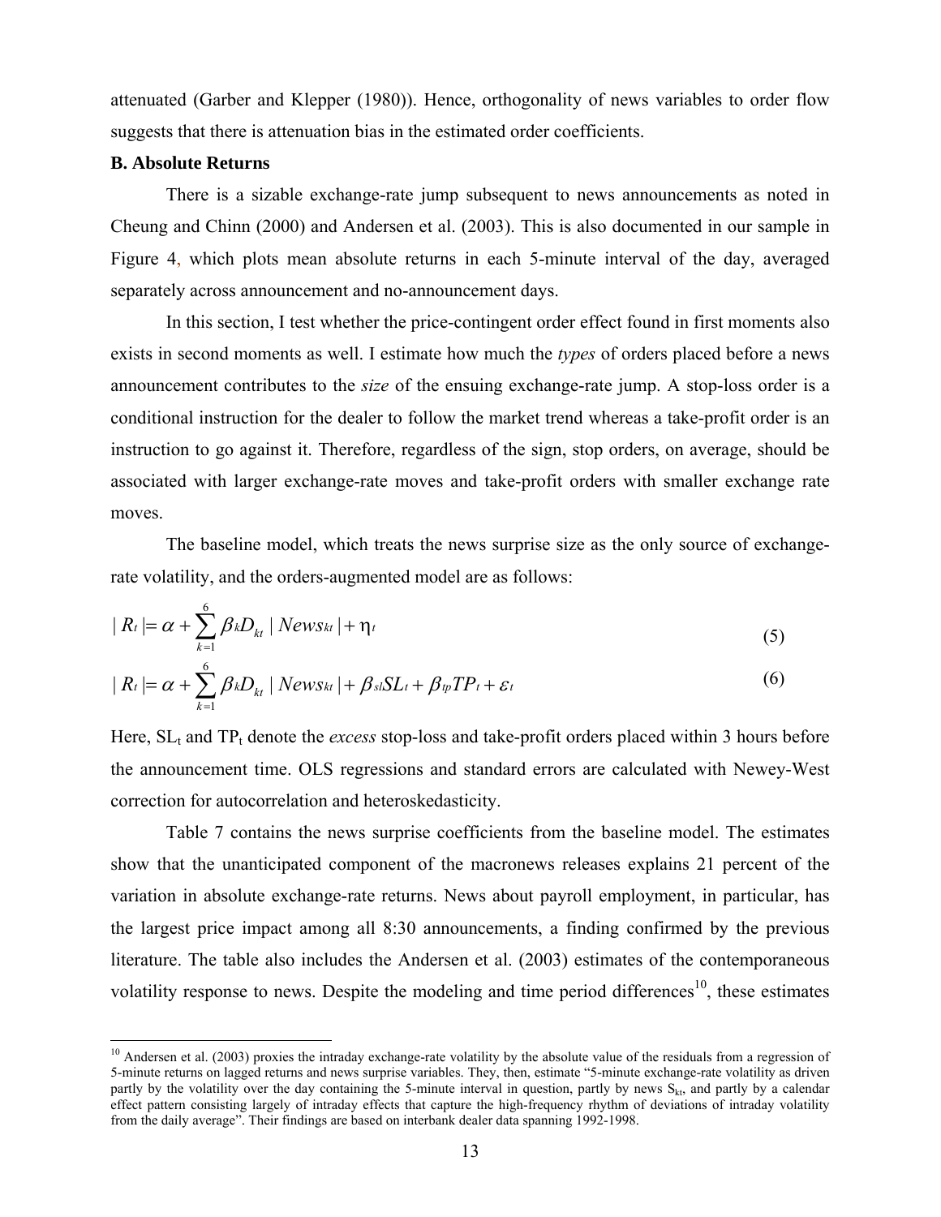attenuated (Garber and Klepper (1980)). Hence, orthogonality of news variables to order flow suggests that there is attenuation bias in the estimated order coefficients.

### B. Absolute Returns

There is a sizable exchange-rate jump subsequent to news announcements as noted in Cheung and Chinn (2000) and Andersen et al. (2003). This is also documented in our sample in Figure 4, which plots mean absolute returns in each 5-minute interval of the day, averaged separately across announcement and no-announcement days.

In this section, I test whether the price-contingent order effect found in first moments also exists in second moments as well. I estimate how much the *types* of orders placed before a news announcement contributes to the *size* of the ensuing exchange-rate jump. A stop-loss order is a conditional instruction for the dealer to follow the market trend whereas a take-profit order is an instruction to go against it. Therefore, regardless of the sign, stop orders, on average, should be associated with larger exchange-rate moves and take-profit orders with smaller exchange rate moves.

The baseline model, which treats the news surprise size as the only source of exchange-rate volatility, and the orders-augmented model are as follows:

$$|R_t| = \alpha + \sum_{k=1}^{6} \beta_k D_{kt} \, |News_{kt}| + \eta_t \tag{5}$$

$$|R_t| = \alpha + \sum_{k=1}^{6} \beta_k D_{kt} \, |News_{kt}| + \beta_{sl} SL_t + \beta_{tp} TP_t + \varepsilon_t \tag{6}$$

Here, $SL_t$ and $TP_t$ denote the *excess* stop-loss and take-profit orders placed within 3 hours before the announcement time. OLS regressions and standard errors are calculated with Newey-West correction for autocorrelation and heteroskedasticity.

Table 7 contains the news surprise coefficients from the baseline model. The estimates show that the unanticipated component of the macronews releases explains 21 percent of the variation in absolute exchange-rate returns. News about payroll employment, in particular, has the largest price impact among all 8:30 announcements, a finding confirmed by the previous literature. The table also includes the Andersen et al. (2003) estimates of the contemporaneous volatility response to news. Despite the modeling and time period differences[10], these estimates

---

[10] Andersen et al. (2003) proxies the intraday exchange-rate volatility by the absolute value of the residuals from a regression of 5-minute returns on lagged returns and news surprise variables. They, then, estimate "5-minute exchange-rate volatility as driven partly by the volatility over the day containing the 5-minute interval in question, partly by news $S_{kt}$, and partly by a calendar effect pattern consisting largely of intraday effects that capture the high-frequency rhythm of deviations of intraday volatility from the daily average". Their findings are based on interbank dealer data spanning 1992-1998.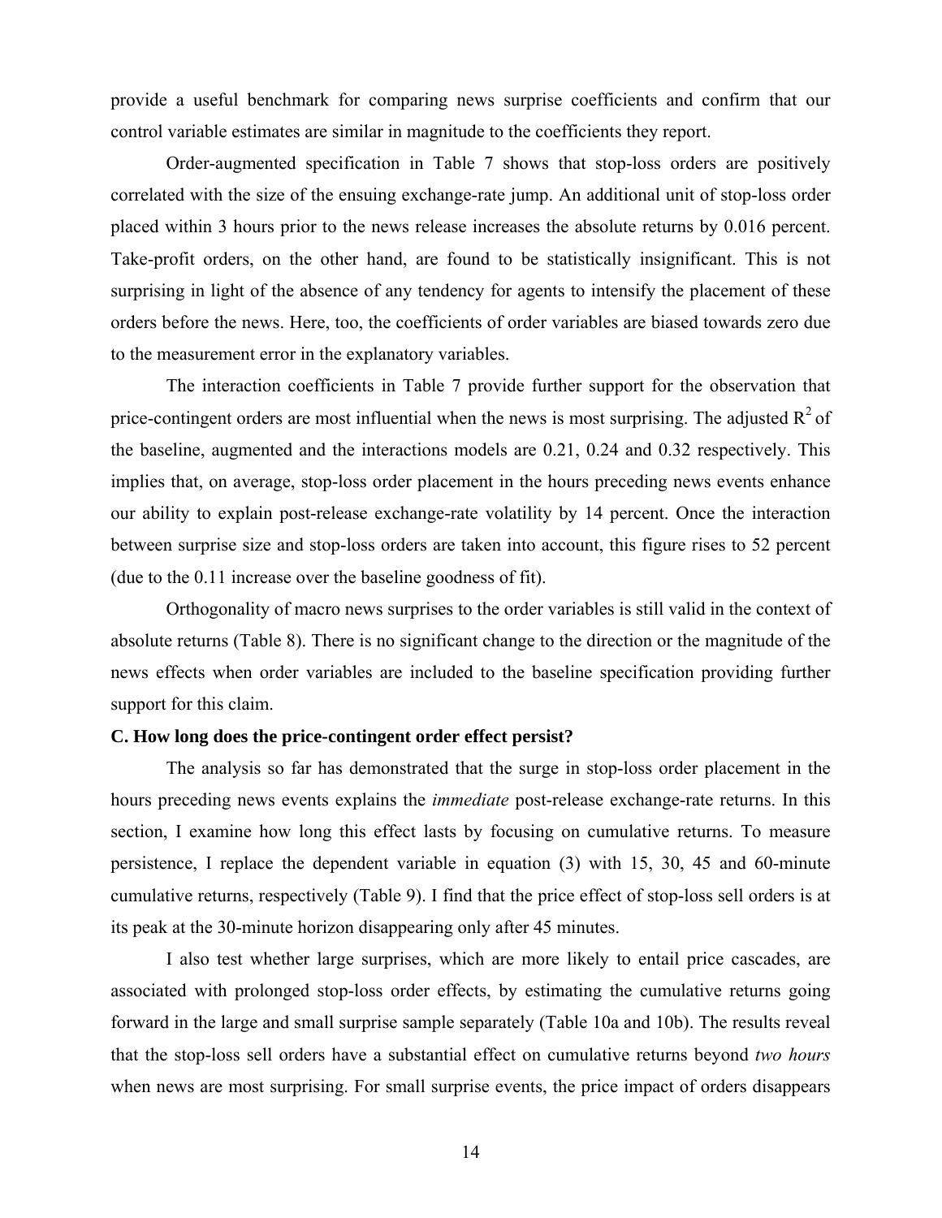provide a useful benchmark for comparing news surprise coefficients and confirm that our control variable estimates are similar in magnitude to the coefficients they report.

Order-augmented specification in Table 7 shows that stop-loss orders are positively correlated with the size of the ensuing exchange-rate jump. An additional unit of stop-loss order placed within 3 hours prior to the news release increases the absolute returns by 0.016 percent. Take-profit orders, on the other hand, are found to be statistically insignificant. This is not surprising in light of the absence of any tendency for agents to intensify the placement of these orders before the news. Here, too, the coefficients of order variables are biased towards zero due to the measurement error in the explanatory variables.

The interaction coefficients in Table 7 provide further support for the observation that price-contingent orders are most influential when the news is most surprising. The adjusted $R^2$ of the baseline, augmented and the interactions models are 0.21, 0.24 and 0.32 respectively. This implies that, on average, stop-loss order placement in the hours preceding news events enhance our ability to explain post-release exchange-rate volatility by 14 percent. Once the interaction between surprise size and stop-loss orders are taken into account, this figure rises to 52 percent (due to the 0.11 increase over the baseline goodness of fit).

Orthogonality of macro news surprises to the order variables is still valid in the context of absolute returns (Table 8). There is no significant change to the direction or the magnitude of the news effects when order variables are included to the baseline specification providing further support for this claim.

### C. How long does the price-contingent order effect persist?

The analysis so far has demonstrated that the surge in stop-loss order placement in the hours preceding news events explains the *immediate* post-release exchange-rate returns. In this section, I examine how long this effect lasts by focusing on cumulative returns. To measure persistence, I replace the dependent variable in equation (3) with 15, 30, 45 and 60-minute cumulative returns, respectively (Table 9). I find that the price effect of stop-loss sell orders is at its peak at the 30-minute horizon disappearing only after 45 minutes.

I also test whether large surprises, which are more likely to entail price cascades, are associated with prolonged stop-loss order effects, by estimating the cumulative returns going forward in the large and small surprise sample separately (Table 10a and 10b). The results reveal that the stop-loss sell orders have a substantial effect on cumulative returns beyond *two hours* when news are most surprising. For small surprise events, the price impact of orders disappears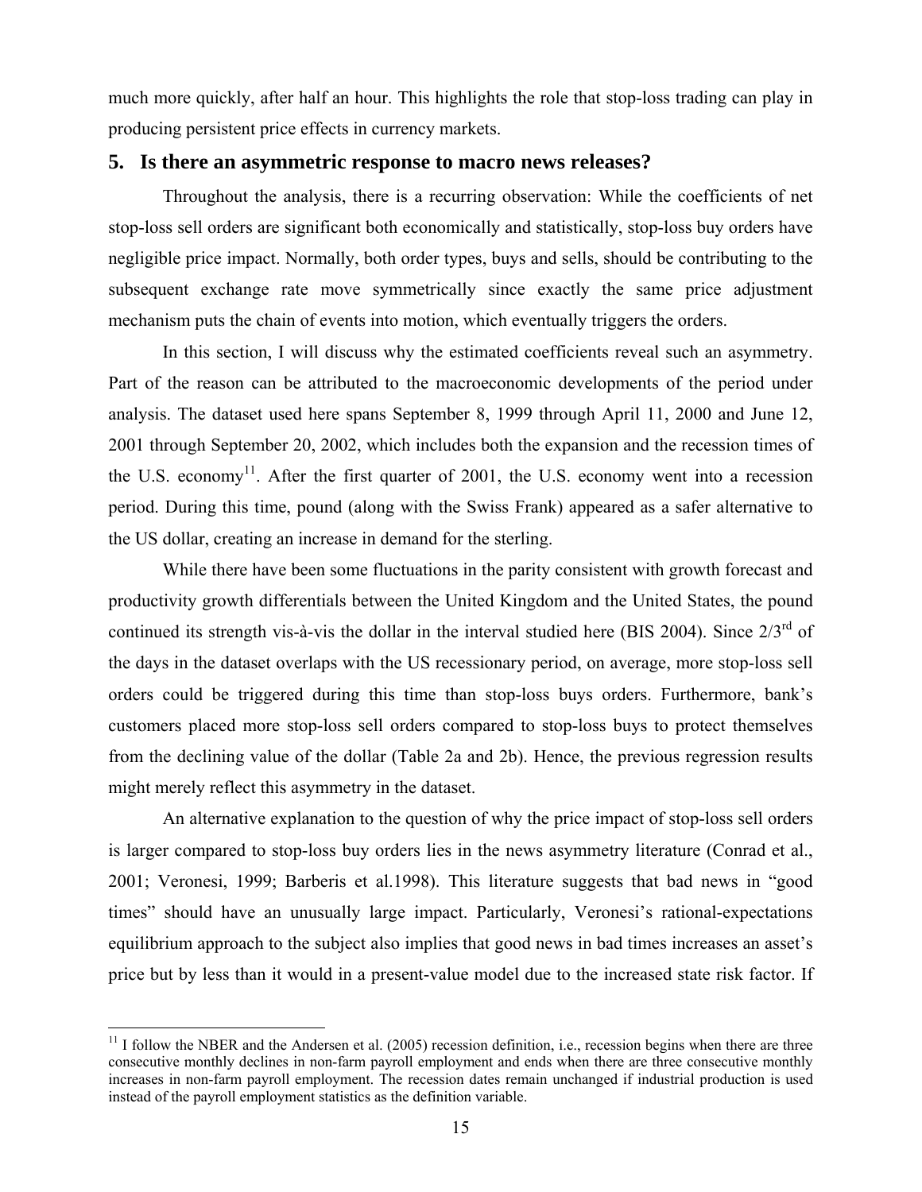much more quickly, after half an hour. This highlights the role that stop-loss trading can play in producing persistent price effects in currency markets.

## 5. Is there an asymmetric response to macro news releases?

Throughout the analysis, there is a recurring observation: While the coefficients of net stop-loss sell orders are significant both economically and statistically, stop-loss buy orders have negligible price impact. Normally, both order types, buys and sells, should be contributing to the subsequent exchange rate move symmetrically since exactly the same price adjustment mechanism puts the chain of events into motion, which eventually triggers the orders.

In this section, I will discuss why the estimated coefficients reveal such an asymmetry. Part of the reason can be attributed to the macroeconomic developments of the period under analysis. The dataset used here spans September 8, 1999 through April 11, 2000 and June 12, 2001 through September 20, 2002, which includes both the expansion and the recession times of the U.S. economy[11]. After the first quarter of 2001, the U.S. economy went into a recession period. During this time, pound (along with the Swiss Frank) appeared as a safer alternative to the US dollar, creating an increase in demand for the sterling.

While there have been some fluctuations in the parity consistent with growth forecast and productivity growth differentials between the United Kingdom and the United States, the pound continued its strength vis-à-vis the dollar in the interval studied here (BIS 2004). Since 2/3rd of the days in the dataset overlaps with the US recessionary period, on average, more stop-loss sell orders could be triggered during this time than stop-loss buys orders. Furthermore, bank's customers placed more stop-loss sell orders compared to stop-loss buys to protect themselves from the declining value of the dollar (Table 2a and 2b). Hence, the previous regression results might merely reflect this asymmetry in the dataset.

An alternative explanation to the question of why the price impact of stop-loss sell orders is larger compared to stop-loss buy orders lies in the news asymmetry literature (Conrad et al., 2001; Veronesi, 1999; Barberis et al.1998). This literature suggests that bad news in "good times" should have an unusually large impact. Particularly, Veronesi's rational-expectations equilibrium approach to the subject also implies that good news in bad times increases an asset's price but by less than it would in a present-value model due to the increased state risk factor. If

[11] I follow the NBER and the Andersen et al. (2005) recession definition, i.e., recession begins when there are three consecutive monthly declines in non-farm payroll employment and ends when there are three consecutive monthly increases in non-farm payroll employment. The recession dates remain unchanged if industrial production is used instead of the payroll employment statistics as the definition variable.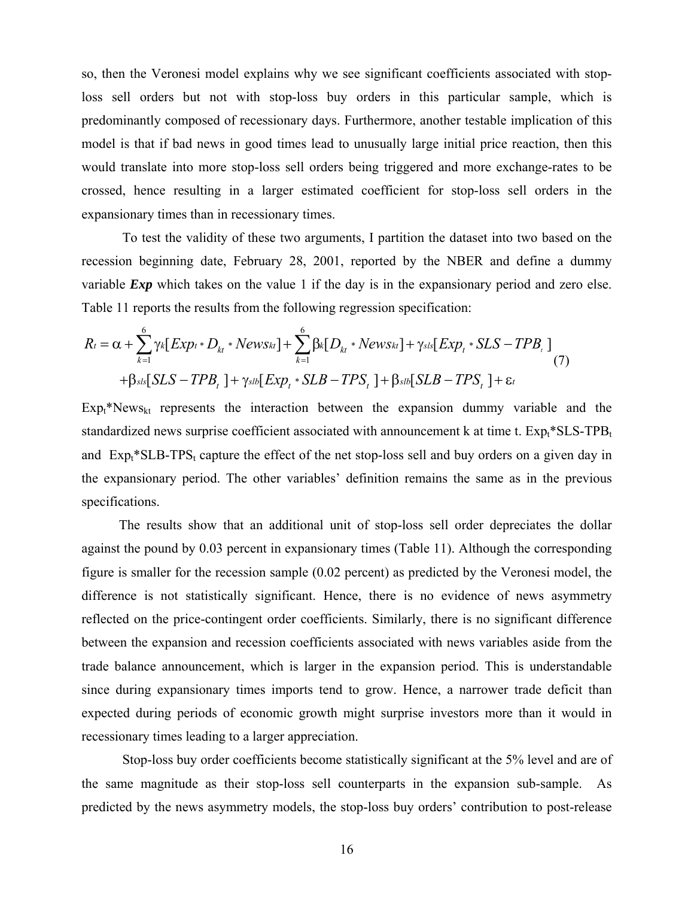so, then the Veronesi model explains why we see significant coefficients associated with stop-loss sell orders but not with stop-loss buy orders in this particular sample, which is predominantly composed of recessionary days. Furthermore, another testable implication of this model is that if bad news in good times lead to unusually large initial price reaction, then this would translate into more stop-loss sell orders being triggered and more exchange-rates to be crossed, hence resulting in a larger estimated coefficient for stop-loss sell orders in the expansionary times than in recessionary times.

To test the validity of these two arguments, I partition the dataset into two based on the recession beginning date, February 28, 2001, reported by the NBER and define a dummy variable ***Exp*** which takes on the value 1 if the day is in the expansionary period and zero else. Table 11 reports the results from the following regression specification:

$$
\begin{aligned}
R_t = \alpha + \sum_{k=1}^{6} \gamma_k [Exp_t * D_{kt} * News_{kt}] + \sum_{k=1}^{6} \beta_k [D_{kt} * News_{kt}] + \gamma_{sls} [Exp_t * SLS - TPB_t\ ] \\
+ \beta_{sls} [SLS - TPB_t\ ] + \gamma_{slb} [Exp_t * SLB - TPS_t\ ] + \beta_{slb} [SLB - TPS_t\ ] + \varepsilon_t
\end{aligned}
\tag{7}
$$

$Exp_t$*$News_{kt}$ represents the interaction between the expansion dummy variable and the standardized news surprise coefficient associated with announcement k at time t. $Exp_t$*SLS-$TPB_t$ and $Exp_t$*SLB-$TPS_t$ capture the effect of the net stop-loss sell and buy orders on a given day in the expansionary period. The other variables' definition remains the same as in the previous specifications.

The results show that an additional unit of stop-loss sell order depreciates the dollar against the pound by 0.03 percent in expansionary times (Table 11). Although the corresponding figure is smaller for the recession sample (0.02 percent) as predicted by the Veronesi model, the difference is not statistically significant. Hence, there is no evidence of news asymmetry reflected on the price-contingent order coefficients. Similarly, there is no significant difference between the expansion and recession coefficients associated with news variables aside from the trade balance announcement, which is larger in the expansion period. This is understandable since during expansionary times imports tend to grow. Hence, a narrower trade deficit than expected during periods of economic growth might surprise investors more than it would in recessionary times leading to a larger appreciation.

Stop-loss buy order coefficients become statistically significant at the 5% level and are of the same magnitude as their stop-loss sell counterparts in the expansion sub-sample. As predicted by the news asymmetry models, the stop-loss buy orders' contribution to post-release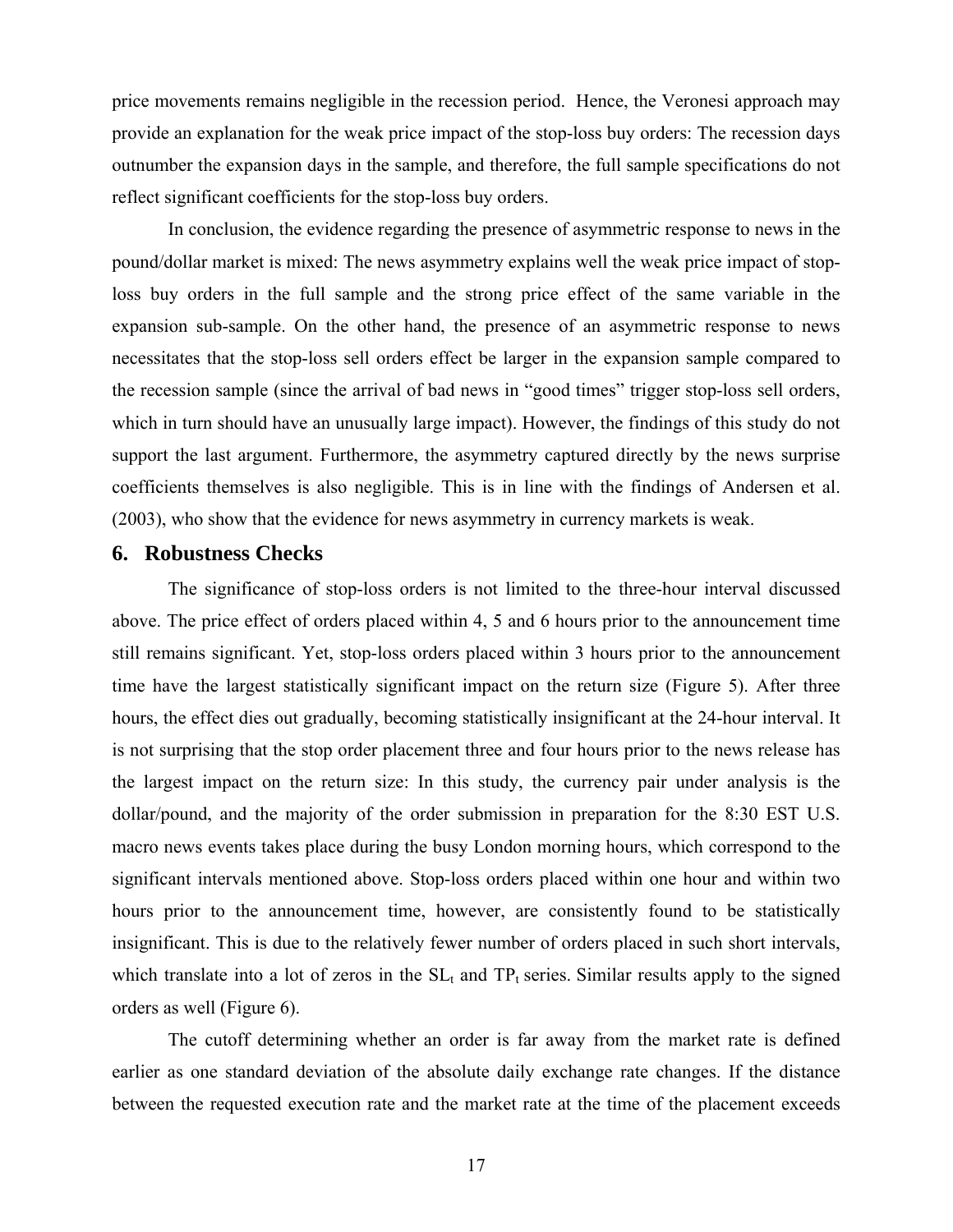price movements remains negligible in the recession period. Hence, the Veronesi approach may provide an explanation for the weak price impact of the stop-loss buy orders: The recession days outnumber the expansion days in the sample, and therefore, the full sample specifications do not reflect significant coefficients for the stop-loss buy orders.

In conclusion, the evidence regarding the presence of asymmetric response to news in the pound/dollar market is mixed: The news asymmetry explains well the weak price impact of stop-loss buy orders in the full sample and the strong price effect of the same variable in the expansion sub-sample. On the other hand, the presence of an asymmetric response to news necessitates that the stop-loss sell orders effect be larger in the expansion sample compared to the recession sample (since the arrival of bad news in "good times" trigger stop-loss sell orders, which in turn should have an unusually large impact). However, the findings of this study do not support the last argument. Furthermore, the asymmetry captured directly by the news surprise coefficients themselves is also negligible. This is in line with the findings of Andersen et al. (2003), who show that the evidence for news asymmetry in currency markets is weak.

## 6. Robustness Checks

The significance of stop-loss orders is not limited to the three-hour interval discussed above. The price effect of orders placed within 4, 5 and 6 hours prior to the announcement time still remains significant. Yet, stop-loss orders placed within 3 hours prior to the announcement time have the largest statistically significant impact on the return size (Figure 5). After three hours, the effect dies out gradually, becoming statistically insignificant at the 24-hour interval. It is not surprising that the stop order placement three and four hours prior to the news release has the largest impact on the return size: In this study, the currency pair under analysis is the dollar/pound, and the majority of the order submission in preparation for the 8:30 EST U.S. macro news events takes place during the busy London morning hours, which correspond to the significant intervals mentioned above. Stop-loss orders placed within one hour and within two hours prior to the announcement time, however, are consistently found to be statistically insignificant. This is due to the relatively fewer number of orders placed in such short intervals, which translate into a lot of zeros in the $SL_t$ and $TP_t$ series. Similar results apply to the signed orders as well (Figure 6).

The cutoff determining whether an order is far away from the market rate is defined earlier as one standard deviation of the absolute daily exchange rate changes. If the distance between the requested execution rate and the market rate at the time of the placement exceeds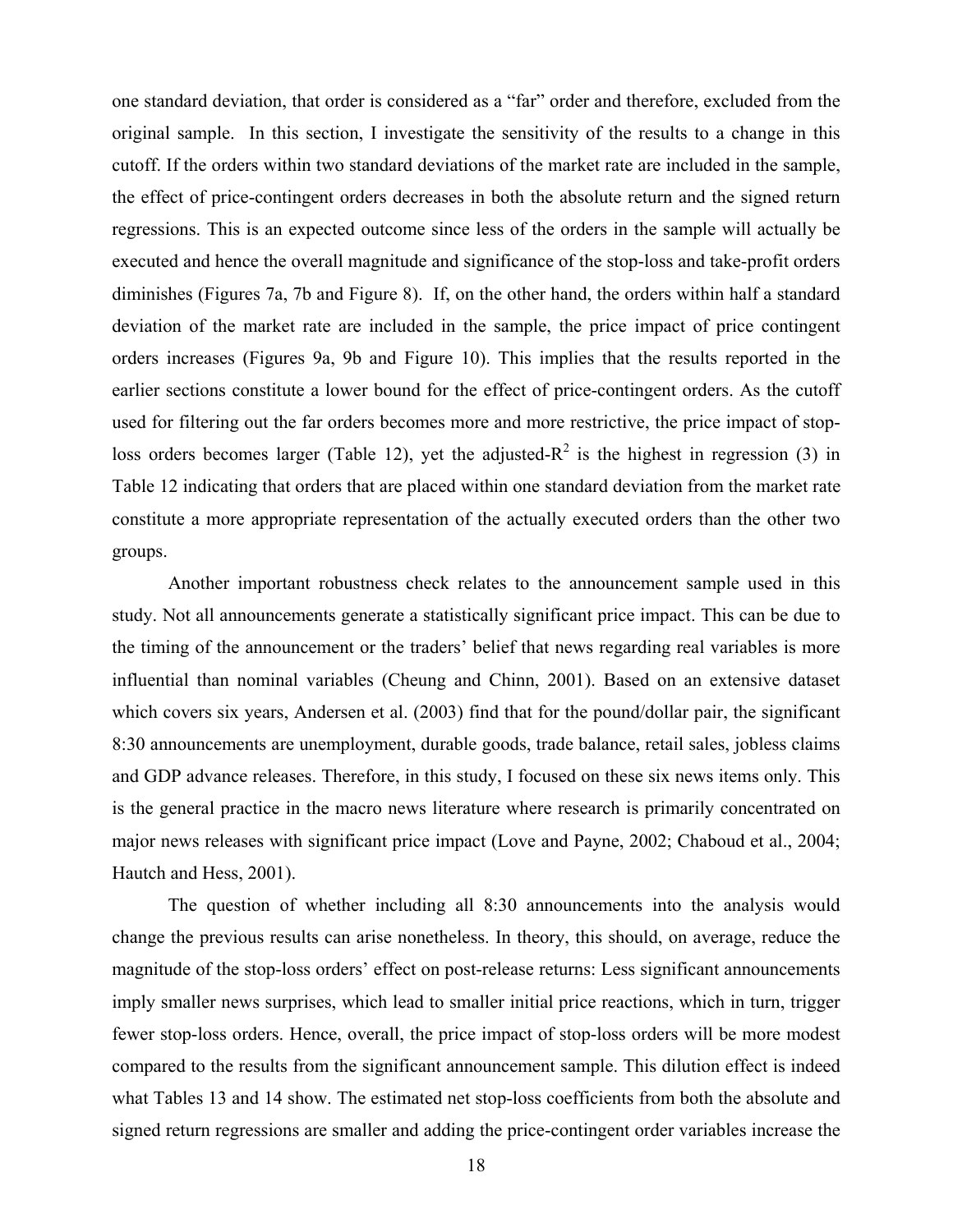one standard deviation, that order is considered as a "far" order and therefore, excluded from the original sample. In this section, I investigate the sensitivity of the results to a change in this cutoff. If the orders within two standard deviations of the market rate are included in the sample, the effect of price-contingent orders decreases in both the absolute return and the signed return regressions. This is an expected outcome since less of the orders in the sample will actually be executed and hence the overall magnitude and significance of the stop-loss and take-profit orders diminishes (Figures 7a, 7b and Figure 8). If, on the other hand, the orders within half a standard deviation of the market rate are included in the sample, the price impact of price contingent orders increases (Figures 9a, 9b and Figure 10). This implies that the results reported in the earlier sections constitute a lower bound for the effect of price-contingent orders. As the cutoff used for filtering out the far orders becomes more and more restrictive, the price impact of stop-loss orders becomes larger (Table 12), yet the adjusted-$R^2$ is the highest in regression (3) in Table 12 indicating that orders that are placed within one standard deviation from the market rate constitute a more appropriate representation of the actually executed orders than the other two groups.

Another important robustness check relates to the announcement sample used in this study. Not all announcements generate a statistically significant price impact. This can be due to the timing of the announcement or the traders' belief that news regarding real variables is more influential than nominal variables (Cheung and Chinn, 2001). Based on an extensive dataset which covers six years, Andersen et al. (2003) find that for the pound/dollar pair, the significant 8:30 announcements are unemployment, durable goods, trade balance, retail sales, jobless claims and GDP advance releases. Therefore, in this study, I focused on these six news items only. This is the general practice in the macro news literature where research is primarily concentrated on major news releases with significant price impact (Love and Payne, 2002; Chaboud et al., 2004; Hautch and Hess, 2001).

The question of whether including all 8:30 announcements into the analysis would change the previous results can arise nonetheless. In theory, this should, on average, reduce the magnitude of the stop-loss orders' effect on post-release returns: Less significant announcements imply smaller news surprises, which lead to smaller initial price reactions, which in turn, trigger fewer stop-loss orders. Hence, overall, the price impact of stop-loss orders will be more modest compared to the results from the significant announcement sample. This dilution effect is indeed what Tables 13 and 14 show. The estimated net stop-loss coefficients from both the absolute and signed return regressions are smaller and adding the price-contingent order variables increase the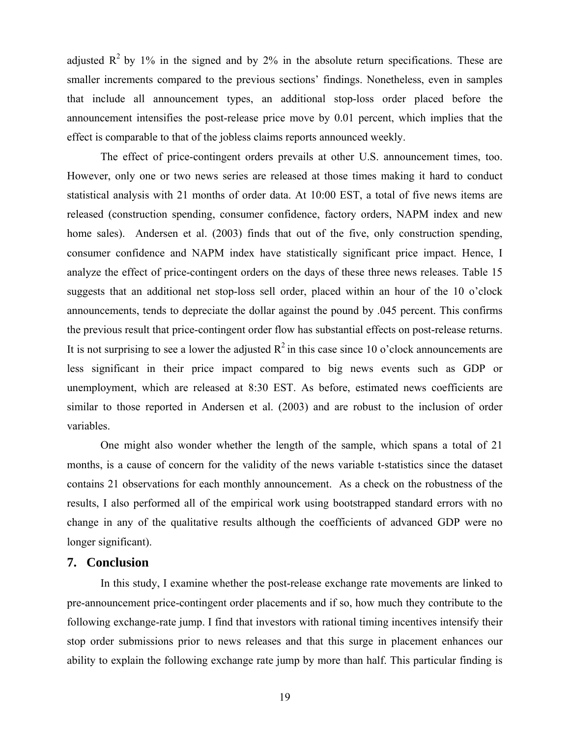adjusted $R^2$ by 1% in the signed and by 2% in the absolute return specifications. These are smaller increments compared to the previous sections' findings. Nonetheless, even in samples that include all announcement types, an additional stop-loss order placed before the announcement intensifies the post-release price move by 0.01 percent, which implies that the effect is comparable to that of the jobless claims reports announced weekly.

The effect of price-contingent orders prevails at other U.S. announcement times, too. However, only one or two news series are released at those times making it hard to conduct statistical analysis with 21 months of order data. At 10:00 EST, a total of five news items are released (construction spending, consumer confidence, factory orders, NAPM index and new home sales). Andersen et al. (2003) finds that out of the five, only construction spending, consumer confidence and NAPM index have statistically significant price impact. Hence, I analyze the effect of price-contingent orders on the days of these three news releases. Table 15 suggests that an additional net stop-loss sell order, placed within an hour of the 10 o'clock announcements, tends to depreciate the dollar against the pound by .045 percent. This confirms the previous result that price-contingent order flow has substantial effects on post-release returns. It is not surprising to see a lower the adjusted $R^2$ in this case since 10 o'clock announcements are less significant in their price impact compared to big news events such as GDP or unemployment, which are released at 8:30 EST. As before, estimated news coefficients are similar to those reported in Andersen et al. (2003) and are robust to the inclusion of order variables.

One might also wonder whether the length of the sample, which spans a total of 21 months, is a cause of concern for the validity of the news variable t-statistics since the dataset contains 21 observations for each monthly announcement. As a check on the robustness of the results, I also performed all of the empirical work using bootstrapped standard errors with no change in any of the qualitative results although the coefficients of advanced GDP were no longer significant).

## 7. Conclusion

In this study, I examine whether the post-release exchange rate movements are linked to pre-announcement price-contingent order placements and if so, how much they contribute to the following exchange-rate jump. I find that investors with rational timing incentives intensify their stop order submissions prior to news releases and that this surge in placement enhances our ability to explain the following exchange rate jump by more than half. This particular finding is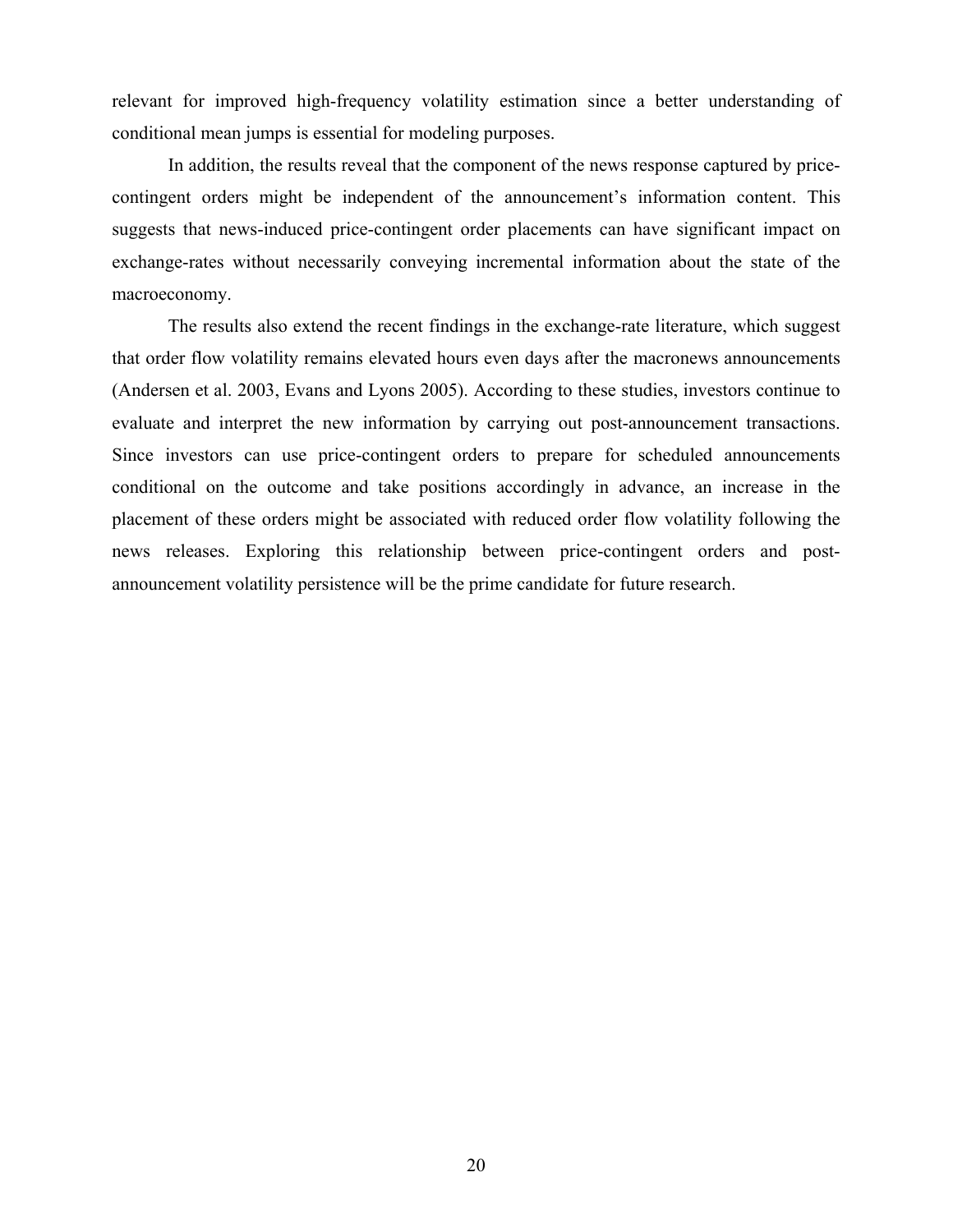relevant for improved high-frequency volatility estimation since a better understanding of conditional mean jumps is essential for modeling purposes.

In addition, the results reveal that the component of the news response captured by price-contingent orders might be independent of the announcement's information content. This suggests that news-induced price-contingent order placements can have significant impact on exchange-rates without necessarily conveying incremental information about the state of the macroeconomy.

The results also extend the recent findings in the exchange-rate literature, which suggest that order flow volatility remains elevated hours even days after the macronews announcements (Andersen et al. 2003, Evans and Lyons 2005). According to these studies, investors continue to evaluate and interpret the new information by carrying out post-announcement transactions. Since investors can use price-contingent orders to prepare for scheduled announcements conditional on the outcome and take positions accordingly in advance, an increase in the placement of these orders might be associated with reduced order flow volatility following the news releases. Exploring this relationship between price-contingent orders and post-announcement volatility persistence will be the prime candidate for future research.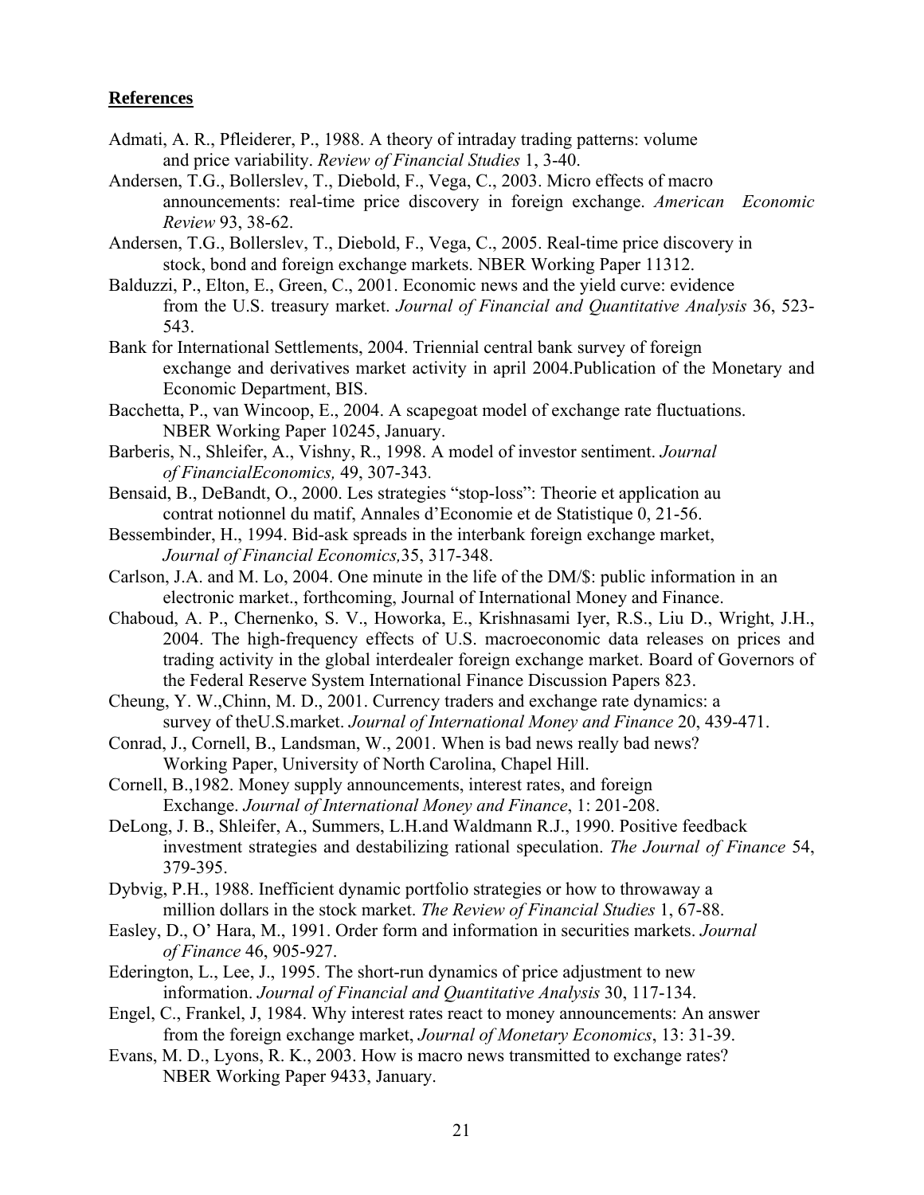## References

Admati, A. R., Pfleiderer, P., 1988. A theory of intraday trading patterns: volume and price variability. *Review of Financial Studies* 1, 3-40.

Andersen, T.G., Bollerslev, T., Diebold, F., Vega, C., 2003. Micro effects of macro announcements: real-time price discovery in foreign exchange. *American Economic Review* 93, 38-62.

Andersen, T.G., Bollerslev, T., Diebold, F., Vega, C., 2005. Real-time price discovery in stock, bond and foreign exchange markets. NBER Working Paper 11312.

Balduzzi, P., Elton, E., Green, C., 2001. Economic news and the yield curve: evidence from the U.S. treasury market. *Journal of Financial and Quantitative Analysis* 36, 523-543.

Bank for International Settlements, 2004. Triennial central bank survey of foreign exchange and derivatives market activity in april 2004.Publication of the Monetary and Economic Department, BIS.

Bacchetta, P., van Wincoop, E., 2004. A scapegoat model of exchange rate fluctuations. NBER Working Paper 10245, January.

Barberis, N., Shleifer, A., Vishny, R., 1998. A model of investor sentiment. *Journal of FinancialEconomics,* 49, 307-343*.*

Bensaid, B., DeBandt, O., 2000. Les strategies "stop-loss": Theorie et application au contrat notionnel du matif, Annales d'Economie et de Statistique 0, 21-56.

Bessembinder, H., 1994. Bid-ask spreads in the interbank foreign exchange market, *Journal of Financial Economics,*35, 317-348.

Carlson, J.A. and M. Lo, 2004. One minute in the life of the DM/$: public information in an electronic market., forthcoming, Journal of International Money and Finance.

Chaboud, A. P., Chernenko, S. V., Howorka, E., Krishnasami Iyer, R.S., Liu D., Wright, J.H., 2004. The high-frequency effects of U.S. macroeconomic data releases on prices and trading activity in the global interdealer foreign exchange market. Board of Governors of the Federal Reserve System International Finance Discussion Papers 823.

Cheung, Y. W.,Chinn, M. D., 2001. Currency traders and exchange rate dynamics: a survey of theU.S.market. *Journal of International Money and Finance* 20, 439-471.

Conrad, J., Cornell, B., Landsman, W., 2001. When is bad news really bad news? Working Paper, University of North Carolina, Chapel Hill.

Cornell, B.,1982. Money supply announcements, interest rates, and foreign Exchange. *Journal of International Money and Finance*, 1: 201-208.

DeLong, J. B., Shleifer, A., Summers, L.H.and Waldmann R.J., 1990. Positive feedback investment strategies and destabilizing rational speculation. *The Journal of Finance* 54, 379-395.

Dybvig, P.H., 1988. Inefficient dynamic portfolio strategies or how to throwaway a million dollars in the stock market. *The Review of Financial Studies* 1, 67-88.

Easley, D., O' Hara, M., 1991. Order form and information in securities markets. *Journal of Finance* 46, 905-927.

Ederington, L., Lee, J., 1995. The short-run dynamics of price adjustment to new information. *Journal of Financial and Quantitative Analysis* 30, 117-134.

Engel, C., Frankel, J, 1984. Why interest rates react to money announcements: An answer from the foreign exchange market, *Journal of Monetary Economics*, 13: 31-39.

Evans, M. D., Lyons, R. K., 2003. How is macro news transmitted to exchange rates? NBER Working Paper 9433, January.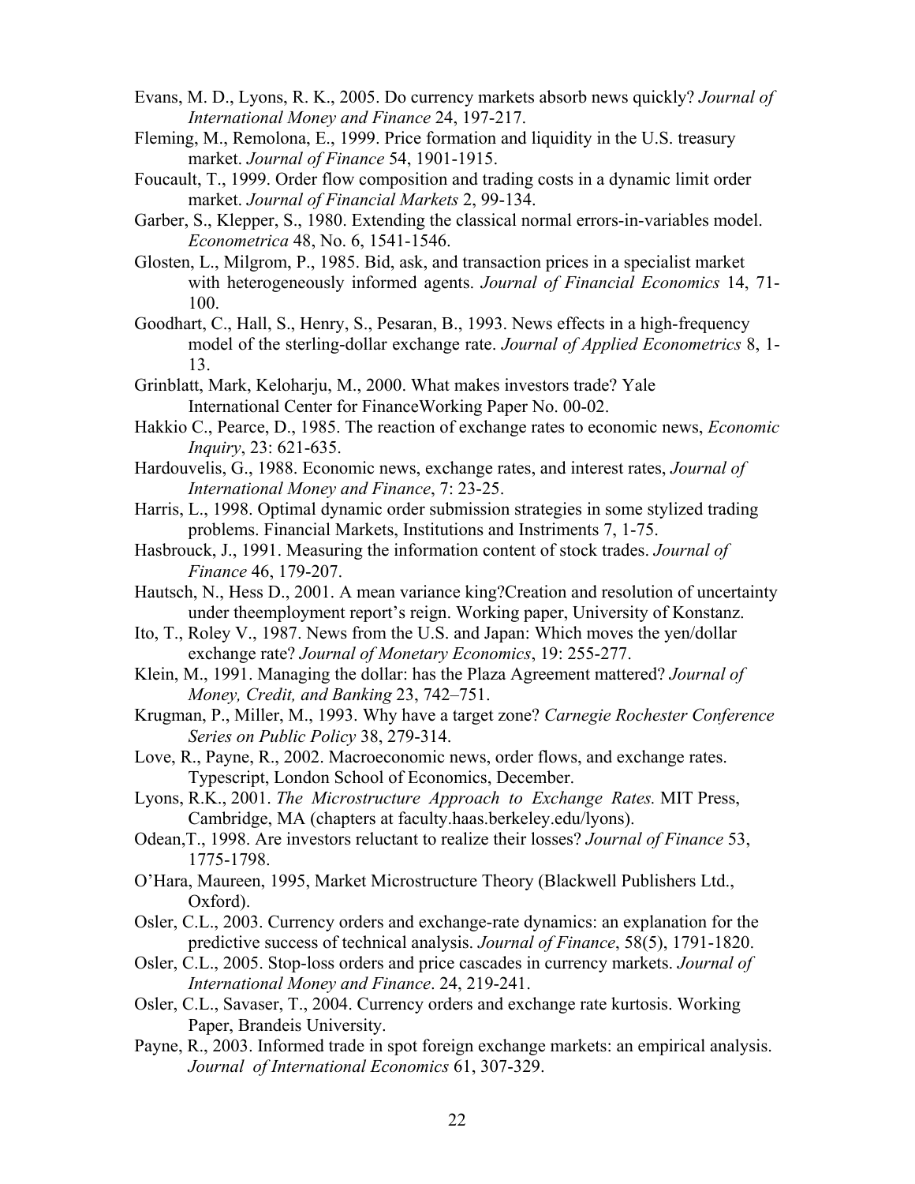Evans, M. D., Lyons, R. K., 2005. Do currency markets absorb news quickly? *Journal of International Money and Finance* 24, 197-217.

Fleming, M., Remolona, E., 1999. Price formation and liquidity in the U.S. treasury market. *Journal of Finance* 54, 1901-1915.

Foucault, T., 1999. Order flow composition and trading costs in a dynamic limit order market. *Journal of Financial Markets* 2, 99-134.

Garber, S., Klepper, S., 1980. Extending the classical normal errors-in-variables model. *Econometrica* 48, No. 6, 1541-1546.

Glosten, L., Milgrom, P., 1985. Bid, ask, and transaction prices in a specialist market with heterogeneously informed agents. *Journal of Financial Economics* 14, 71-100.

Goodhart, C., Hall, S., Henry, S., Pesaran, B., 1993. News effects in a high-frequency model of the sterling-dollar exchange rate. *Journal of Applied Econometrics* 8, 1-13.

Grinblatt, Mark, Keloharju, M., 2000. What makes investors trade? Yale International Center for FinanceWorking Paper No. 00-02.

Hakkio C., Pearce, D., 1985. The reaction of exchange rates to economic news, *Economic Inquiry*, 23: 621-635.

Hardouvelis, G., 1988. Economic news, exchange rates, and interest rates, *Journal of International Money and Finance*, 7: 23-25.

Harris, L., 1998. Optimal dynamic order submission strategies in some stylized trading problems. Financial Markets, Institutions and Instriments 7, 1-75.

Hasbrouck, J., 1991. Measuring the information content of stock trades. *Journal of Finance* 46, 179-207.

Hautsch, N., Hess D., 2001. A mean variance king?Creation and resolution of uncertainty under theemployment report's reign. Working paper, University of Konstanz.

Ito, T., Roley V., 1987. News from the U.S. and Japan: Which moves the yen/dollar exchange rate? *Journal of Monetary Economics*, 19: 255-277.

Klein, M., 1991. Managing the dollar: has the Plaza Agreement mattered? *Journal of Money, Credit, and Banking* 23, 742–751.

Krugman, P., Miller, M., 1993. Why have a target zone? *Carnegie Rochester Conference Series on Public Policy* 38, 279-314.

Love, R., Payne, R., 2002. Macroeconomic news, order flows, and exchange rates. Typescript, London School of Economics, December.

Lyons, R.K., 2001. *The Microstructure Approach to Exchange Rates.* MIT Press, Cambridge, MA (chapters at faculty.haas.berkeley.edu/lyons).

Odean,T., 1998. Are investors reluctant to realize their losses? *Journal of Finance* 53, 1775-1798.

O'Hara, Maureen, 1995, Market Microstructure Theory (Blackwell Publishers Ltd., Oxford).

Osler, C.L., 2003. Currency orders and exchange-rate dynamics: an explanation for the predictive success of technical analysis. *Journal of Finance*, 58(5), 1791-1820.

Osler, C.L., 2005. Stop-loss orders and price cascades in currency markets. *Journal of International Money and Finance*. 24, 219-241.

Osler, C.L., Savaser, T., 2004. Currency orders and exchange rate kurtosis. Working Paper, Brandeis University.

Payne, R., 2003. Informed trade in spot foreign exchange markets: an empirical analysis. *Journal of International Economics* 61, 307-329.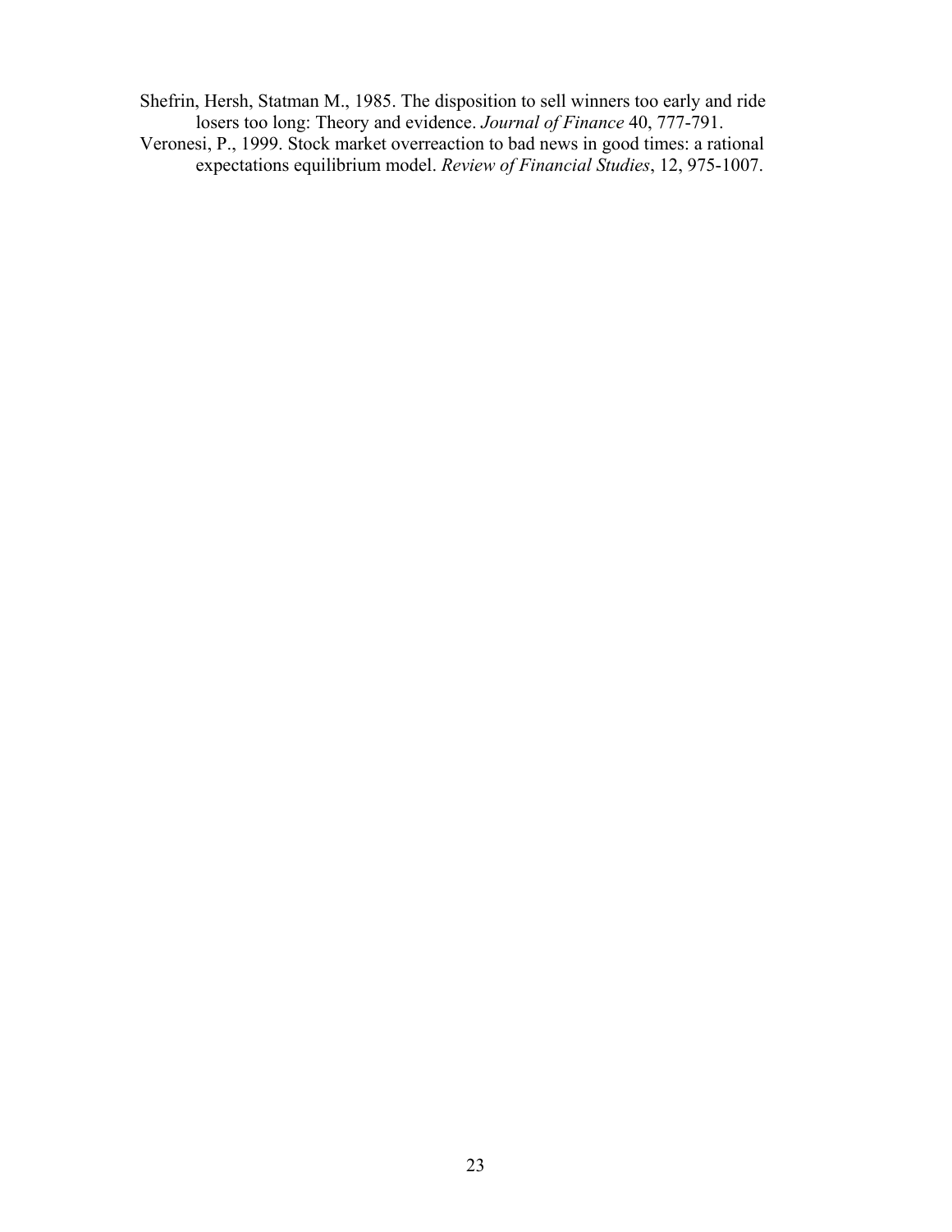Shefrin, Hersh, Statman M., 1985. The disposition to sell winners too early and ride losers too long: Theory and evidence. *Journal of Finance* 40, 777-791.

Veronesi, P., 1999. Stock market overreaction to bad news in good times: a rational expectations equilibrium model. *Review of Financial Studies*, 12, 975-1007.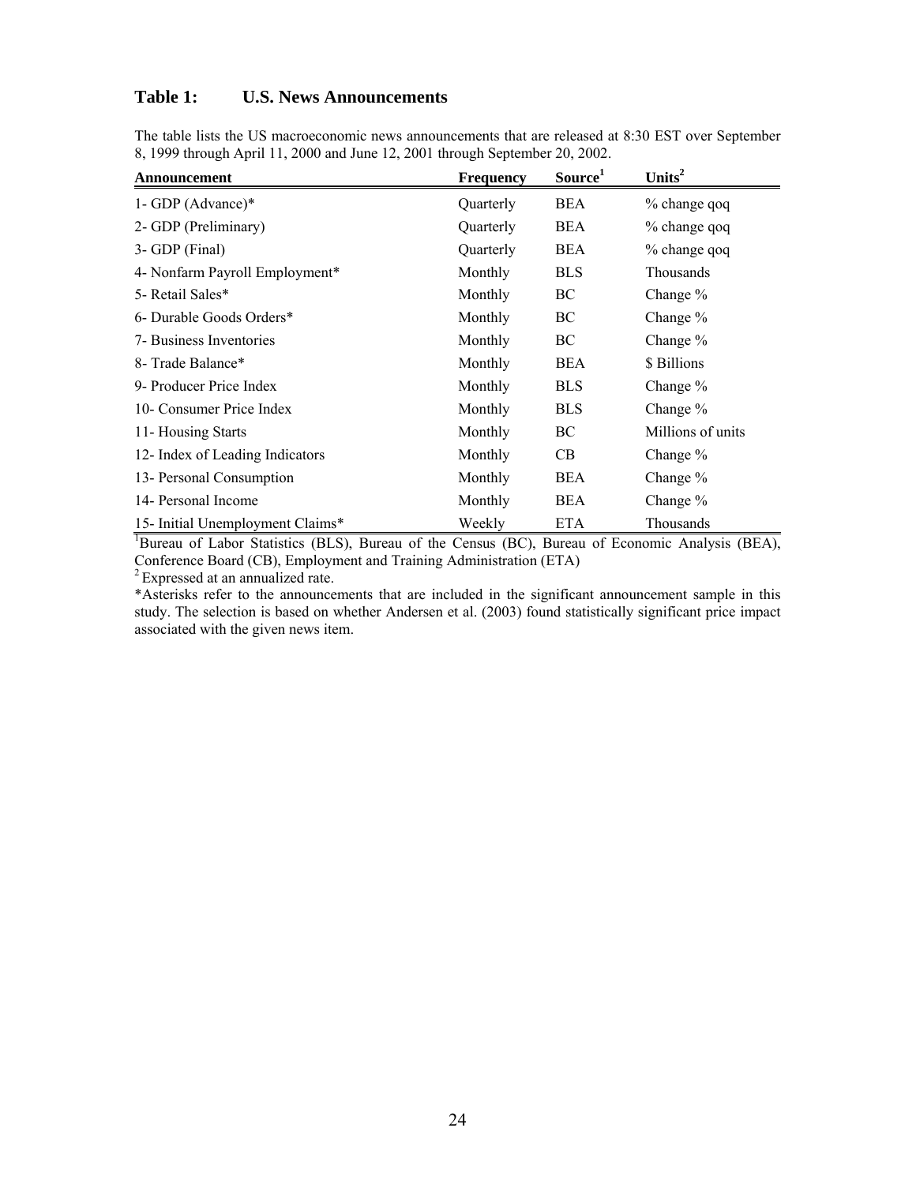## Table 1: U.S. News Announcements

The table lists the US macroeconomic news announcements that are released at 8:30 EST over September 8, 1999 through April 11, 2000 and June 12, 2001 through September 20, 2002.

| Announcement | Frequency | Source[1] | Units[2] |
|---|---|---|---|
| 1- GDP (Advance)* | Quarterly | BEA | % change qoq |
| 2- GDP (Preliminary) | Quarterly | BEA | % change qoq |
| 3- GDP (Final) | Quarterly | BEA | % change qoq |
| 4- Nonfarm Payroll Employment* | Monthly | BLS | Thousands |
| 5- Retail Sales* | Monthly | BC | Change % |
| 6- Durable Goods Orders* | Monthly | BC | Change % |
| 7- Business Inventories | Monthly | BC | Change % |
| 8- Trade Balance* | Monthly | BEA | \$ Billions |
| 9- Producer Price Index | Monthly | BLS | Change % |
| 10- Consumer Price Index | Monthly | BLS | Change % |
| 11- Housing Starts | Monthly | BC | Millions of units |
| 12- Index of Leading Indicators | Monthly | CB | Change % |
| 13- Personal Consumption | Monthly | BEA | Change % |
| 14- Personal Income | Monthly | BEA | Change % |
| 15- Initial Unemployment Claims* | Weekly | ETA | Thousands |

[1] Bureau of Labor Statistics (BLS), Bureau of the Census (BC), Bureau of Economic Analysis (BEA), Conference Board (CB), Employment and Training Administration (ETA)

[2] Expressed at an annualized rate.

*Asterisks refer to the announcements that are included in the significant announcement sample in this study. The selection is based on whether Andersen et al. (2003) found statistically significant price impact associated with the given news item.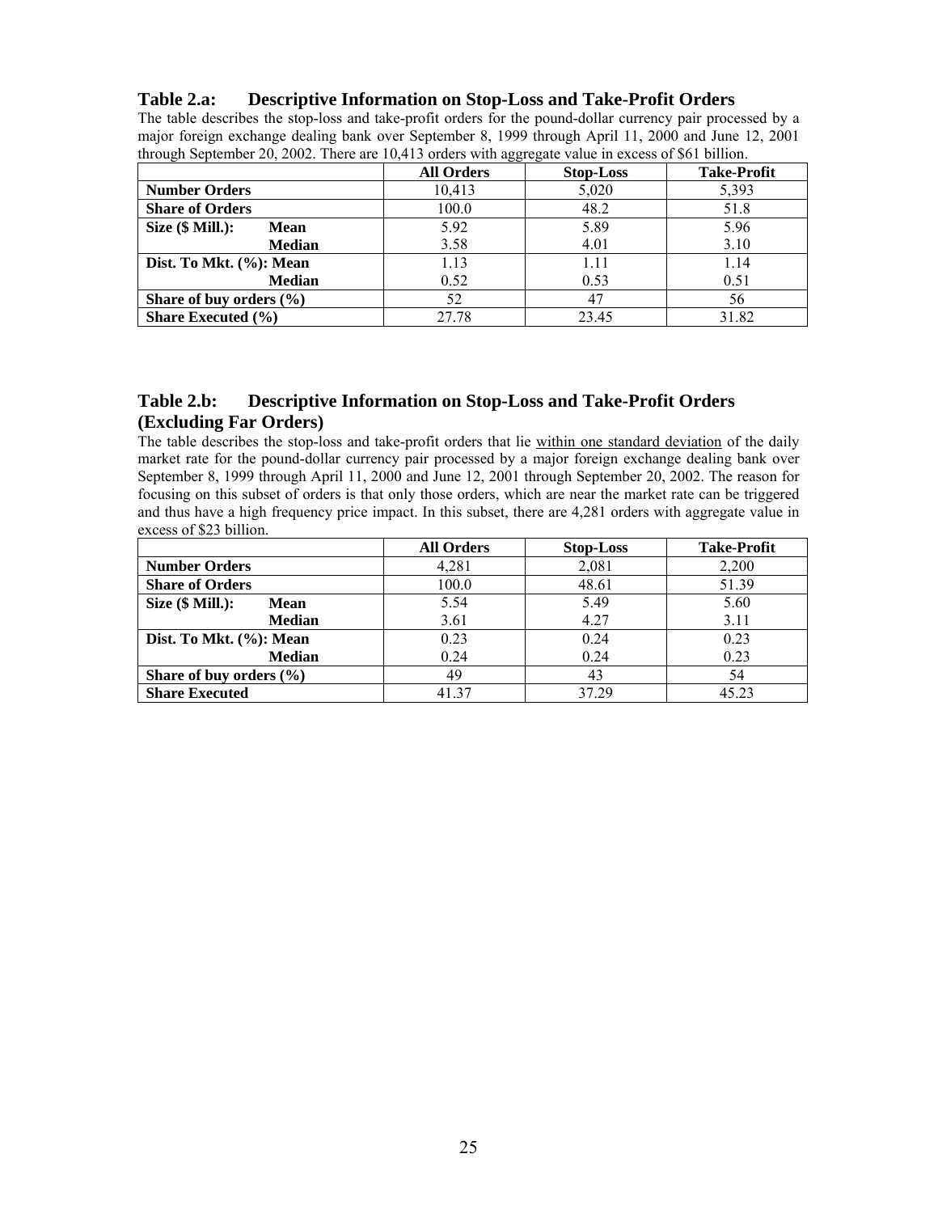### Table 2.a: Descriptive Information on Stop-Loss and Take-Profit Orders

The table describes the stop-loss and take-profit orders for the pound-dollar currency pair processed by a major foreign exchange dealing bank over September 8, 1999 through April 11, 2000 and June 12, 2001 through September 20, 2002. There are 10,413 orders with aggregate value in excess of $61 billion.

| | | All Orders | Stop-Loss | Take-Profit |
|---|---|---|---|---|
| **Number Orders** | | 10,413 | 5,020 | 5,393 |
| **Share of Orders** | | 100.0 | 48.2 | 51.8 |
| **Size ($ Mill.):** | **Mean** | 5.92 | 5.89 | 5.96 |
| | **Median** | 3.58 | 4.01 | 3.10 |
| **Dist. To Mkt. (%):** | **Mean** | 1.13 | 1.11 | 1.14 |
| | **Median** | 0.52 | 0.53 | 0.51 |
| **Share of buy orders (%)** | | 52 | 47 | 56 |
| **Share Executed (%)** | | 27.78 | 23.45 | 31.82 |

### Table 2.b: Descriptive Information on Stop-Loss and Take-Profit Orders (Excluding Far Orders)

The table describes the stop-loss and take-profit orders that lie within one standard deviation of the daily market rate for the pound-dollar currency pair processed by a major foreign exchange dealing bank over September 8, 1999 through April 11, 2000 and June 12, 2001 through September 20, 2002. The reason for focusing on this subset of orders is that only those orders, which are near the market rate can be triggered and thus have a high frequency price impact. In this subset, there are 4,281 orders with aggregate value in excess of $23 billion.

| | | All Orders | Stop-Loss | Take-Profit |
|---|---|---|---|---|
| **Number Orders** | | 4,281 | 2,081 | 2,200 |
| **Share of Orders** | | 100.0 | 48.61 | 51.39 |
| **Size ($ Mill.):** | **Mean** | 5.54 | 5.49 | 5.60 |
| | **Median** | 3.61 | 4.27 | 3.11 |
| **Dist. To Mkt. (%):** | **Mean** | 0.23 | 0.24 | 0.23 |
| | **Median** | 0.24 | 0.24 | 0.23 |
| **Share of buy orders (%)** | | 49 | 43 | 54 |
| **Share Executed** | | 41.37 | 37.29 | 45.23 |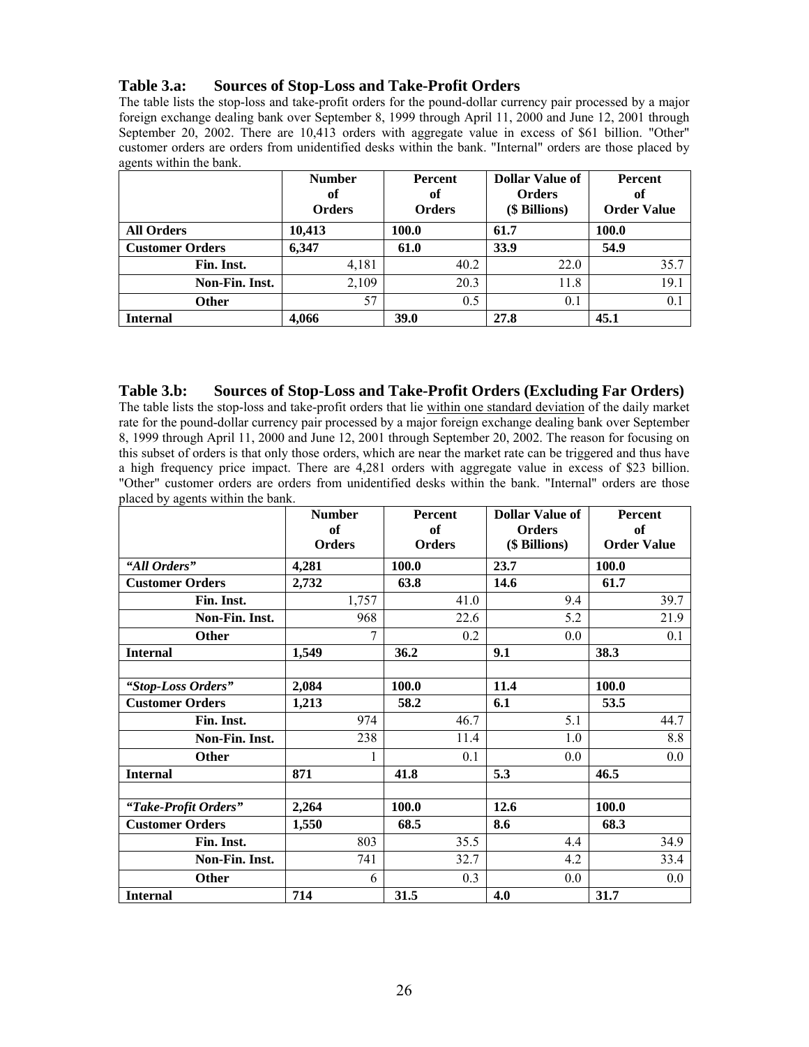### Table 3.a: Sources of Stop-Loss and Take-Profit Orders

The table lists the stop-loss and take-profit orders for the pound-dollar currency pair processed by a major foreign exchange dealing bank over September 8, 1999 through April 11, 2000 and June 12, 2001 through September 20, 2002. There are 10,413 orders with aggregate value in excess of $61 billion. "Other" customer orders are orders from unidentified desks within the bank. "Internal" orders are those placed by agents within the bank.

| | Number of Orders | Percent of Orders | Dollar Value of Orders ($ Billions) | Percent of Order Value |
|---|---|---|---|---|
| **All Orders** | **10,413** | **100.0** | **61.7** | **100.0** |
| **Customer Orders** | **6,347** | **61.0** | **33.9** | **54.9** |
| **Fin. Inst.** | 4,181 | 40.2 | 22.0 | 35.7 |
| **Non-Fin. Inst.** | 2,109 | 20.3 | 11.8 | 19.1 |
| **Other** | 57 | 0.5 | 0.1 | 0.1 |
| **Internal** | **4,066** | **39.0** | **27.8** | **45.1** |

### Table 3.b: Sources of Stop-Loss and Take-Profit Orders (Excluding Far Orders)

The table lists the stop-loss and take-profit orders that lie within one standard deviation of the daily market rate for the pound-dollar currency pair processed by a major foreign exchange dealing bank over September 8, 1999 through April 11, 2000 and June 12, 2001 through September 20, 2002. The reason for focusing on this subset of orders is that only those orders, which are near the market rate can be triggered and thus have a high frequency price impact. There are 4,281 orders with aggregate value in excess of $23 billion. "Other" customer orders are orders from unidentified desks within the bank. "Internal" orders are those placed by agents within the bank.

| | Number of Orders | Percent of Orders | Dollar Value of Orders ($ Billions) | Percent of Order Value |
|---|---|---|---|---|
| ***"All Orders"*** | **4,281** | **100.0** | **23.7** | **100.0** |
| **Customer Orders** | **2,732** | **63.8** | **14.6** | **61.7** |
| **Fin. Inst.** | 1,757 | 41.0 | 9.4 | 39.7 |
| **Non-Fin. Inst.** | 968 | 22.6 | 5.2 | 21.9 |
| **Other** | 7 | 0.2 | 0.0 | 0.1 |
| **Internal** | **1,549** | **36.2** | **9.1** | **38.3** |
| | | | | |
| ***"Stop-Loss Orders"*** | **2,084** | **100.0** | **11.4** | **100.0** |
| **Customer Orders** | **1,213** | **58.2** | **6.1** | **53.5** |
| **Fin. Inst.** | 974 | 46.7 | 5.1 | 44.7 |
| **Non-Fin. Inst.** | 238 | 11.4 | 1.0 | 8.8 |
| **Other** | 1 | 0.1 | 0.0 | 0.0 |
| **Internal** | **871** | **41.8** | **5.3** | **46.5** |
| | | | | |
| ***"Take-Profit Orders"*** | **2,264** | **100.0** | **12.6** | **100.0** |
| **Customer Orders** | **1,550** | **68.5** | **8.6** | **68.3** |
| **Fin. Inst.** | 803 | 35.5 | 4.4 | 34.9 |
| **Non-Fin. Inst.** | 741 | 32.7 | 4.2 | 33.4 |
| **Other** | 6 | 0.3 | 0.0 | 0.0 |
| **Internal** | **714** | **31.5** | **4.0** | **31.7** |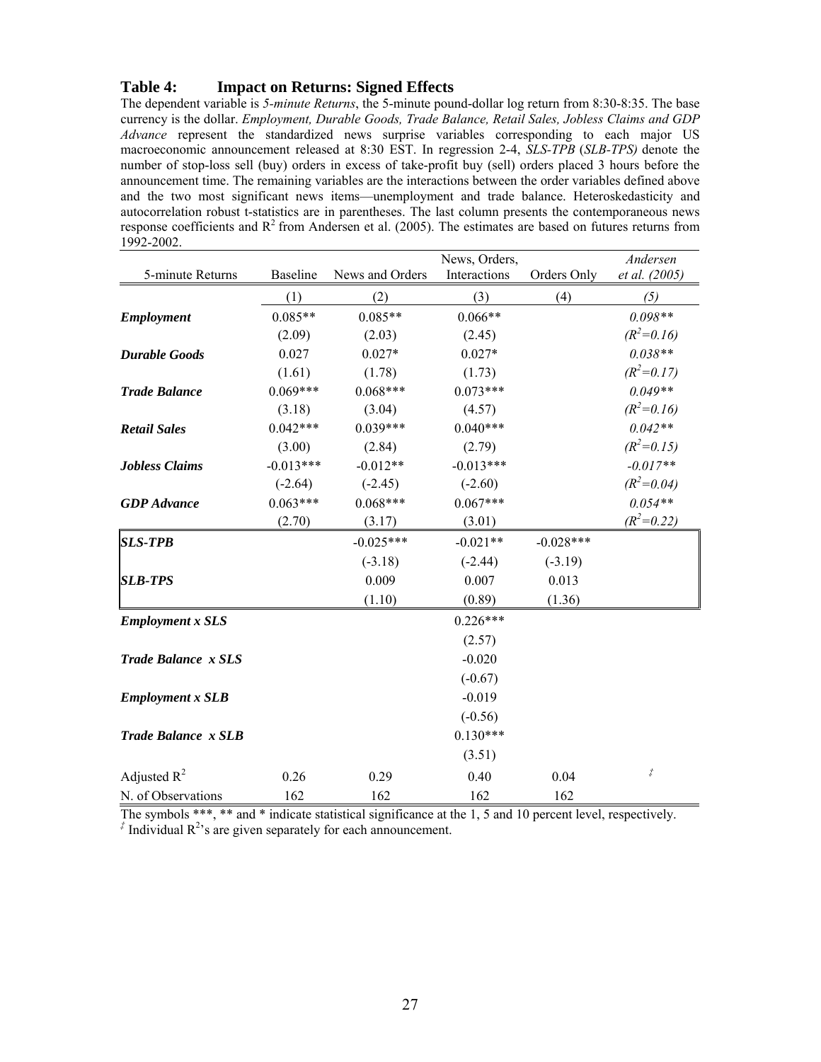### Table 4: Impact on Returns: Signed Effects

The dependent variable is *5-minute Returns*, the 5-minute pound-dollar log return from 8:30-8:35. The base currency is the dollar. *Employment, Durable Goods, Trade Balance, Retail Sales, Jobless Claims and GDP Advance* represent the standardized news surprise variables corresponding to each major US macroeconomic announcement released at 8:30 EST. In regression 2-4, *SLS-TPB* (*SLB-TPS)* denote the number of stop-loss sell (buy) orders in excess of take-profit buy (sell) orders placed 3 hours before the announcement time. The remaining variables are the interactions between the order variables defined above and the two most significant news items—unemployment and trade balance. Heteroskedasticity and autocorrelation robust t-statistics are in parentheses. The last column presents the contemporaneous news response coefficients and $R^2$ from Andersen et al. (2005). The estimates are based on futures returns from 1992-2002.

| 5-minute Returns | Baseline | News and Orders | News, Orders, Interactions | Orders Only | *Andersen et al. (2005)* |
|---|---|---|---|---|---|
| | (1) | (2) | (3) | (4) | *(5)* |
| ***Employment*** | 0.085** | 0.085** | 0.066** | | *0.098*** |
| | (2.09) | (2.03) | (2.45) | | *($R^2$=0.16)* |
| ***Durable Goods*** | 0.027 | 0.027* | 0.027* | | *0.038*** |
| | (1.61) | (1.78) | (1.73) | | *($R^2$=0.17)* |
| ***Trade Balance*** | 0.069*** | 0.068*** | 0.073*** | | *0.049*** |
| | (3.18) | (3.04) | (4.57) | | *($R^2$=0.16)* |
| ***Retail Sales*** | 0.042*** | 0.039*** | 0.040*** | | *0.042*** |
| | (3.00) | (2.84) | (2.79) | | *($R^2$=0.15)* |
| ***Jobless Claims*** | -0.013*** | -0.012** | -0.013*** | | *-0.017*** |
| | (-2.64) | (-2.45) | (-2.60) | | *($R^2$=0.04)* |
| ***GDP Advance*** | 0.063*** | 0.068*** | 0.067*** | | *0.054*** |
| | (2.70) | (3.17) | (3.01) | | *($R^2$=0.22)* |
| ***SLS-TPB*** | | -0.025*** | -0.021** | -0.028*** | |
| | | (-3.18) | (-2.44) | (-3.19) | |
| ***SLB-TPS*** | | 0.009 | 0.007 | 0.013 | |
| | | (1.10) | (0.89) | (1.36) | |
| ***Employment x SLS*** | | | 0.226*** | | |
| | | | (2.57) | | |
| ***Trade Balance x SLS*** | | | -0.020 | | |
| | | | (-0.67) | | |
| ***Employment x SLB*** | | | -0.019 | | |
| | | | (-0.56) | | |
| ***Trade Balance x SLB*** | | | 0.130*** | | |
| | | | (3.51) | | |
| Adjusted $R^2$ | 0.26 | 0.29 | 0.40 | 0.04 | ‡ |
| N. of Observations | 162 | 162 | 162 | 162 | |

The symbols ***, ** and * indicate statistical significance at the 1, 5 and 10 percent level, respectively.

‡ Individual $R^2$'s are given separately for each announcement.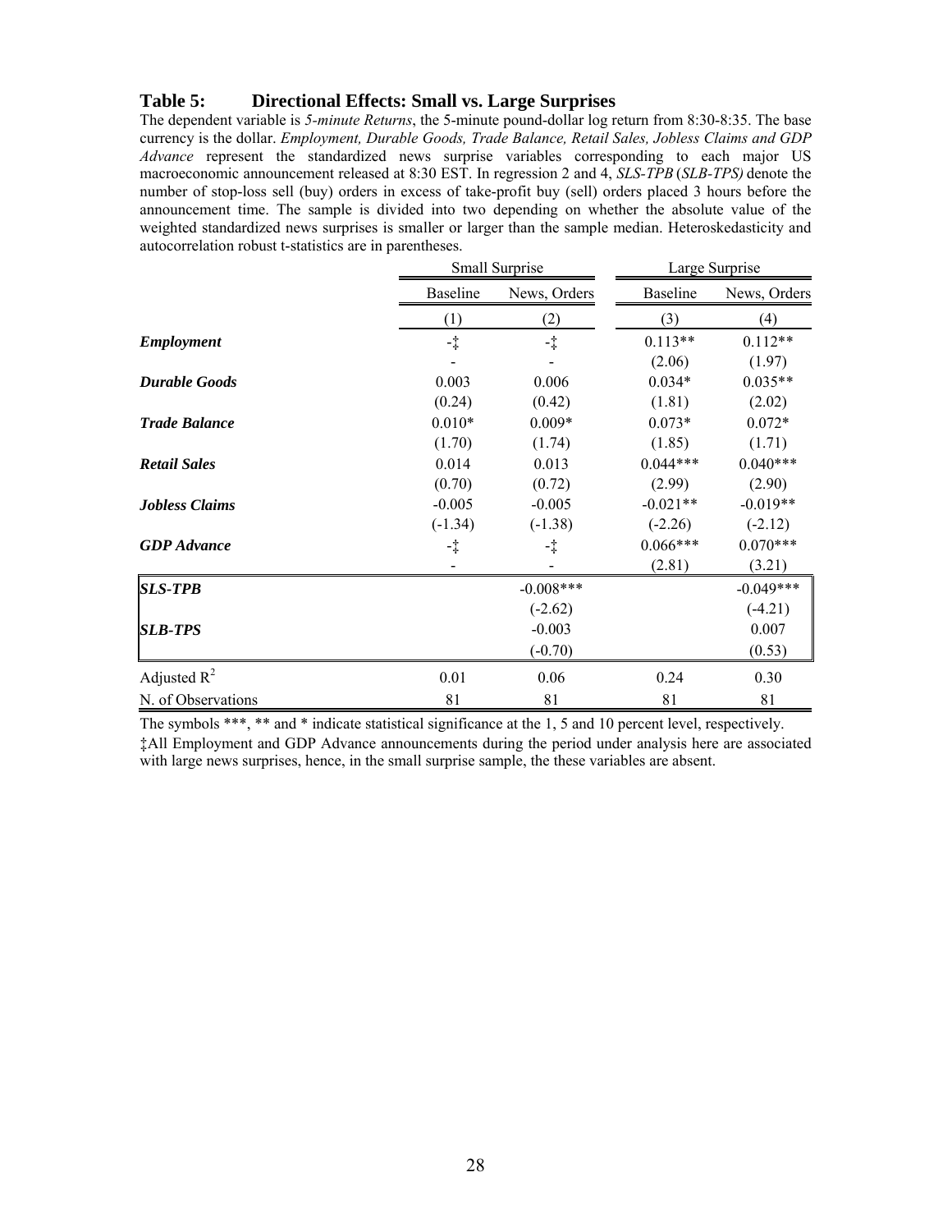### Table 5: Directional Effects: Small vs. Large Surprises

The dependent variable is *5-minute Returns*, the 5-minute pound-dollar log return from 8:30-8:35. The base currency is the dollar. *Employment, Durable Goods, Trade Balance, Retail Sales, Jobless Claims and GDP Advance* represent the standardized news surprise variables corresponding to each major US macroeconomic announcement released at 8:30 EST. In regression 2 and 4, *SLS-TPB* (*SLB-TPS)* denote the number of stop-loss sell (buy) orders in excess of take-profit buy (sell) orders placed 3 hours before the announcement time. The sample is divided into two depending on whether the absolute value of the weighted standardized news surprises is smaller or larger than the sample median. Heteroskedasticity and autocorrelation robust t-statistics are in parentheses.

| | Small Surprise | | Large Surprise | |
|---|---|---|---|---|
| | Baseline | News, Orders | Baseline | News, Orders |
| | (1) | (2) | (3) | (4) |
| ***Employment*** | -‡ | -‡ | 0.113** | 0.112** |
| | - | - | (2.06) | (1.97) |
| ***Durable Goods*** | 0.003 | 0.006 | 0.034* | 0.035** |
| | (0.24) | (0.42) | (1.81) | (2.02) |
| ***Trade Balance*** | 0.010* | 0.009* | 0.073* | 0.072* |
| | (1.70) | (1.74) | (1.85) | (1.71) |
| ***Retail Sales*** | 0.014 | 0.013 | 0.044*** | 0.040*** |
| | (0.70) | (0.72) | (2.99) | (2.90) |
| ***Jobless Claims*** | -0.005 | -0.005 | -0.021** | -0.019** |
| | (-1.34) | (-1.38) | (-2.26) | (-2.12) |
| ***GDP Advance*** | -‡ | -‡ | 0.066*** | 0.070*** |
| | - | - | (2.81) | (3.21) |
| ***SLS-TPB*** | | -0.008*** | | -0.049*** |
| | | (-2.62) | | (-4.21) |
| ***SLB-TPS*** | | -0.003 | | 0.007 |
| | | (-0.70) | | (0.53) |
| Adjusted $R^2$ | 0.01 | 0.06 | 0.24 | 0.30 |
| N. of Observations | 81 | 81 | 81 | 81 |

The symbols ***, ** and * indicate statistical significance at the 1, 5 and 10 percent level, respectively.

‡All Employment and GDP Advance announcements during the period under analysis here are associated with large news surprises, hence, in the small surprise sample, the these variables are absent.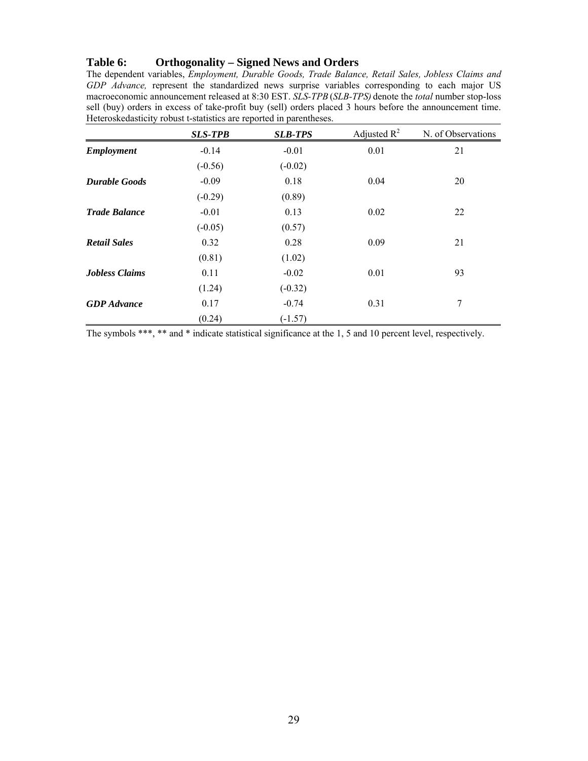## Table 6: Orthogonality – Signed News and Orders

The dependent variables, *Employment, Durable Goods, Trade Balance, Retail Sales, Jobless Claims and GDP Advance,* represent the standardized news surprise variables corresponding to each major US macroeconomic announcement released at 8:30 EST. *SLS-TPB* (*SLB-TPS)* denote the *total* number stop-loss sell (buy) orders in excess of take-profit buy (sell) orders placed 3 hours before the announcement time. Heteroskedasticity robust t-statistics are reported in parentheses.

| | ***SLS-TPB*** | ***SLB-TPS*** | Adjusted $R^2$ | N. of Observations |
|---|---|---|---|---|
| ***Employment*** | -0.14 | -0.01 | 0.01 | 21 |
| | (-0.56) | (-0.02) | | |
| ***Durable Goods*** | -0.09 | 0.18 | 0.04 | 20 |
| | (-0.29) | (0.89) | | |
| ***Trade Balance*** | -0.01 | 0.13 | 0.02 | 22 |
| | (-0.05) | (0.57) | | |
| ***Retail Sales*** | 0.32 | 0.28 | 0.09 | 21 |
| | (0.81) | (1.02) | | |
| ***Jobless Claims*** | 0.11 | -0.02 | 0.01 | 93 |
| | (1.24) | (-0.32) | | |
| ***GDP Advance*** | 0.17 | -0.74 | 0.31 | 7 |
| | (0.24) | (-1.57) | | |

The symbols ***, ** and * indicate statistical significance at the 1, 5 and 10 percent level, respectively.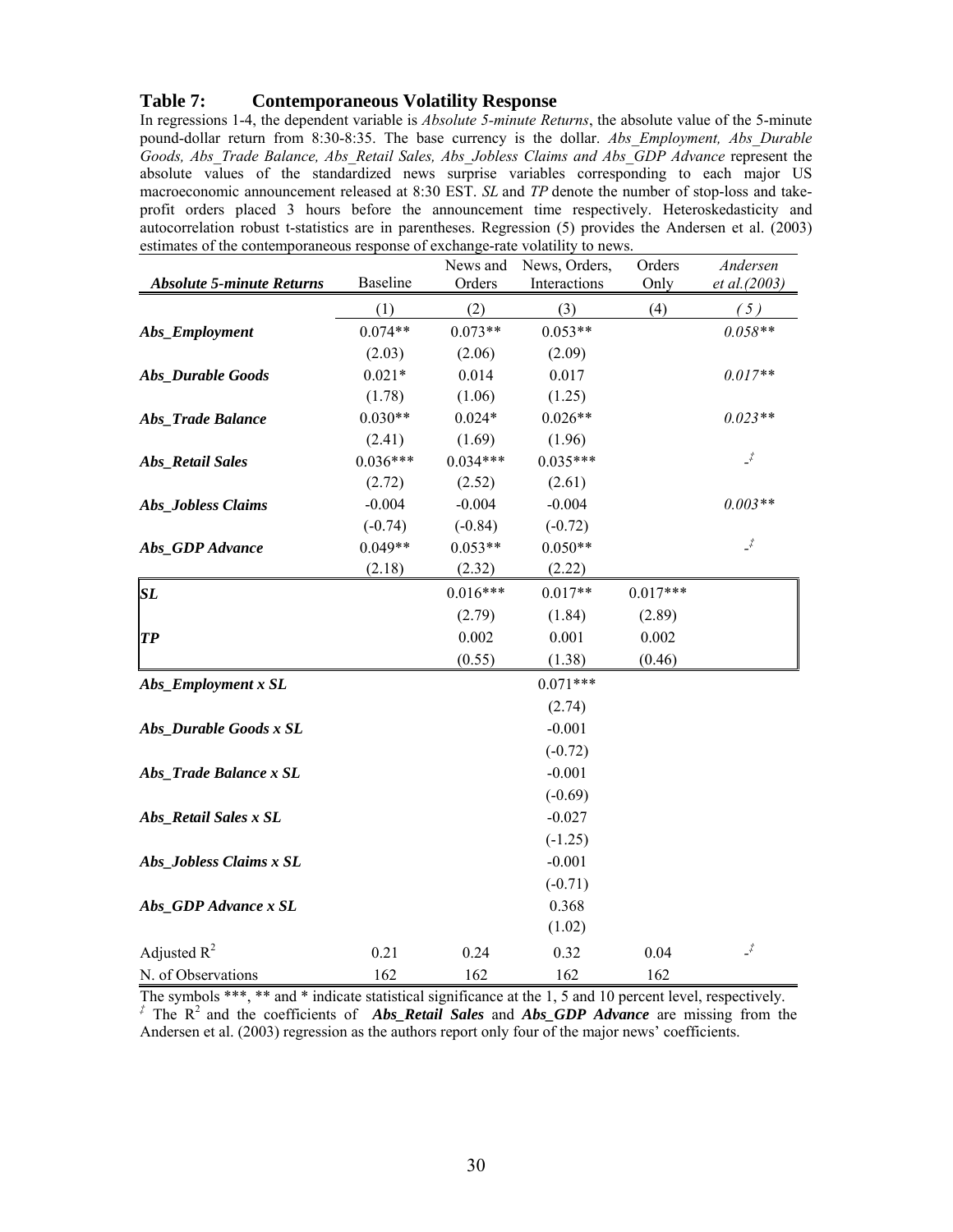### Table 7: Contemporaneous Volatility Response

In regressions 1-4, the dependent variable is *Absolute 5-minute Returns*, the absolute value of the 5-minute pound-dollar return from 8:30-8:35. The base currency is the dollar. *Abs_Employment, Abs_Durable Goods, Abs_Trade Balance, Abs_Retail Sales, Abs_Jobless Claims and Abs_GDP Advance* represent the absolute values of the standardized news surprise variables corresponding to each major US macroeconomic announcement released at 8:30 EST. *SL* and *TP* denote the number of stop-loss and take-profit orders placed 3 hours before the announcement time respectively. Heteroskedasticity and autocorrelation robust t-statistics are in parentheses. Regression (5) provides the Andersen et al. (2003) estimates of the contemporaneous response of exchange-rate volatility to news.

| ***Absolute 5-minute Returns*** | Baseline | News and Orders | News, Orders, Interactions | Orders Only | *Andersen et al.(2003)* |
|---|---|---|---|---|---|
| | (1) | (2) | (3) | (4) | *(5)* |
| ***Abs_Employment*** | 0.074** | 0.073** | 0.053** | | *0.058*** |
| | (2.03) | (2.06) | (2.09) | | |
| ***Abs_Durable Goods*** | 0.021* | 0.014 | 0.017 | | *0.017*** |
| | (1.78) | (1.06) | (1.25) | | |
| ***Abs_Trade Balance*** | 0.030** | 0.024* | 0.026** | | *0.023*** |
| | (2.41) | (1.69) | (1.96) | | |
| ***Abs_Retail Sales*** | 0.036*** | 0.034*** | 0.035*** | | -‡ |
| | (2.72) | (2.52) | (2.61) | | |
| ***Abs_Jobless Claims*** | -0.004 | -0.004 | -0.004 | | *0.003*** |
| | (-0.74) | (-0.84) | (-0.72) | | |
| ***Abs_GDP Advance*** | 0.049** | 0.053** | 0.050** | | -‡ |
| | (2.18) | (2.32) | (2.22) | | |
| ***SL*** | | 0.016*** | 0.017** | 0.017*** | |
| | | (2.79) | (1.84) | (2.89) | |
| ***TP*** | | 0.002 | 0.001 | 0.002 | |
| | | (0.55) | (1.38) | (0.46) | |
| ***Abs_Employment x SL*** | | | 0.071*** | | |
| | | | (2.74) | | |
| ***Abs_Durable Goods x SL*** | | | -0.001 | | |
| | | | (-0.72) | | |
| ***Abs_Trade Balance x SL*** | | | -0.001 | | |
| | | | (-0.69) | | |
| ***Abs_Retail Sales x SL*** | | | -0.027 | | |
| | | | (-1.25) | | |
| ***Abs_Jobless Claims x SL*** | | | -0.001 | | |
| | | | (-0.71) | | |
| ***Abs_GDP Advance x SL*** | | | 0.368 | | |
| | | | (1.02) | | |
| Adjusted $R^2$ | 0.21 | 0.24 | 0.32 | 0.04 | -‡ |
| N. of Observations | 162 | 162 | 162 | 162 | |

The symbols ***, ** and * indicate statistical significance at the 1, 5 and 10 percent level, respectively.

‡ The $R^2$ and the coefficients of ***Abs_Retail Sales*** and ***Abs_GDP Advance*** are missing from the Andersen et al. (2003) regression as the authors report only four of the major news' coefficients.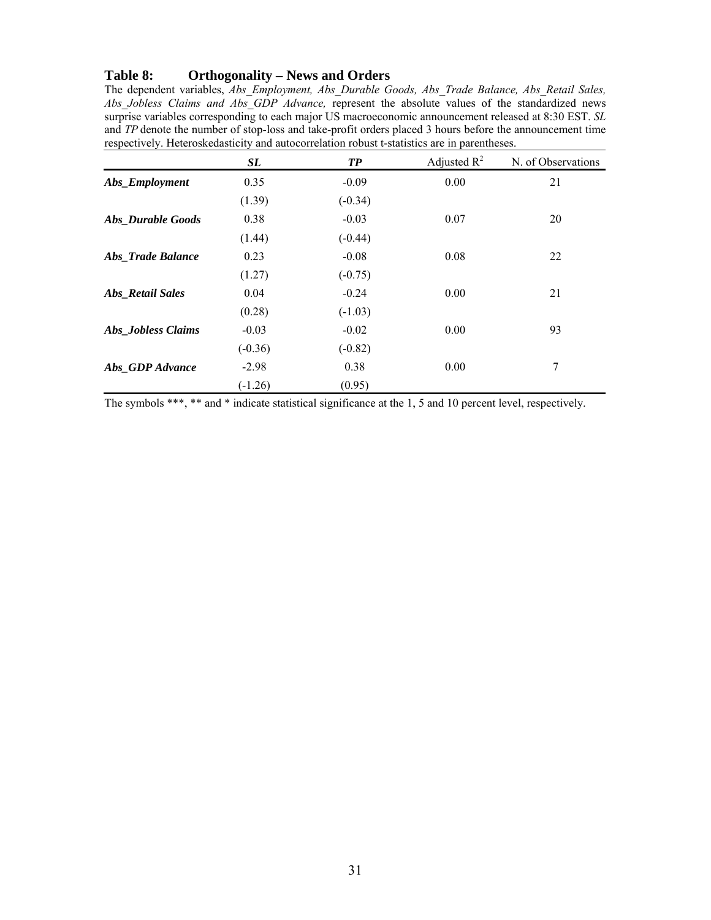## Table 8: Orthogonality – News and Orders

The dependent variables, *Abs_Employment, Abs_Durable Goods, Abs_Trade Balance, Abs_Retail Sales, Abs_Jobless Claims and Abs_GDP Advance,* represent the absolute values of the standardized news surprise variables corresponding to each major US macroeconomic announcement released at 8:30 EST. *SL* and *TP* denote the number of stop-loss and take-profit orders placed 3 hours before the announcement time respectively. Heteroskedasticity and autocorrelation robust t-statistics are in parentheses.

| | ***SL*** | ***TP*** | Adjusted $R^2$ | N. of Observations |
|---|---|---|---|---|
| ***Abs_Employment*** | 0.35 | -0.09 | 0.00 | 21 |
| | (1.39) | (-0.34) | | |
| ***Abs_Durable Goods*** | 0.38 | -0.03 | 0.07 | 20 |
| | (1.44) | (-0.44) | | |
| ***Abs_Trade Balance*** | 0.23 | -0.08 | 0.08 | 22 |
| | (1.27) | (-0.75) | | |
| ***Abs_Retail Sales*** | 0.04 | -0.24 | 0.00 | 21 |
| | (0.28) | (-1.03) | | |
| ***Abs_Jobless Claims*** | -0.03 | -0.02 | 0.00 | 93 |
| | (-0.36) | (-0.82) | | |
| ***Abs_GDP Advance*** | -2.98 | 0.38 | 0.00 | 7 |
| | (-1.26) | (0.95) | | |

The symbols ***, ** and * indicate statistical significance at the 1, 5 and 10 percent level, respectively.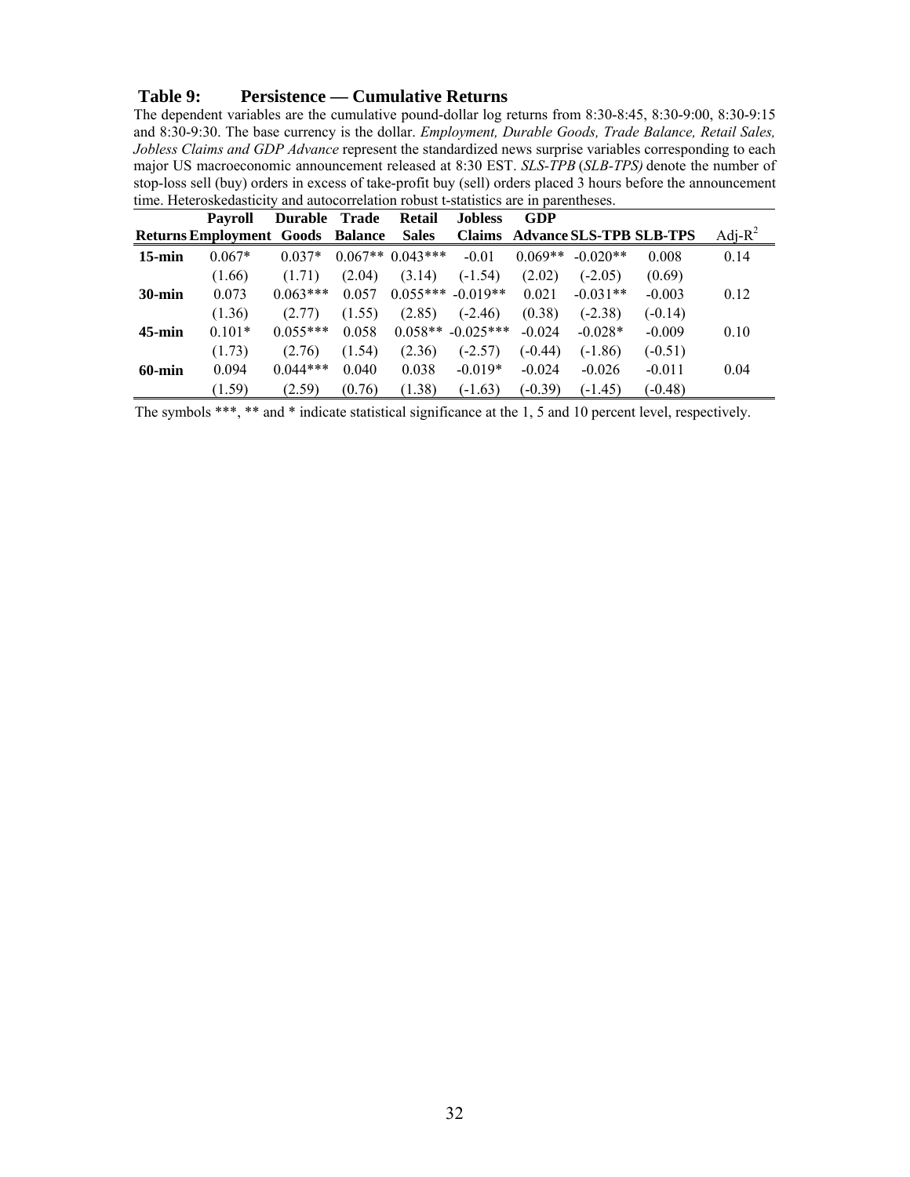**Table 9: Persistence — Cumulative Returns**

The dependent variables are the cumulative pound-dollar log returns from 8:30-8:45, 8:30-9:00, 8:30-9:15 and 8:30-9:30. The base currency is the dollar. *Employment, Durable Goods, Trade Balance, Retail Sales, Jobless Claims and GDP Advance* represent the standardized news surprise variables corresponding to each major US macroeconomic announcement released at 8:30 EST. *SLS-TPB* (*SLB-TPS)* denote the number of stop-loss sell (buy) orders in excess of take-profit buy (sell) orders placed 3 hours before the announcement time. Heteroskedasticity and autocorrelation robust t-statistics are in parentheses.

| Returns | Payroll Employment | Durable Goods | Trade Balance | Retail Sales | Jobless Claims | GDP Advance | SLS-TPB | SLB-TPS | Adj-$R^2$ |
|---|---|---|---|---|---|---|---|---|---|
| **15-min** | 0.067* | 0.037* | 0.067** | 0.043*** | -0.01 | 0.069** | -0.020** | 0.008 | 0.14 |
| | (1.66) | (1.71) | (2.04) | (3.14) | (-1.54) | (2.02) | (-2.05) | (0.69) | |
| **30-min** | 0.073 | 0.063*** | 0.057 | 0.055*** | -0.019** | 0.021 | -0.031** | -0.003 | 0.12 |
| | (1.36) | (2.77) | (1.55) | (2.85) | (-2.46) | (0.38) | (-2.38) | (-0.14) | |
| **45-min** | 0.101* | 0.055*** | 0.058 | 0.058** | -0.025*** | -0.024 | -0.028* | -0.009 | 0.10 |
| | (1.73) | (2.76) | (1.54) | (2.36) | (-2.57) | (-0.44) | (-1.86) | (-0.51) | |
| **60-min** | 0.094 | 0.044*** | 0.040 | 0.038 | -0.019* | -0.024 | -0.026 | -0.011 | 0.04 |
| | (1.59) | (2.59) | (0.76) | (1.38) | (-1.63) | (-0.39) | (-1.45) | (-0.48) | |

The symbols ***, ** and * indicate statistical significance at the 1, 5 and 10 percent level, respectively.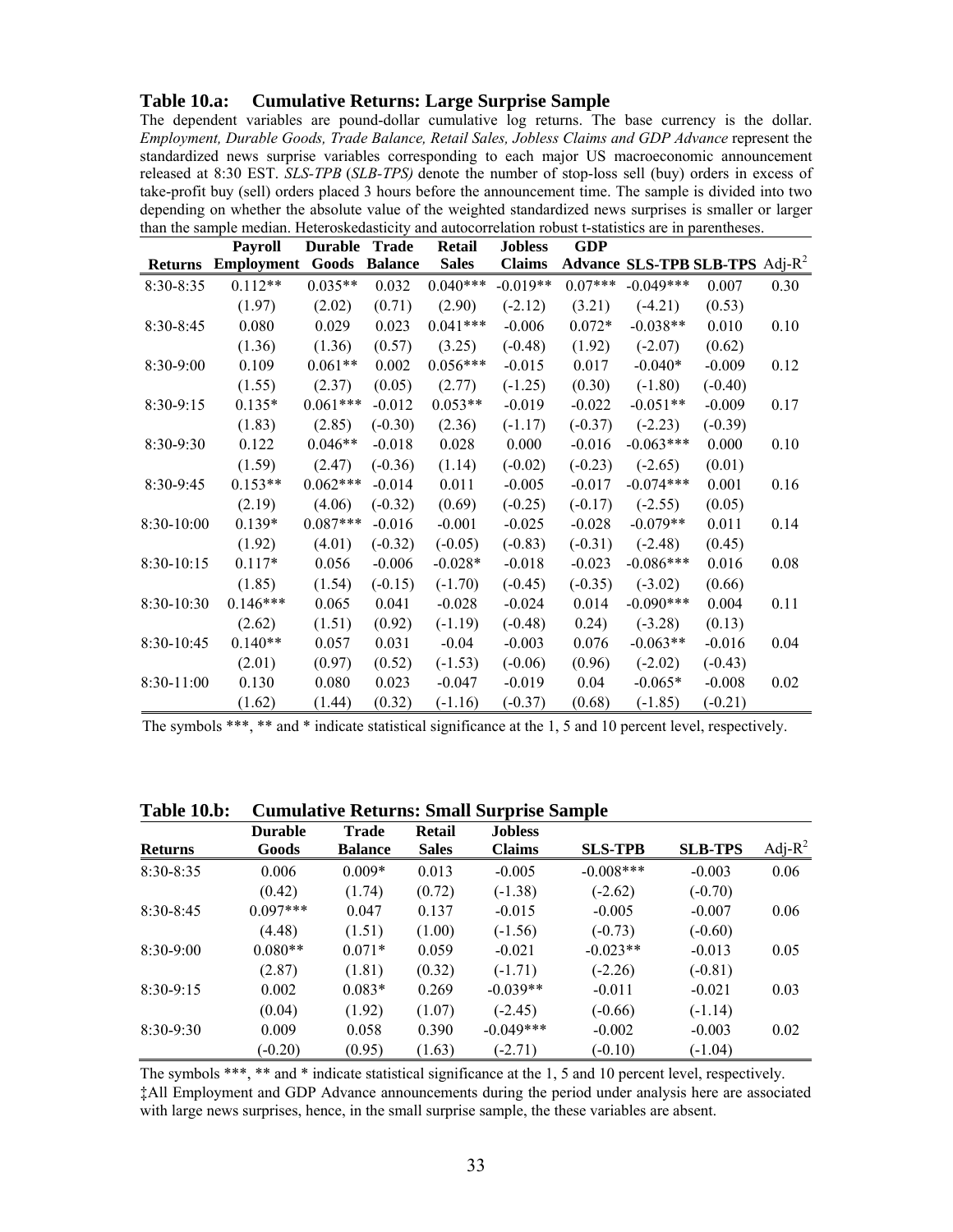**Table 10.a: Cumulative Returns: Large Surprise Sample**

The dependent variables are pound-dollar cumulative log returns. The base currency is the dollar. *Employment, Durable Goods, Trade Balance, Retail Sales, Jobless Claims and GDP Advance* represent the standardized news surprise variables corresponding to each major US macroeconomic announcement released at 8:30 EST. *SLS-TPB* (*SLB-TPS)* denote the number of stop-loss sell (buy) orders in excess of take-profit buy (sell) orders placed 3 hours before the announcement time. The sample is divided into two depending on whether the absolute value of the weighted standardized news surprises is smaller or larger than the sample median. Heteroskedasticity and autocorrelation robust t-statistics are in parentheses.

| Returns | Payroll Employment | Durable Goods | Trade Balance | Retail Sales | Jobless Claims | GDP Advance | SLS-TPB | SLB-TPS | Adj-$R^2$ |
|---|---|---|---|---|---|---|---|---|---|
| 8:30-8:35 | 0.112** | 0.035** | 0.032 | 0.040*** | -0.019** | 0.07*** | -0.049*** | 0.007 | 0.30 |
| | (1.97) | (2.02) | (0.71) | (2.90) | (-2.12) | (3.21) | (-4.21) | (0.53) | |
| 8:30-8:45 | 0.080 | 0.029 | 0.023 | 0.041*** | -0.006 | 0.072* | -0.038** | 0.010 | 0.10 |
| | (1.36) | (1.36) | (0.57) | (3.25) | (-0.48) | (1.92) | (-2.07) | (0.62) | |
| 8:30-9:00 | 0.109 | 0.061** | 0.002 | 0.056*** | -0.015 | 0.017 | -0.040* | -0.009 | 0.12 |
| | (1.55) | (2.37) | (0.05) | (2.77) | (-1.25) | (0.30) | (-1.80) | (-0.40) | |
| 8:30-9:15 | 0.135* | 0.061*** | -0.012 | 0.053** | -0.019 | -0.022 | -0.051** | -0.009 | 0.17 |
| | (1.83) | (2.85) | (-0.30) | (2.36) | (-1.17) | (-0.37) | (-2.23) | (-0.39) | |
| 8:30-9:30 | 0.122 | 0.046** | -0.018 | 0.028 | 0.000 | -0.016 | -0.063*** | 0.000 | 0.10 |
| | (1.59) | (2.47) | (-0.36) | (1.14) | (-0.02) | (-0.23) | (-2.65) | (0.01) | |
| 8:30-9:45 | 0.153** | 0.062*** | -0.014 | 0.011 | -0.005 | -0.017 | -0.074*** | 0.001 | 0.16 |
| | (2.19) | (4.06) | (-0.32) | (0.69) | (-0.25) | (-0.17) | (-2.55) | (0.05) | |
| 8:30-10:00 | 0.139* | 0.087*** | -0.016 | -0.001 | -0.025 | -0.028 | -0.079** | 0.011 | 0.14 |
| | (1.92) | (4.01) | (-0.32) | (-0.05) | (-0.83) | (-0.31) | (-2.48) | (0.45) | |
| 8:30-10:15 | 0.117* | 0.056 | -0.006 | -0.028* | -0.018 | -0.023 | -0.086*** | 0.016 | 0.08 |
| | (1.85) | (1.54) | (-0.15) | (-1.70) | (-0.45) | (-0.35) | (-3.02) | (0.66) | |
| 8:30-10:30 | 0.146*** | 0.065 | 0.041 | -0.028 | -0.024 | 0.014 | -0.090*** | 0.004 | 0.11 |
| | (2.62) | (1.51) | (0.92) | (-1.19) | (-0.48) | 0.24) | (-3.28) | (0.13) | |
| 8:30-10:45 | 0.140** | 0.057 | 0.031 | -0.04 | -0.003 | 0.076 | -0.063** | -0.016 | 0.04 |
| | (2.01) | (0.97) | (0.52) | (-1.53) | (-0.06) | (0.96) | (-2.02) | (-0.43) | |
| 8:30-11:00 | 0.130 | 0.080 | 0.023 | -0.047 | -0.019 | 0.04 | -0.065* | -0.008 | 0.02 |
| | (1.62) | (1.44) | (0.32) | (-1.16) | (-0.37) | (0.68) | (-1.85) | (-0.21) | |

The symbols ***, ** and * indicate statistical significance at the 1, 5 and 10 percent level, respectively.

**Table 10.b: Cumulative Returns: Small Surprise Sample**

| Returns | Durable Goods | Trade Balance | Retail Sales | Jobless Claims | SLS-TPB | SLB-TPS | Adj-$R^2$ |
|---|---|---|---|---|---|---|---|
| 8:30-8:35 | 0.006 | 0.009* | 0.013 | -0.005 | -0.008*** | -0.003 | 0.06 |
| | (0.42) | (1.74) | (0.72) | (-1.38) | (-2.62) | (-0.70) | |
| 8:30-8:45 | 0.097*** | 0.047 | 0.137 | -0.015 | -0.005 | -0.007 | 0.06 |
| | (4.48) | (1.51) | (1.00) | (-1.56) | (-0.73) | (-0.60) | |
| 8:30-9:00 | 0.080** | 0.071* | 0.059 | -0.021 | -0.023** | -0.013 | 0.05 |
| | (2.87) | (1.81) | (0.32) | (-1.71) | (-2.26) | (-0.81) | |
| 8:30-9:15 | 0.002 | 0.083* | 0.269 | -0.039** | -0.011 | -0.021 | 0.03 |
| | (0.04) | (1.92) | (1.07) | (-2.45) | (-0.66) | (-1.14) | |
| 8:30-9:30 | 0.009 | 0.058 | 0.390 | -0.049*** | -0.002 | -0.003 | 0.02 |
| | (-0.20) | (0.95) | (1.63) | (-2.71) | (-0.10) | (-1.04) | |

The symbols ***, ** and * indicate statistical significance at the 1, 5 and 10 percent level, respectively.

‡All Employment and GDP Advance announcements during the period under analysis here are associated with large news surprises, hence, in the small surprise sample, the these variables are absent.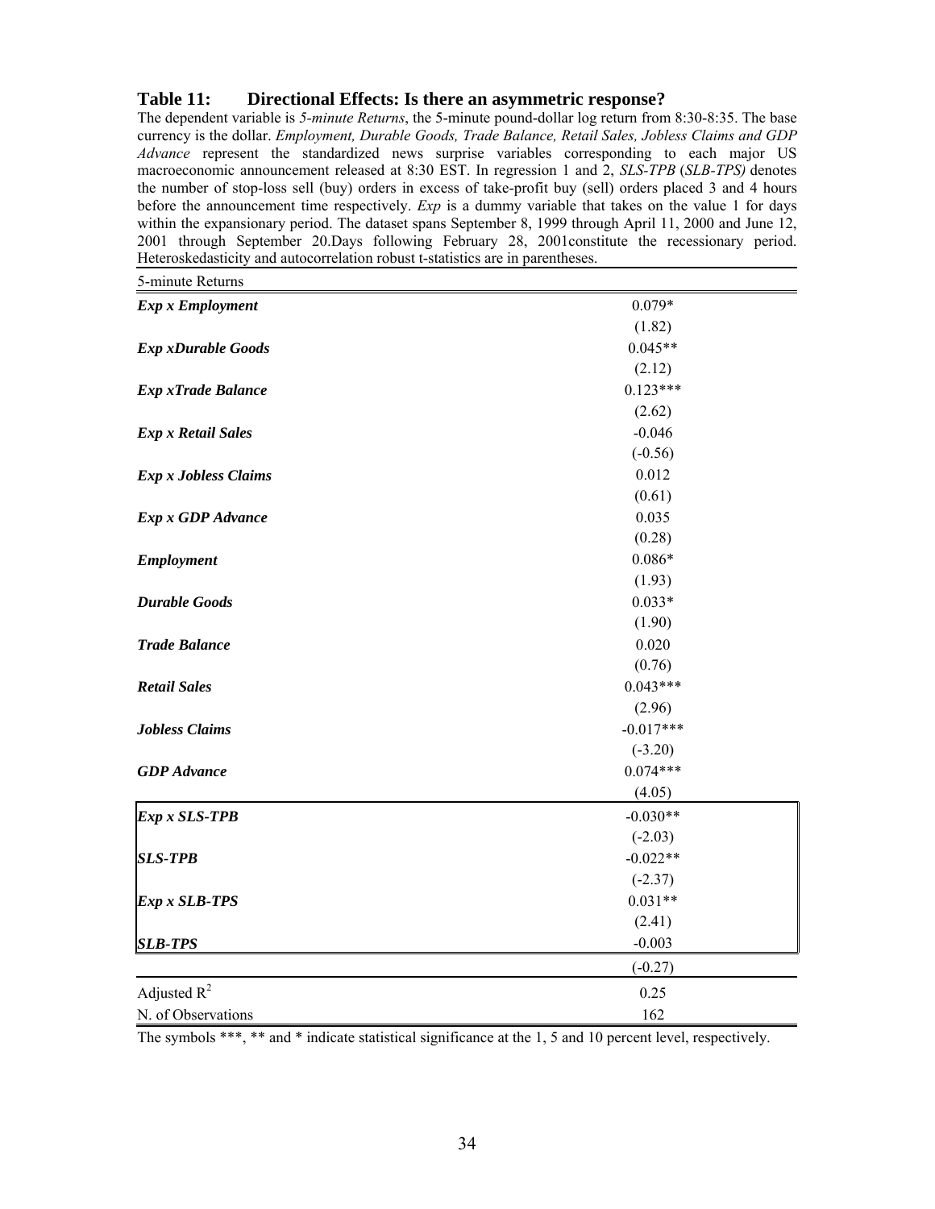### Table 11: Directional Effects: Is there an asymmetric response?

The dependent variable is *5-minute Returns*, the 5-minute pound-dollar log return from 8:30-8:35. The base currency is the dollar. *Employment, Durable Goods, Trade Balance, Retail Sales, Jobless Claims and GDP Advance* represent the standardized news surprise variables corresponding to each major US macroeconomic announcement released at 8:30 EST. In regression 1 and 2, *SLS-TPB* (*SLB-TPS)* denotes the number of stop-loss sell (buy) orders in excess of take-profit buy (sell) orders placed 3 and 4 hours before the announcement time respectively. *Exp* is a dummy variable that takes on the value 1 for days within the expansionary period. The dataset spans September 8, 1999 through April 11, 2000 and June 12, 2001 through September 20.Days following February 28, 2001constitute the recessionary period. Heteroskedasticity and autocorrelation robust t-statistics are in parentheses.

| 5-minute Returns | |
|---|---|
| ***Exp x Employment*** | 0.079* |
| | (1.82) |
| ***Exp xDurable Goods*** | 0.045** |
| | (2.12) |
| ***Exp xTrade Balance*** | 0.123*** |
| | (2.62) |
| ***Exp x Retail Sales*** | -0.046 |
| | (-0.56) |
| ***Exp x Jobless Claims*** | 0.012 |
| | (0.61) |
| ***Exp x GDP Advance*** | 0.035 |
| | (0.28) |
| ***Employment*** | 0.086* |
| | (1.93) |
| ***Durable Goods*** | 0.033* |
| | (1.90) |
| ***Trade Balance*** | 0.020 |
| | (0.76) |
| ***Retail Sales*** | 0.043*** |
| | (2.96) |
| ***Jobless Claims*** | -0.017*** |
| | (-3.20) |
| ***GDP Advance*** | 0.074*** |
| | (4.05) |
| ***Exp x SLS-TPB*** | -0.030** |
| | (-2.03) |
| ***SLS-TPB*** | -0.022** |
| | (-2.37) |
| ***Exp x SLB-TPS*** | 0.031** |
| | (2.41) |
| ***SLB-TPS*** | -0.003 |
| | (-0.27) |
| Adjusted $R^2$ | 0.25 |
| N. of Observations | 162 |

The symbols ***, ** and * indicate statistical significance at the 1, 5 and 10 percent level, respectively.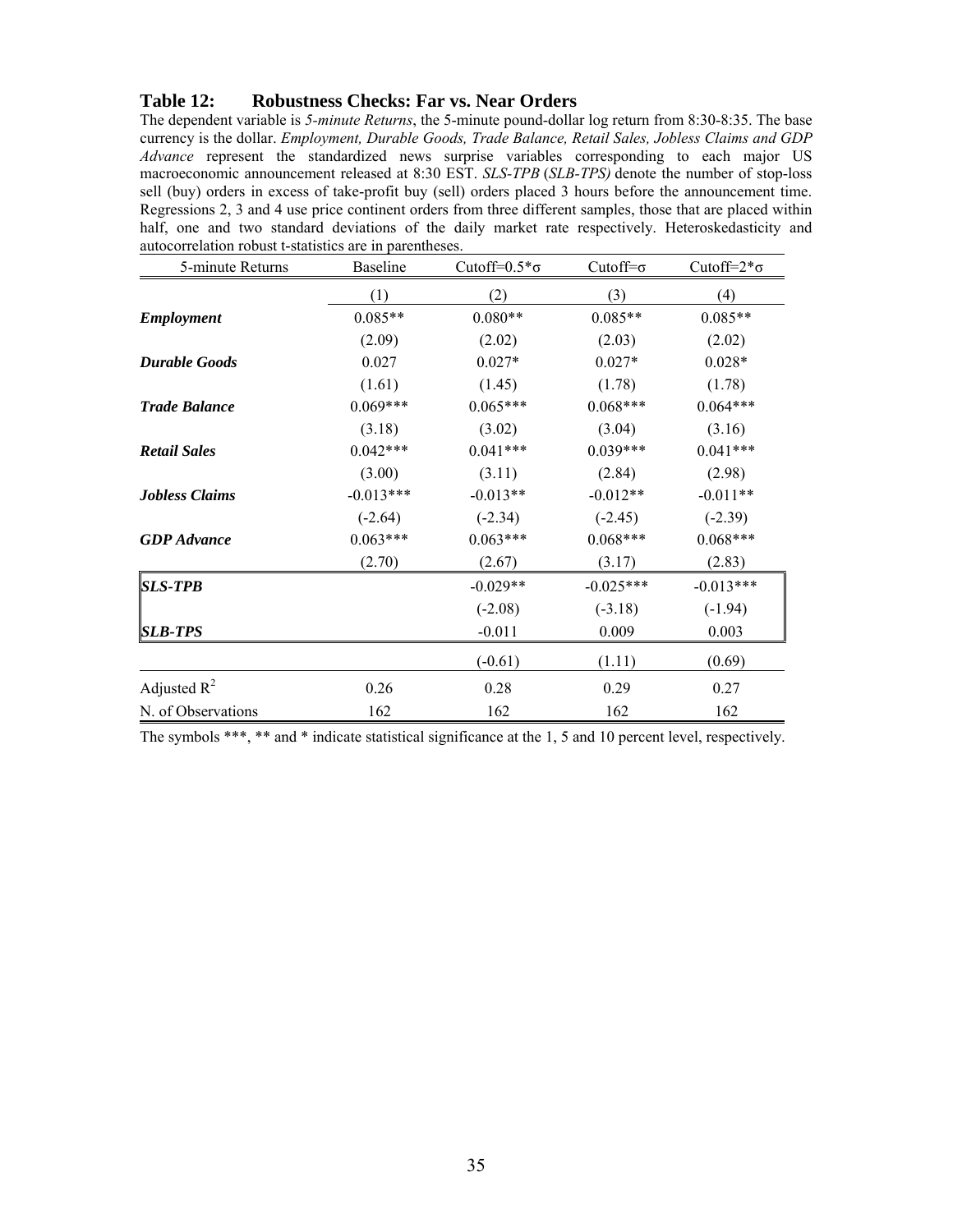### Table 12: Robustness Checks: Far vs. Near Orders

The dependent variable is *5-minute Returns*, the 5-minute pound-dollar log return from 8:30-8:35. The base currency is the dollar. *Employment, Durable Goods, Trade Balance, Retail Sales, Jobless Claims and GDP Advance* represent the standardized news surprise variables corresponding to each major US macroeconomic announcement released at 8:30 EST. *SLS-TPB* (*SLB-TPS)* denote the number of stop-loss sell (buy) orders in excess of take-profit buy (sell) orders placed 3 hours before the announcement time. Regressions 2, 3 and 4 use price continent orders from three different samples, those that are placed within half, one and two standard deviations of the daily market rate respectively. Heteroskedasticity and autocorrelation robust t-statistics are in parentheses.

| 5-minute Returns | Baseline | Cutoff=0.5*σ | Cutoff=σ | Cutoff=2*σ |
|---|---|---|---|---|
| | (1) | (2) | (3) | (4) |
| ***Employment*** | 0.085** | 0.080** | 0.085** | 0.085** |
| | (2.09) | (2.02) | (2.03) | (2.02) |
| ***Durable Goods*** | 0.027 | 0.027* | 0.027* | 0.028* |
| | (1.61) | (1.45) | (1.78) | (1.78) |
| ***Trade Balance*** | 0.069*** | 0.065*** | 0.068*** | 0.064*** |
| | (3.18) | (3.02) | (3.04) | (3.16) |
| ***Retail Sales*** | 0.042*** | 0.041*** | 0.039*** | 0.041*** |
| | (3.00) | (3.11) | (2.84) | (2.98) |
| ***Jobless Claims*** | -0.013*** | -0.013** | -0.012** | -0.011** |
| | (-2.64) | (-2.34) | (-2.45) | (-2.39) |
| ***GDP Advance*** | 0.063*** | 0.063*** | 0.068*** | 0.068*** |
| | (2.70) | (2.67) | (3.17) | (2.83) |
| ***SLS-TPB*** | | -0.029** | -0.025*** | -0.013*** |
| | | (-2.08) | (-3.18) | (-1.94) |
| ***SLB-TPS*** | | -0.011 | 0.009 | 0.003 |
| | | (-0.61) | (1.11) | (0.69) |
| Adjusted $R^2$ | 0.26 | 0.28 | 0.29 | 0.27 |
| N. of Observations | 162 | 162 | 162 | 162 |

The symbols ***, ** and * indicate statistical significance at the 1, 5 and 10 percent level, respectively.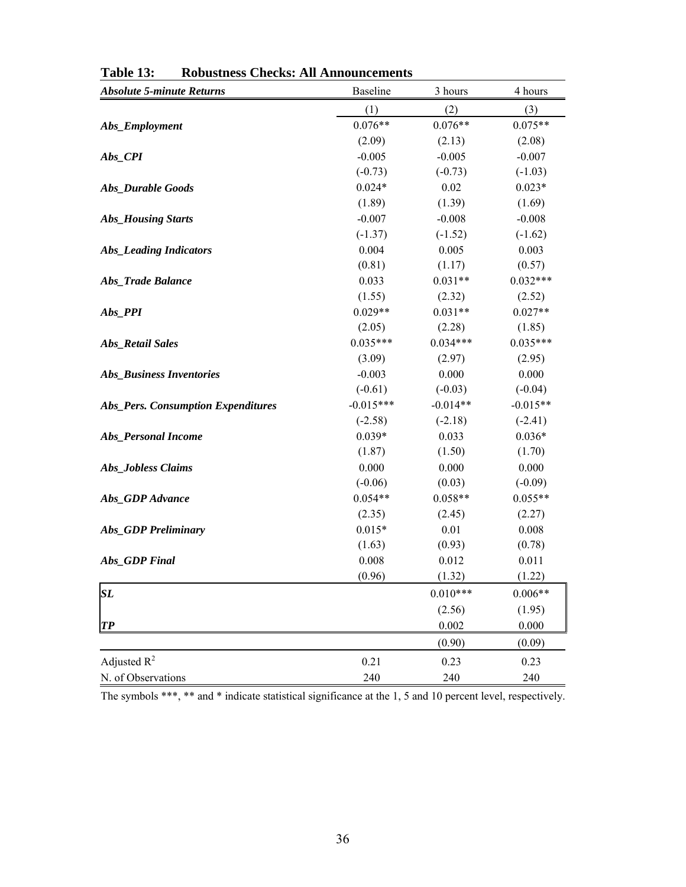**Table 13: Robustness Checks: All Announcements**

| *Absolute 5-minute Returns* | Baseline | 3 hours | 4 hours |
|---|---|---|---|
| | (1) | (2) | (3) |
| ***Abs_Employment*** | 0.076** | 0.076** | 0.075** |
| | (2.09) | (2.13) | (2.08) |
| ***Abs_CPI*** | -0.005 | -0.005 | -0.007 |
| | (-0.73) | (-0.73) | (-1.03) |
| ***Abs_Durable Goods*** | 0.024* | 0.02 | 0.023* |
| | (1.89) | (1.39) | (1.69) |
| ***Abs_Housing Starts*** | -0.007 | -0.008 | -0.008 |
| | (-1.37) | (-1.52) | (-1.62) |
| ***Abs_Leading Indicators*** | 0.004 | 0.005 | 0.003 |
| | (0.81) | (1.17) | (0.57) |
| ***Abs_Trade Balance*** | 0.033 | 0.031** | 0.032*** |
| | (1.55) | (2.32) | (2.52) |
| ***Abs_PPI*** | 0.029** | 0.031** | 0.027** |
| | (2.05) | (2.28) | (1.85) |
| ***Abs_Retail Sales*** | 0.035*** | 0.034*** | 0.035*** |
| | (3.09) | (2.97) | (2.95) |
| ***Abs_Business Inventories*** | -0.003 | 0.000 | 0.000 |
| | (-0.61) | (-0.03) | (-0.04) |
| ***Abs_Pers. Consumption Expenditures*** | -0.015*** | -0.014** | -0.015** |
| | (-2.58) | (-2.18) | (-2.41) |
| ***Abs_Personal Income*** | 0.039* | 0.033 | 0.036* |
| | (1.87) | (1.50) | (1.70) |
| ***Abs_Jobless Claims*** | 0.000 | 0.000 | 0.000 |
| | (-0.06) | (0.03) | (-0.09) |
| ***Abs_GDP Advance*** | 0.054** | 0.058** | 0.055** |
| | (2.35) | (2.45) | (2.27) |
| ***Abs_GDP Preliminary*** | 0.015* | 0.01 | 0.008 |
| | (1.63) | (0.93) | (0.78) |
| ***Abs_GDP Final*** | 0.008 | 0.012 | 0.011 |
| | (0.96) | (1.32) | (1.22) |
| ***SL*** | | 0.010*** | 0.006** |
| | | (2.56) | (1.95) |
| ***TP*** | | 0.002 | 0.000 |
| | | (0.90) | (0.09) |
| Adjusted $R^2$ | 0.21 | 0.23 | 0.23 |
| N. of Observations | 240 | 240 | 240 |

The symbols ***, ** and * indicate statistical significance at the 1, 5 and 10 percent level, respectively.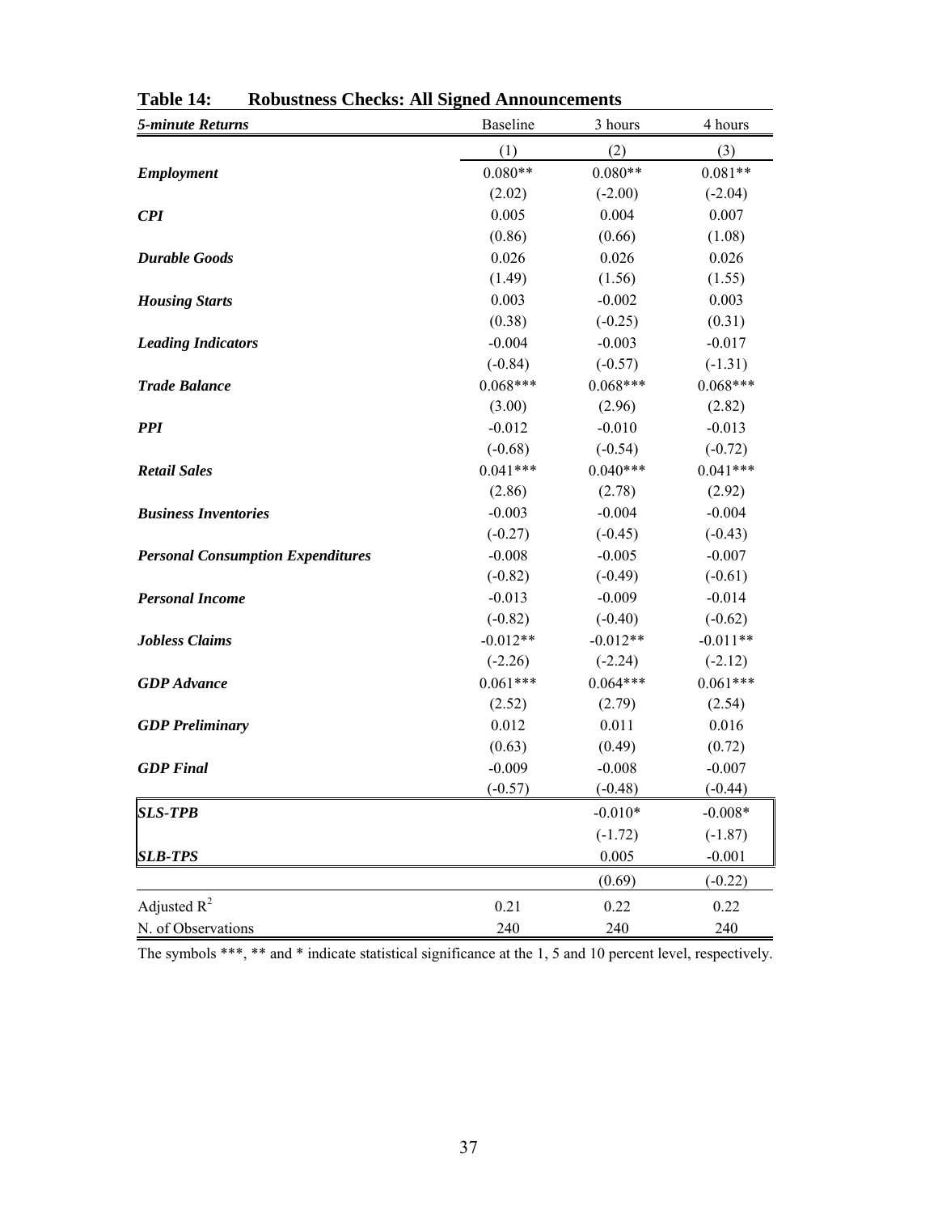**Table 14: Robustness Checks: All Signed Announcements**

| *5-minute Returns* | Baseline | 3 hours | 4 hours |
|---|---|---|---|
| | (1) | (2) | (3) |
| ***Employment*** | 0.080** | 0.080** | 0.081** |
| | (2.02) | (-2.00) | (-2.04) |
| ***CPI*** | 0.005 | 0.004 | 0.007 |
| | (0.86) | (0.66) | (1.08) |
| ***Durable Goods*** | 0.026 | 0.026 | 0.026 |
| | (1.49) | (1.56) | (1.55) |
| ***Housing Starts*** | 0.003 | -0.002 | 0.003 |
| | (0.38) | (-0.25) | (0.31) |
| ***Leading Indicators*** | -0.004 | -0.003 | -0.017 |
| | (-0.84) | (-0.57) | (-1.31) |
| ***Trade Balance*** | 0.068*** | 0.068*** | 0.068*** |
| | (3.00) | (2.96) | (2.82) |
| ***PPI*** | -0.012 | -0.010 | -0.013 |
| | (-0.68) | (-0.54) | (-0.72) |
| ***Retail Sales*** | 0.041*** | 0.040*** | 0.041*** |
| | (2.86) | (2.78) | (2.92) |
| ***Business Inventories*** | -0.003 | -0.004 | -0.004 |
| | (-0.27) | (-0.45) | (-0.43) |
| ***Personal Consumption Expenditures*** | -0.008 | -0.005 | -0.007 |
| | (-0.82) | (-0.49) | (-0.61) |
| ***Personal Income*** | -0.013 | -0.009 | -0.014 |
| | (-0.82) | (-0.40) | (-0.62) |
| ***Jobless Claims*** | -0.012** | -0.012** | -0.011** |
| | (-2.26) | (-2.24) | (-2.12) |
| ***GDP Advance*** | 0.061*** | 0.064*** | 0.061*** |
| | (2.52) | (2.79) | (2.54) |
| ***GDP Preliminary*** | 0.012 | 0.011 | 0.016 |
| | (0.63) | (0.49) | (0.72) |
| ***GDP Final*** | -0.009 | -0.008 | -0.007 |
| | (-0.57) | (-0.48) | (-0.44) |
| ***SLS-TPB*** | | -0.010* | -0.008* |
| | | (-1.72) | (-1.87) |
| ***SLB-TPS*** | | 0.005 | -0.001 |
| | | (0.69) | (-0.22) |
| Adjusted $R^2$ | 0.21 | 0.22 | 0.22 |
| N. of Observations | 240 | 240 | 240 |

The symbols ***, ** and * indicate statistical significance at the 1, 5 and 10 percent level, respectively.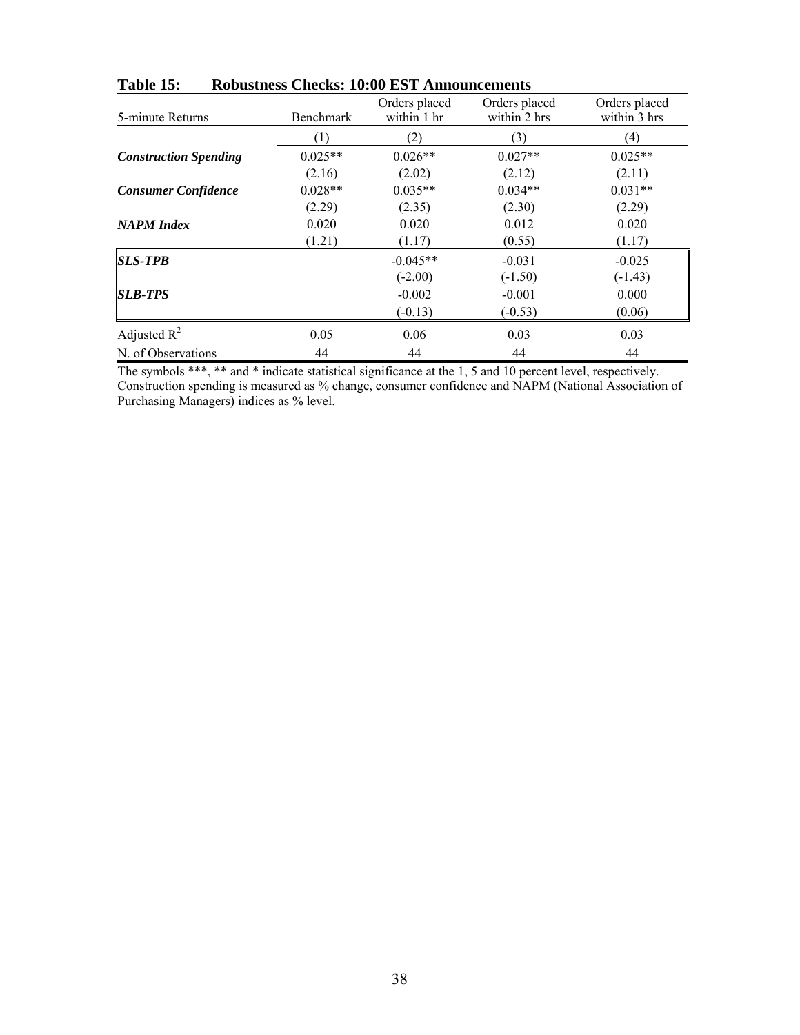**Table 15: Robustness Checks: 10:00 EST Announcements**

| 5-minute Returns | Benchmark | Orders placed within 1 hr | Orders placed within 2 hrs | Orders placed within 3 hrs |
|---|---|---|---|---|
| | (1) | (2) | (3) | (4) |
| ***Construction Spending*** | 0.025** | 0.026** | 0.027** | 0.025** |
| | (2.16) | (2.02) | (2.12) | (2.11) |
| ***Consumer Confidence*** | 0.028** | 0.035** | 0.034** | 0.031** |
| | (2.29) | (2.35) | (2.30) | (2.29) |
| ***NAPM Index*** | 0.020 | 0.020 | 0.012 | 0.020 |
| | (1.21) | (1.17) | (0.55) | (1.17) |
| ***SLS-TPB*** | | -0.045** | -0.031 | -0.025 |
| | | (-2.00) | (-1.50) | (-1.43) |
| ***SLB-TPS*** | | -0.002 | -0.001 | 0.000 |
| | | (-0.13) | (-0.53) | (0.06) |
| Adjusted $R^2$ | 0.05 | 0.06 | 0.03 | 0.03 |
| N. of Observations | 44 | 44 | 44 | 44 |

The symbols ***, ** and * indicate statistical significance at the 1, 5 and 10 percent level, respectively. Construction spending is measured as % change, consumer confidence and NAPM (National Association of Purchasing Managers) indices as % level.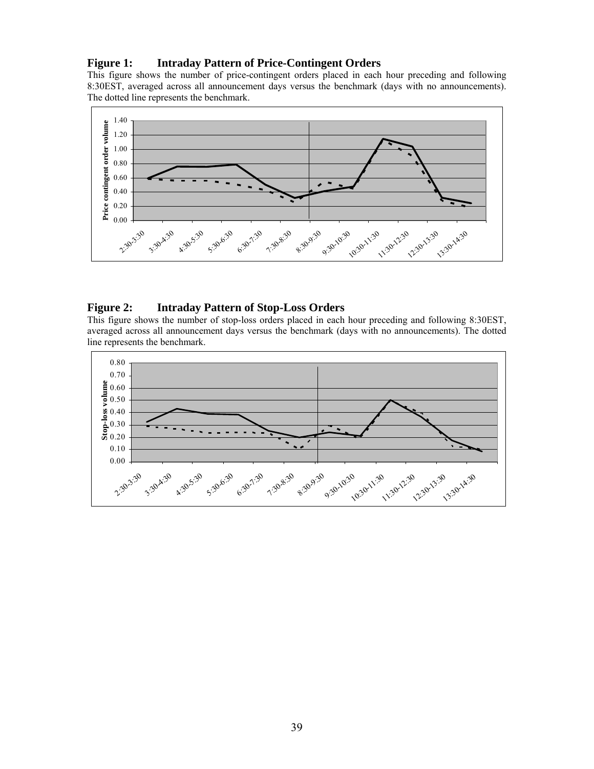## Figure 1: Intraday Pattern of Price-Contingent Orders

This figure shows the number of price-contingent orders placed in each hour preceding and following 8:30EST, averaged across all announcement days versus the benchmark (days with no announcements). The dotted line represents the benchmark.

## Figure 2: Intraday Pattern of Stop-Loss Orders

This figure shows the number of stop-loss orders placed in each hour preceding and following 8:30EST, averaged across all announcement days versus the benchmark (days with no announcements). The dotted line represents the benchmark.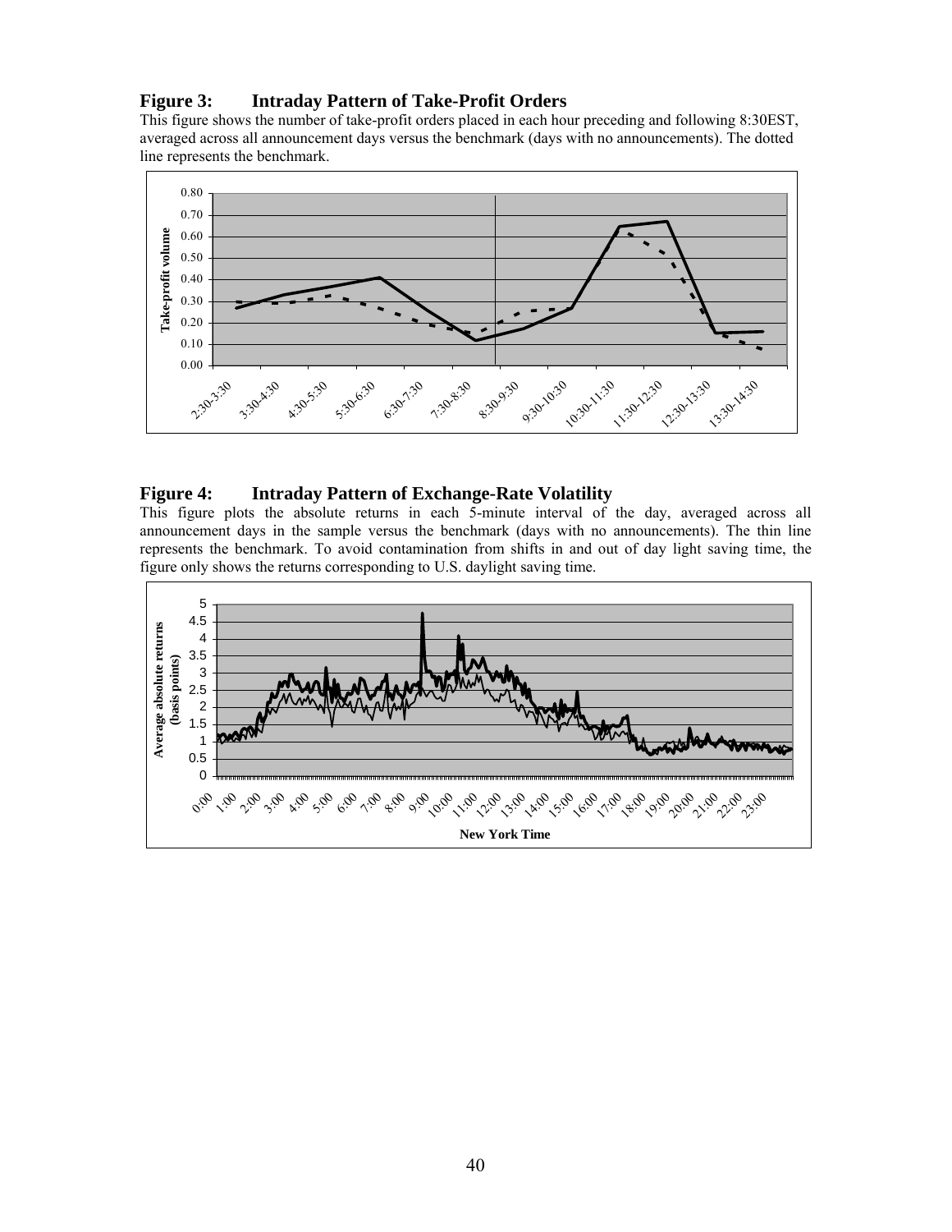## Figure 3: Intraday Pattern of Take-Profit Orders

This figure shows the number of take-profit orders placed in each hour preceding and following 8:30EST, averaged across all announcement days versus the benchmark (days with no announcements). The dotted line represents the benchmark.

## Figure 4: Intraday Pattern of Exchange-Rate Volatility

This figure plots the absolute returns in each 5-minute interval of the day, averaged across all announcement days in the sample versus the benchmark (days with no announcements). The thin line represents the benchmark. To avoid contamination from shifts in and out of day light saving time, the figure only shows the returns corresponding to U.S. daylight saving time.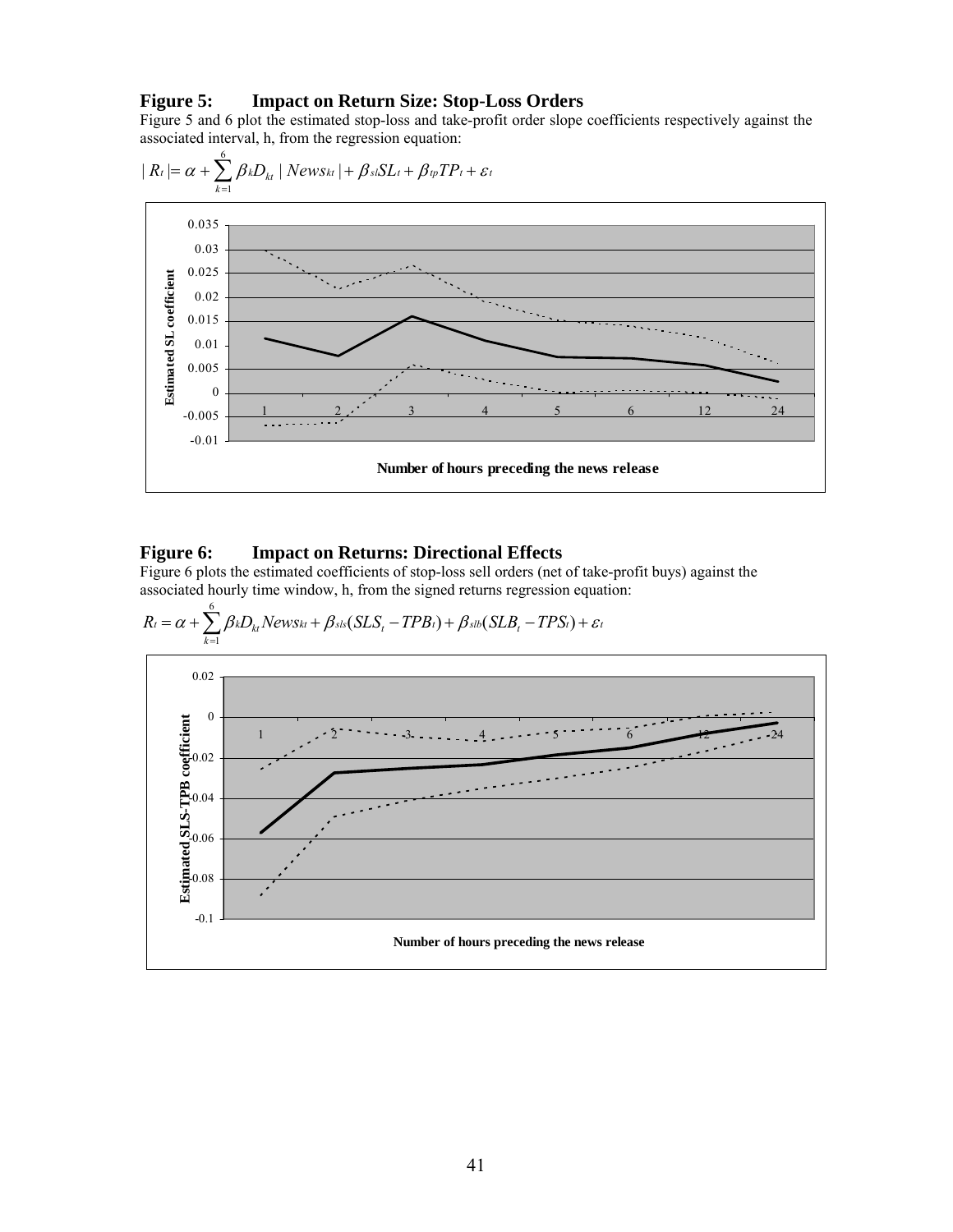## Figure 5: Impact on Return Size: Stop-Loss Orders

Figure 5 and 6 plot the estimated stop-loss and take-profit order slope coefficients respectively against the associated interval, h, from the regression equation:

$$|R_t| = \alpha + \sum_{k=1}^{6} \beta_k D_{kt} |News_{kt}| + \beta_{sl} SL_t + \beta_{tp} TP_t + \varepsilon_t$$

## Figure 6: Impact on Returns: Directional Effects

Figure 6 plots the estimated coefficients of stop-loss sell orders (net of take-profit buys) against the associated hourly time window, h, from the signed returns regression equation:

$$R_t = \alpha + \sum_{k=1}^{6} \beta_k D_{kt} News_{kt} + \beta_{sls}(SLS_t - TPB_t) + \beta_{slb}(SLB_t - TPS_t) + \varepsilon_t$$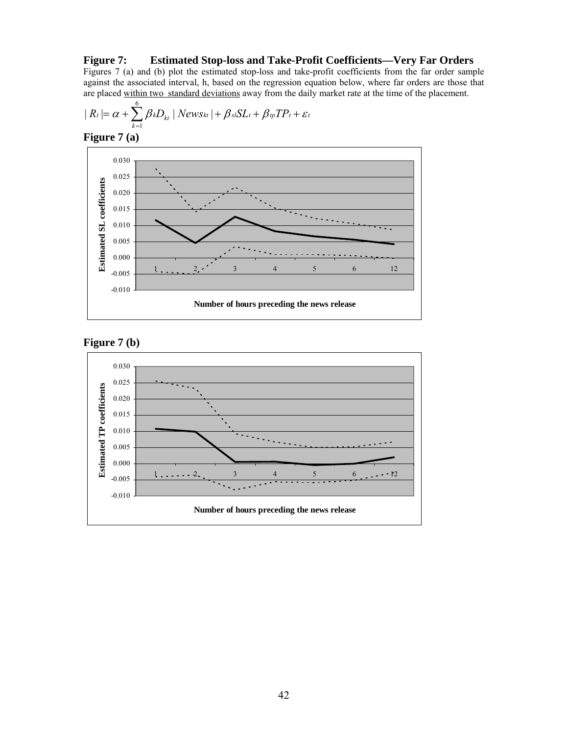## Figure 7: Estimated Stop-loss and Take-Profit Coefficients—Very Far Orders

Figures 7 (a) and (b) plot the estimated stop-loss and take-profit coefficients from the far order sample against the associated interval, h, based on the regression equation below, where far orders are those that are placed within two standard deviations away from the daily market rate at the time of the placement.

$$|R_t| = \alpha + \sum_{k=1}^{6} \beta_k D_{kt} \, |News_{kt}| + \beta_{sl} SL_t + \beta_{tp} TP_t + \varepsilon_t$$

**Figure 7 (a)**

Estimated SL coefficients

Number of hours preceding the news release

**Figure 7 (b)**

Estimated TP coefficients

Number of hours preceding the news release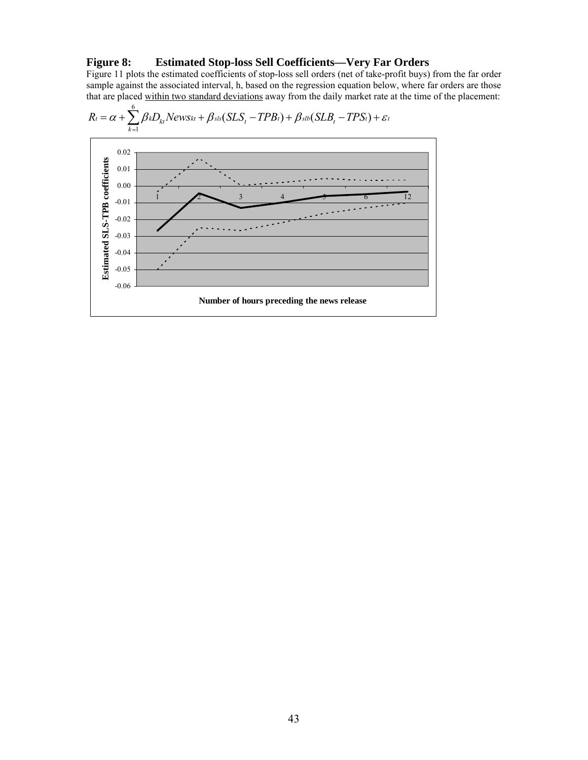# Figure 8: Estimated Stop-loss Sell Coefficients—Very Far Orders

Figure 11 plots the estimated coefficients of stop-loss sell orders (net of take-profit buys) from the far order sample against the associated interval, h, based on the regression equation below, where far orders are those that are placed within two standard deviations away from the daily market rate at the time of the placement:

$$R_t = \alpha + \sum_{k=1}^{6} \beta_k D_{kt} News_{kt} + \beta_{sls}(SLS_t - TPB_t) + \beta_{slb}(SLB_t - TPS_t) + \varepsilon_t$$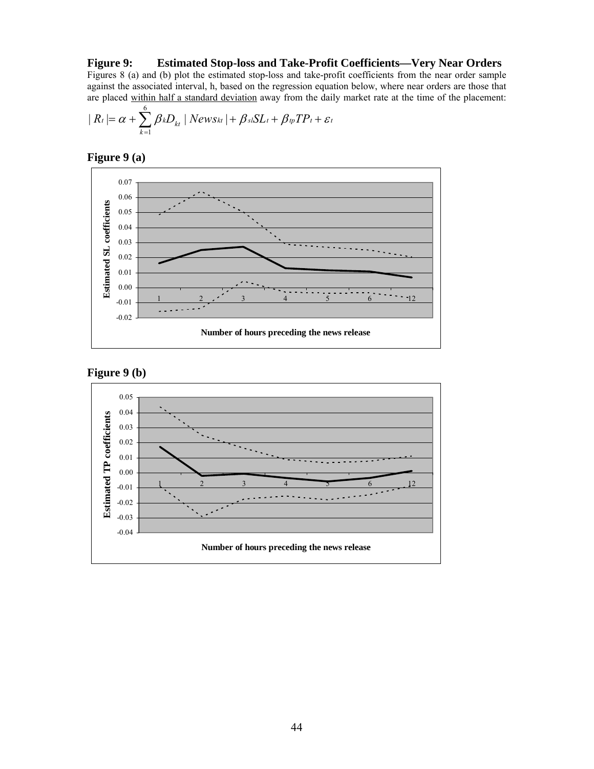**Figure 9: Estimated Stop-loss and Take-Profit Coefficients—Very Near Orders**

Figures 8 (a) and (b) plot the estimated stop-loss and take-profit coefficients from the near order sample against the associated interval, h, based on the regression equation below, where near orders are those that are placed <u>within half a standard deviation</u> away from the daily market rate at the time of the placement:

$$|R_t| = \alpha + \sum_{k=1}^{6} \beta_k D_{kt} \, |News_{kt}| + \beta_{sl} SL_t + \beta_{tp} TP_t + \varepsilon_t$$

**Figure 9 (a)**

**Figure 9 (b)**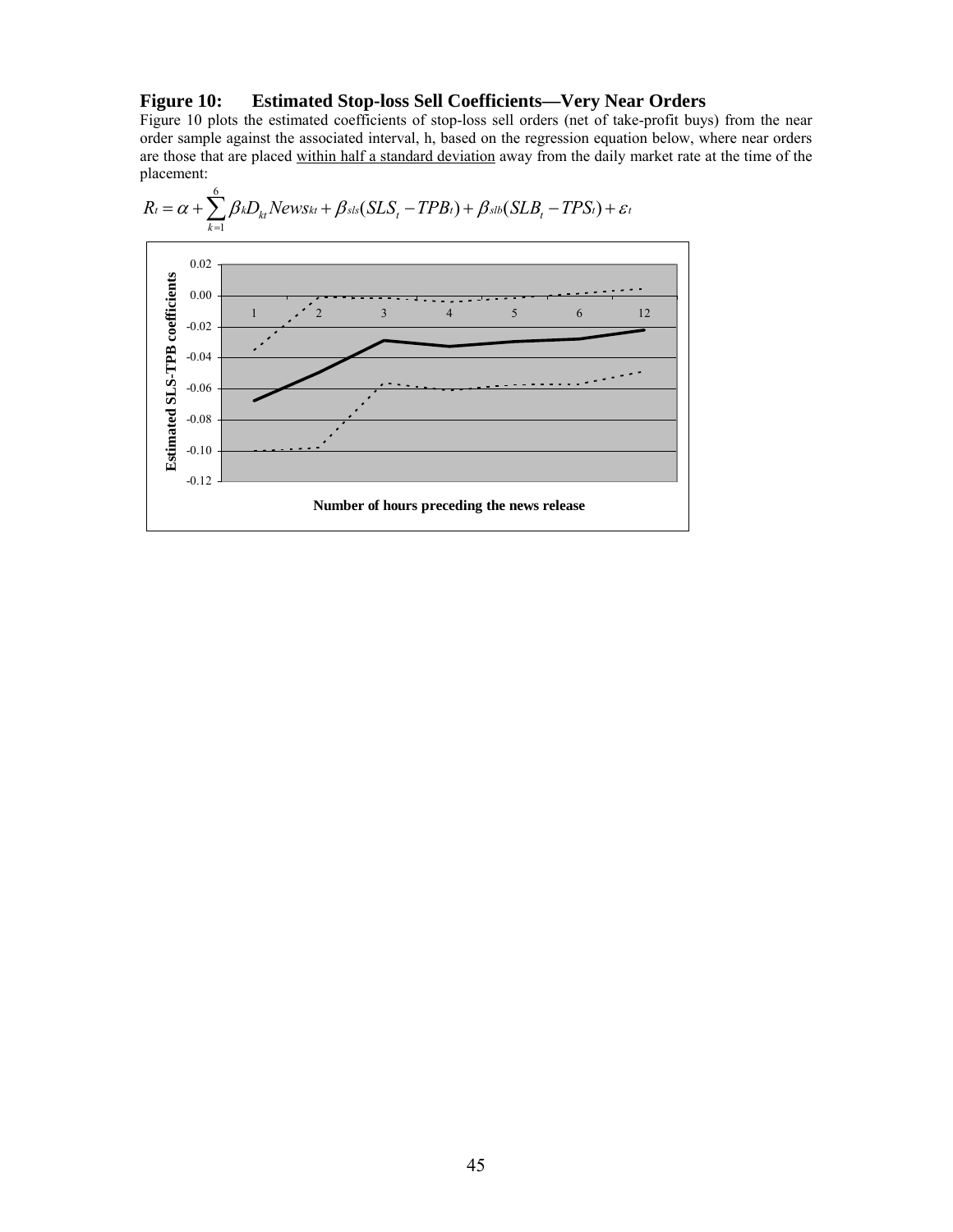## Figure 10: Estimated Stop-loss Sell Coefficients—Very Near Orders

Figure 10 plots the estimated coefficients of stop-loss sell orders (net of take-profit buys) from the near order sample against the associated interval, h, based on the regression equation below, where near orders are those that are placed <u>within half a standard deviation</u> away from the daily market rate at the time of the placement:

$$R_t = \alpha + \sum_{k=1}^{6} \beta_k D_{kt} News_{kt} + \beta_{sls}(SLS_t - TPB_t) + \beta_{slb}(SLB_t - TPS_t) + \varepsilon_t$$

Estimated SLS-TPB coefficients

0.02
0.00
-0.02
-0.04
-0.06
-0.08
-0.10
-0.12

1 2 3 4 5 6 12

Number of hours preceding the news release